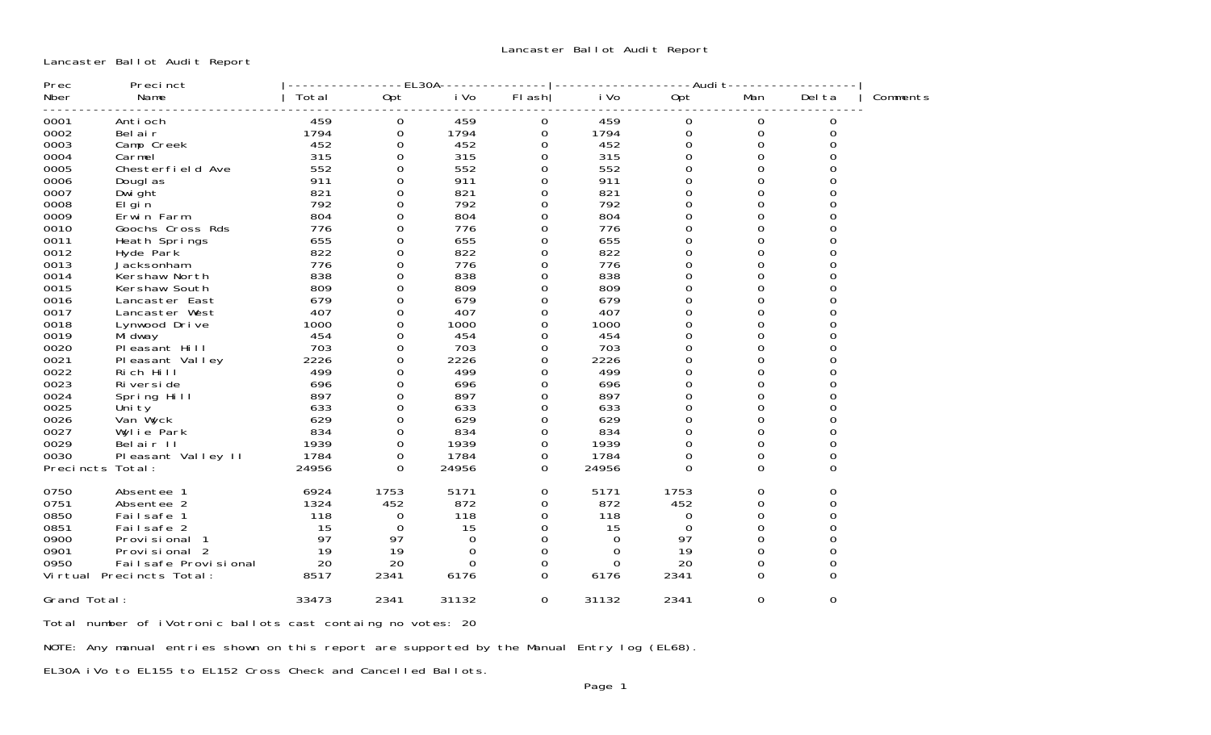# Lancaster Ballot Audit Report

Lancaster Ballot Audit Report

| Prec Nber | Precinct Name | EL30A Total | EL30A Opt | EL30A iVo | EL30A Flash | Audit iVo | Audit Opt | Audit Man | Audit Delta | Comments |
|---|---|---|---|---|---|---|---|---|---|---|
| 0001 | Antioch | 459 | 0 | 459 | 0 | 459 | 0 | 0 | 0 | |
| 0002 | Belair | 1794 | 0 | 1794 | 0 | 1794 | 0 | 0 | 0 | |
| 0003 | Camp Creek | 452 | 0 | 452 | 0 | 452 | 0 | 0 | 0 | |
| 0004 | Carmel | 315 | 0 | 315 | 0 | 315 | 0 | 0 | 0 | |
| 0005 | Chesterfield Ave | 552 | 0 | 552 | 0 | 552 | 0 | 0 | 0 | |
| 0006 | Douglas | 911 | 0 | 911 | 0 | 911 | 0 | 0 | 0 | |
| 0007 | Dwight | 821 | 0 | 821 | 0 | 821 | 0 | 0 | 0 | |
| 0008 | Elgin | 792 | 0 | 792 | 0 | 792 | 0 | 0 | 0 | |
| 0009 | Erwin Farm | 804 | 0 | 804 | 0 | 804 | 0 | 0 | 0 | |
| 0010 | Goochs Cross Rds | 776 | 0 | 776 | 0 | 776 | 0 | 0 | 0 | |
| 0011 | Heath Springs | 655 | 0 | 655 | 0 | 655 | 0 | 0 | 0 | |
| 0012 | Hyde Park | 822 | 0 | 822 | 0 | 822 | 0 | 0 | 0 | |
| 0013 | Jacksonham | 776 | 0 | 776 | 0 | 776 | 0 | 0 | 0 | |
| 0014 | Kershaw North | 838 | 0 | 838 | 0 | 838 | 0 | 0 | 0 | |
| 0015 | Kershaw South | 809 | 0 | 809 | 0 | 809 | 0 | 0 | 0 | |
| 0016 | Lancaster East | 679 | 0 | 679 | 0 | 679 | 0 | 0 | 0 | |
| 0017 | Lancaster West | 407 | 0 | 407 | 0 | 407 | 0 | 0 | 0 | |
| 0018 | Lynwood Drive | 1000 | 0 | 1000 | 0 | 1000 | 0 | 0 | 0 | |
| 0019 | Midway | 454 | 0 | 454 | 0 | 454 | 0 | 0 | 0 | |
| 0020 | Pleasant Hill | 703 | 0 | 703 | 0 | 703 | 0 | 0 | 0 | |
| 0021 | Pleasant Valley | 2226 | 0 | 2226 | 0 | 2226 | 0 | 0 | 0 | |
| 0022 | Rich Hill | 499 | 0 | 499 | 0 | 499 | 0 | 0 | 0 | |
| 0023 | Riverside | 696 | 0 | 696 | 0 | 696 | 0 | 0 | 0 | |
| 0024 | Spring Hill | 897 | 0 | 897 | 0 | 897 | 0 | 0 | 0 | |
| 0025 | Unity | 633 | 0 | 633 | 0 | 633 | 0 | 0 | 0 | |
| 0026 | Van Wyck | 629 | 0 | 629 | 0 | 629 | 0 | 0 | 0 | |
| 0027 | Wylie Park | 834 | 0 | 834 | 0 | 834 | 0 | 0 | 0 | |
| 0029 | Belair II | 1939 | 0 | 1939 | 0 | 1939 | 0 | 0 | 0 | |
| 0030 | Pleasant Valley II | 1784 | 0 | 1784 | 0 | 1784 | 0 | 0 | 0 | |
| Precincts Total: | | 24956 | 0 | 24956 | 0 | 24956 | 0 | 0 | 0 | |
| 0750 | Absentee 1 | 6924 | 1753 | 5171 | 0 | 5171 | 1753 | 0 | 0 | |
| 0751 | Absentee 2 | 1324 | 452 | 872 | 0 | 872 | 452 | 0 | 0 | |
| 0850 | Failsafe 1 | 118 | 0 | 118 | 0 | 118 | 0 | 0 | 0 | |
| 0851 | Failsafe 2 | 15 | 0 | 15 | 0 | 15 | 0 | 0 | 0 | |
| 0900 | Provisional 1 | 97 | 97 | 0 | 0 | 0 | 97 | 0 | 0 | |
| 0901 | Provisional 2 | 19 | 19 | 0 | 0 | 0 | 19 | 0 | 0 | |
| 0950 | Failsafe Provisional | 20 | 20 | 0 | 0 | 0 | 20 | 0 | 0 | |
| Virtual Precincts Total: | | 8517 | 2341 | 6176 | 0 | 6176 | 2341 | 0 | 0 | |
| Grand Total: | | 33473 | 2341 | 31132 | 0 | 31132 | 2341 | 0 | 0 | |

Total number of iVotronic ballots cast containg no votes: 20

NOTE: Any manual entries shown on this report are supported by the Manual Entry log (EL68).

EL30A iVo to EL155 to EL152 Cross Check and Cancelled Ballots.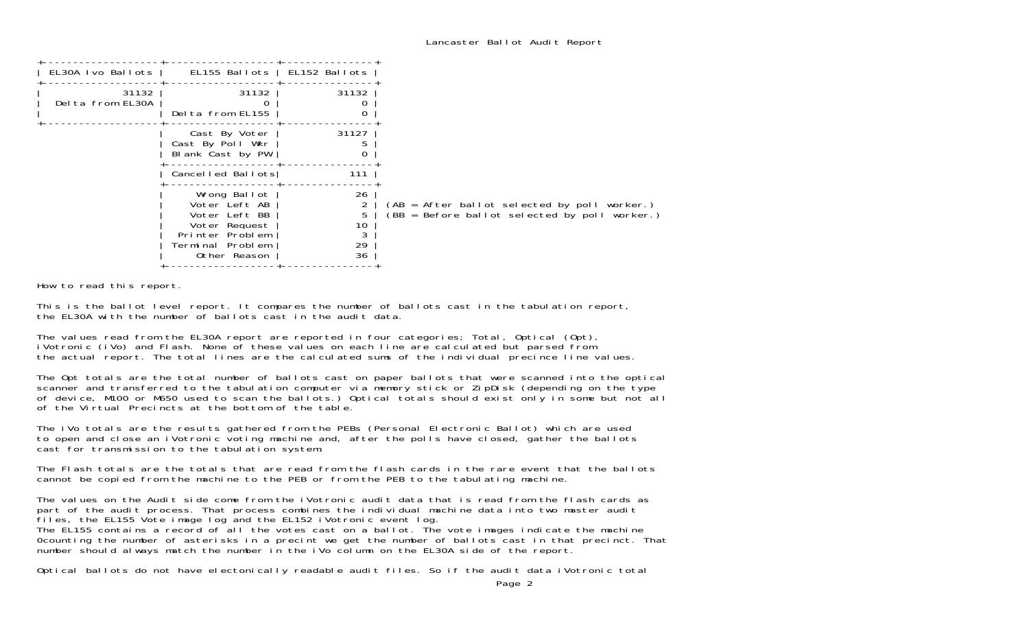# Lancaster Ballot Audit Report

| EL30A Ivo Ballots | EL155 Ballots | EL152 Ballots |
|---|---|---|
| 31132 | 31132 | 31132 |
| Delta from EL30A | 0 | 0 |
| | Delta from EL155 | 0 |
| | Cast By Voter | 31127 |
| | Cast By Poll Wkr | 5 |
| | Blank Cast by PW | 0 |
| | Cancelled Ballots | 111 |
| | Wrong Ballot | 26 |
| | Voter Left AB | 2 |
| | Voter Left BB | 5 |
| | Voter Request | 10 |
| | Printer Problem | 3 |
| | Terminal Problem | 29 |
| | Other Reason | 36 |

(AB = After ballot selected by poll worker.)
(BB = Before ballot selected by poll worker.)

How to read this report.

This is the ballot level report. It compares the number of ballots cast in the tabulation report, the EL30A with the number of ballots cast in the audit data.

The values read from the EL30A report are reported in four categories; Total, Optical (Opt), iVotronic (iVo) and Flash. None of these values on each line are calculated but parsed from the actual report. The total lines are the calculated sums of the individual precince line values.

The Opt totals are the total number of ballots cast on paper ballots that were scanned into the optical scanner and transferred to the tabulation computer via memory stick or ZipDisk (depending on the type of device, M100 or M650 used to scan the ballots.) Optical totals should exist only in some but not all of the Virtual Precincts at the bottom of the table.

The iVo totals are the results gathered from the PEBs (Personal Electronic Ballot) which are used to open and close an iVotronic voting machine and, after the polls have closed, gather the ballots cast for transmission to the tabulation system.

The Flash totals are the totals that are read from the flash cards in the rare event that the ballots cannot be copied from the machine to the PEB or from the PEB to the tabulating machine.

The values on the Audit side come from the iVotronic audit data that is read from the flash cards as part of the audit process. That process combines the individual machine data into two master audit files, the EL155 Vote image log and the EL152 iVotronic event log.
The EL155 contains a record of all the votes cast on a ballot. The vote images indicate the machine 0counting the number of asterisks in a precint we get the number of ballots cast in that precinct. That number should always match the number in the iVo column on the EL30A side of the report.

Optical ballots do not have electonically readable audit files. So if the audit data iVotronic total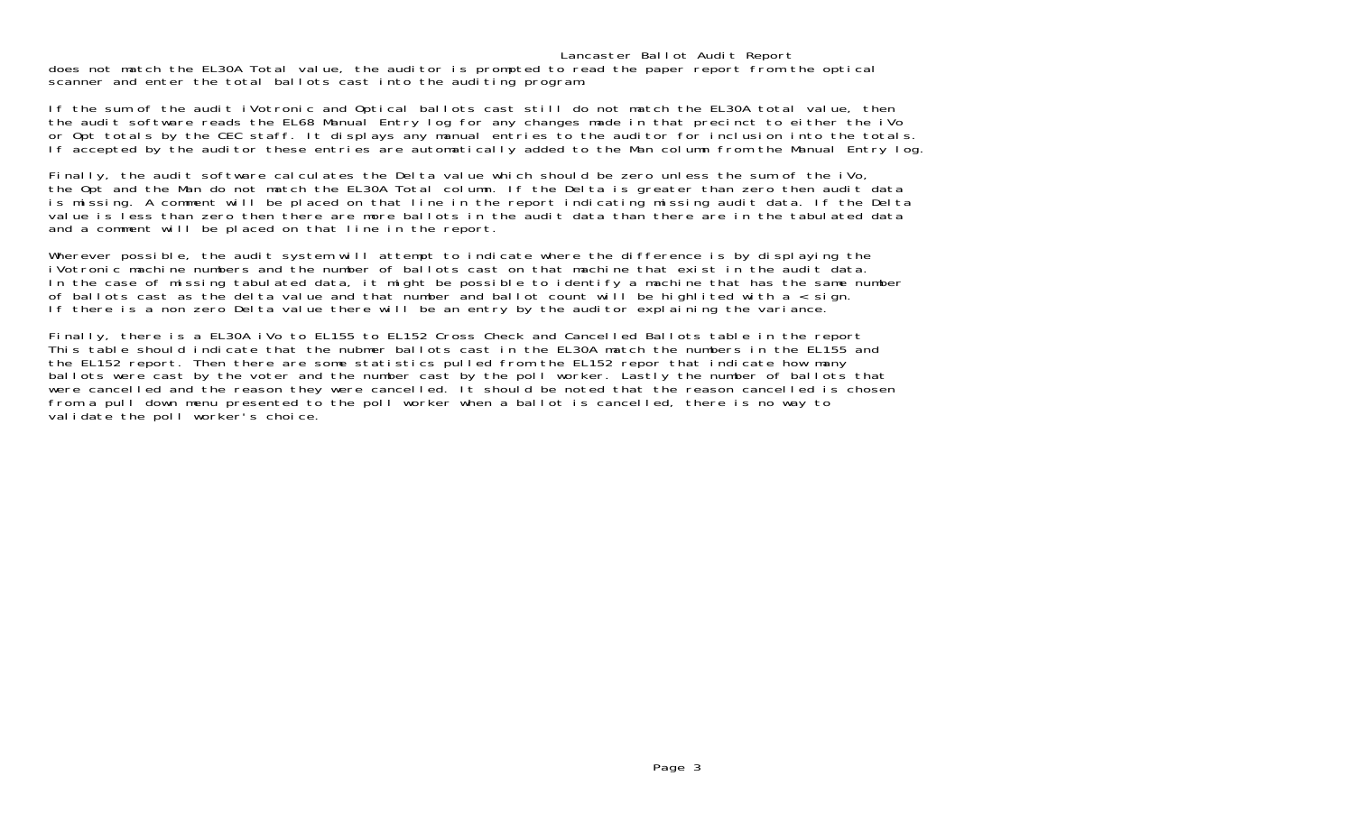does not match the EL30A Total value, the auditor is prompted to read the paper report from the optical scanner and enter the total ballots cast into the auditing program.

If the sum of the audit iVotronic and Optical ballots cast still do not match the EL30A total value, then the audit software reads the EL68 Manual Entry log for any changes made in that precinct to either the iVo or Opt totals by the CEC staff. It displays any manual entries to the auditor for inclusion into the totals. If accepted by the auditor these entries are automatically added to the Man column from the Manual Entry log.

Finally, the audit software calculates the Delta value which should be zero unless the sum of the iVo, the Opt and the Man do not match the EL30A Total column. If the Delta is greater than zero then audit data is missing. A comment will be placed on that line in the report indicating missing audit data. If the Delta value is less than zero then there are more ballots in the audit data than there are in the tabulated data and a comment will be placed on that line in the report.

Wherever possible, the audit system will attempt to indicate where the difference is by displaying the iVotronic machine numbers and the number of ballots cast on that machine that exist in the audit data. In the case of missing tabulated data, it might be possible to identify a machine that has the same number of ballots cast as the delta value and that number and ballot count will be highlited with a < sign. If there is a non zero Delta value there will be an entry by the auditor explaining the variance.

Finally, there is a EL30A iVo to EL155 to EL152 Cross Check and Cancelled Ballots table in the report This table should indicate that the nubmer ballots cast in the EL30A match the numbers in the EL155 and the EL152 report. Then there are some statistics pulled from the EL152 repor that indicate how many ballots were cast by the voter and the number cast by the poll worker. Lastly the number of ballots that were cancelled and the reason they were cancelled. It should be noted that the reason cancelled is chosen from a pull down menu presented to the poll worker when a ballot is cancelled, there is no way to validate the poll worker's choice.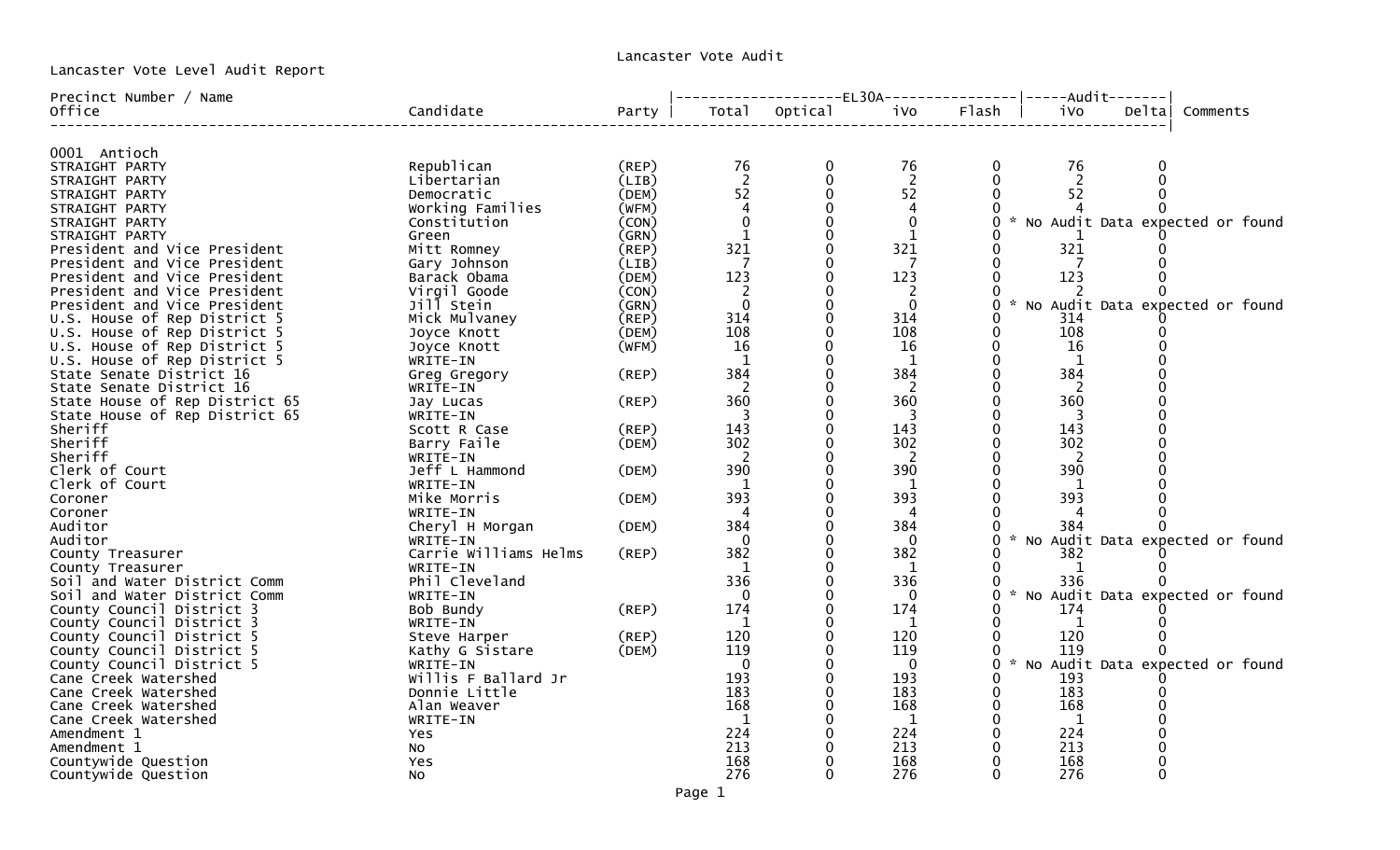Lancaster Vote Audit

Lancaster Vote Level Audit Report

| Precinct Number / Name<br>Office | Candidate | Party | EL30A Total | EL30A Optical | EL30A iVo | EL30A Flash | Audit iVo | Audit Delta | Comments |
|---|---|---|---|---|---|---|---|---|---|
| **0001 Antioch** | | | | | | | | | |
| STRAIGHT PARTY | Republican | (REP) | 76 | 0 | 76 | 0 | 76 | 0 | |
| STRAIGHT PARTY | Libertarian | (LIB) | 2 | 0 | 2 | 0 | 2 | 0 | |
| STRAIGHT PARTY | Democratic | (DEM) | 52 | 0 | 52 | 0 | 52 | 0 | |
| STRAIGHT PARTY | Working Families | (WFM) | 4 | 0 | 4 | 0 | 4 | 0 | |
| STRAIGHT PARTY | Constitution | (CON) | 0 | 0 | 0 | 0 | | | * No Audit Data expected or found |
| STRAIGHT PARTY | Green | (GRN) | 1 | 0 | 1 | 0 | 1 | 0 | |
| President and Vice President | Mitt Romney | (REP) | 321 | 0 | 321 | 0 | 321 | 0 | |
| President and Vice President | Gary Johnson | (LIB) | 7 | 0 | 7 | 0 | 7 | 0 | |
| President and Vice President | Barack Obama | (DEM) | 123 | 0 | 123 | 0 | 123 | 0 | |
| President and Vice President | Virgil Goode | (CON) | 2 | 0 | 2 | 0 | 2 | 0 | |
| President and Vice President | Jill Stein | (GRN) | 0 | 0 | 0 | 0 | | | * No Audit Data expected or found |
| U.S. House of Rep District 5 | Mick Mulvaney | (REP) | 314 | 0 | 314 | 0 | 314 | 0 | |
| U.S. House of Rep District 5 | Joyce Knott | (DEM) | 108 | 0 | 108 | 0 | 108 | 0 | |
| U.S. House of Rep District 5 | Joyce Knott | (WFM) | 16 | 0 | 16 | 0 | 16 | 0 | |
| U.S. House of Rep District 5 | WRITE-IN | | 1 | 0 | 1 | 0 | 1 | 0 | |
| State Senate District 16 | Greg Gregory | (REP) | 384 | 0 | 384 | 0 | 384 | 0 | |
| State Senate District 16 | WRITE-IN | | 2 | 0 | 2 | 0 | 2 | 0 | |
| State House of Rep District 65 | Jay Lucas | (REP) | 360 | 0 | 360 | 0 | 360 | 0 | |
| State House of Rep District 65 | WRITE-IN | | 3 | 0 | 3 | 0 | 3 | 0 | |
| Sheriff | Scott R Case | (REP) | 143 | 0 | 143 | 0 | 143 | 0 | |
| Sheriff | Barry Faile | (DEM) | 302 | 0 | 302 | 0 | 302 | 0 | |
| Sheriff | WRITE-IN | | 2 | 0 | 2 | 0 | 2 | 0 | |
| Clerk of Court | Jeff L Hammond | (DEM) | 390 | 0 | 390 | 0 | 390 | 0 | |
| Clerk of Court | WRITE-IN | | 1 | 0 | 1 | 0 | 1 | 0 | |
| Coroner | Mike Morris | (DEM) | 393 | 0 | 393 | 0 | 393 | 0 | |
| Coroner | WRITE-IN | | 4 | 0 | 4 | 0 | 4 | 0 | |
| Auditor | Cheryl H Morgan | (DEM) | 384 | 0 | 384 | 0 | 384 | 0 | |
| Auditor | WRITE-IN | | 0 | 0 | 0 | 0 | | | * No Audit Data expected or found |
| County Treasurer | Carrie Williams Helms | (REP) | 382 | 0 | 382 | 0 | 382 | 0 | |
| County Treasurer | WRITE-IN | | 1 | 0 | 1 | 0 | 1 | 0 | |
| Soil and Water District Comm | Phil Cleveland | | 336 | 0 | 336 | 0 | 336 | 0 | |
| Soil and Water District Comm | WRITE-IN | | 0 | 0 | 0 | 0 | | | * No Audit Data expected or found |
| County Council District 3 | Bob Bundy | (REP) | 174 | 0 | 174 | 0 | 174 | 0 | |
| County Council District 3 | WRITE-IN | | 1 | 0 | 1 | 0 | 1 | 0 | |
| County Council District 5 | Steve Harper | (REP) | 120 | 0 | 120 | 0 | 120 | 0 | |
| County Council District 5 | Kathy G Sistare | (DEM) | 119 | 0 | 119 | 0 | 119 | 0 | |
| County Council District 5 | WRITE-IN | | 0 | 0 | 0 | 0 | | | * No Audit Data expected or found |
| Cane Creek Watershed | Willis F Ballard Jr | | 193 | 0 | 193 | 0 | 193 | 0 | |
| Cane Creek Watershed | Donnie Little | | 183 | 0 | 183 | 0 | 183 | 0 | |
| Cane Creek Watershed | Alan Weaver | | 168 | 0 | 168 | 0 | 168 | 0 | |
| Cane Creek Watershed | WRITE-IN | | 1 | 0 | 1 | 0 | 1 | 0 | |
| Amendment 1 | Yes | | 224 | 0 | 224 | 0 | 224 | 0 | |
| Amendment 1 | No | | 213 | 0 | 213 | 0 | 213 | 0 | |
| Countywide Question | Yes | | 168 | 0 | 168 | 0 | 168 | 0 | |
| Countywide Question | No | | 276 | 0 | 276 | 0 | 276 | 0 | |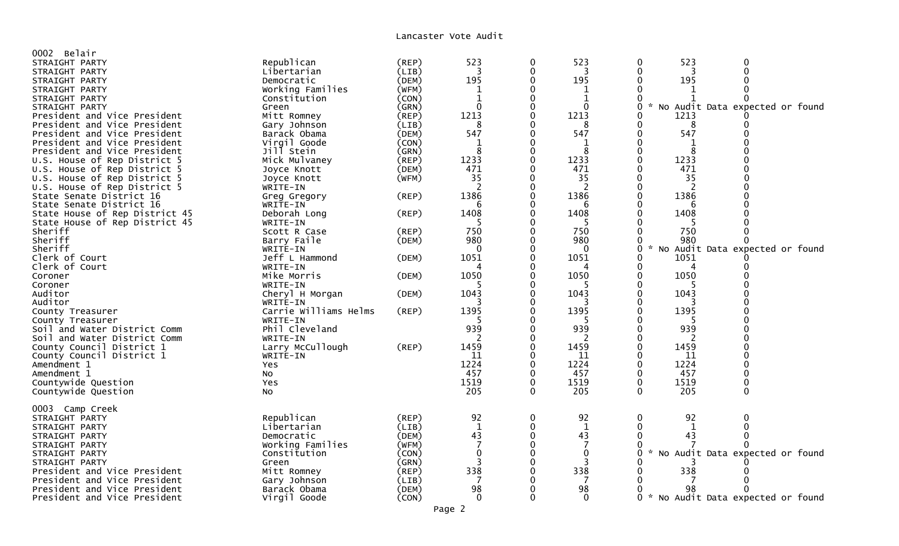# Lancaster Vote Audit

## 0002 Belair

| Contest | Candidate | Party | | | | | | |
|---|---|---|---|---|---|---|---|---|
| STRAIGHT PARTY | Republican | (REP) | 523 | 0 | 523 | 0 | 523 | 0 |
| STRAIGHT PARTY | Libertarian | (LIB) | 3 | 0 | 3 | 0 | 3 | 0 |
| STRAIGHT PARTY | Democratic | (DEM) | 195 | 0 | 195 | 0 | 195 | 0 |
| STRAIGHT PARTY | Working Families | (WFM) | 1 | 0 | 1 | 0 | 1 | 0 |
| STRAIGHT PARTY | Constitution | (CON) | 1 | 0 | 1 | 0 | 1 | 0 |
| STRAIGHT PARTY | Green | (GRN) | 0 | 0 | 0 | 0 * No Audit Data expected or found | | |
| President and Vice President | Mitt Romney | (REP) | 1213 | 0 | 1213 | 0 | 1213 | 0 |
| President and Vice President | Gary Johnson | (LIB) | 8 | 0 | 8 | 0 | 8 | 0 |
| President and Vice President | Barack Obama | (DEM) | 547 | 0 | 547 | 0 | 547 | 0 |
| President and Vice President | Virgil Goode | (CON) | 1 | 0 | 1 | 0 | 1 | 0 |
| President and Vice President | Jill Stein | (GRN) | 8 | 0 | 8 | 0 | 8 | 0 |
| U.S. House of Rep District 5 | Mick Mulvaney | (REP) | 1233 | 0 | 1233 | 0 | 1233 | 0 |
| U.S. House of Rep District 5 | Joyce Knott | (DEM) | 471 | 0 | 471 | 0 | 471 | 0 |
| U.S. House of Rep District 5 | Joyce Knott | (WFM) | 35 | 0 | 35 | 0 | 35 | 0 |
| U.S. House of Rep District 5 | WRITE-IN | | 2 | 0 | 2 | 0 | 2 | 0 |
| State Senate District 16 | Greg Gregory | (REP) | 1386 | 0 | 1386 | 0 | 1386 | 0 |
| State Senate District 16 | WRITE-IN | | 6 | 0 | 6 | 0 | 6 | 0 |
| State House of Rep District 45 | Deborah Long | (REP) | 1408 | 0 | 1408 | 0 | 1408 | 0 |
| State House of Rep District 45 | WRITE-IN | | 5 | 0 | 5 | 0 | 5 | 0 |
| Sheriff | Scott R Case | (REP) | 750 | 0 | 750 | 0 | 750 | 0 |
| Sheriff | Barry Faile | (DEM) | 980 | 0 | 980 | 0 | 980 | 0 |
| Sheriff | WRITE-IN | | 0 | 0 | 0 | 0 * No Audit Data expected or found | | |
| Clerk of Court | Jeff L Hammond | (DEM) | 1051 | 0 | 1051 | 0 | 1051 | 0 |
| Clerk of Court | WRITE-IN | | 4 | 0 | 4 | 0 | 4 | 0 |
| Coroner | Mike Morris | (DEM) | 1050 | 0 | 1050 | 0 | 1050 | 0 |
| Coroner | WRITE-IN | | 5 | 0 | 5 | 0 | 5 | 0 |
| Auditor | Cheryl H Morgan | (DEM) | 1043 | 0 | 1043 | 0 | 1043 | 0 |
| Auditor | WRITE-IN | | 3 | 0 | 3 | 0 | 3 | 0 |
| County Treasurer | Carrie Williams Helms | (REP) | 1395 | 0 | 1395 | 0 | 1395 | 0 |
| County Treasurer | WRITE-IN | | 5 | 0 | 5 | 0 | 5 | 0 |
| Soil and Water District Comm | Phil Cleveland | | 939 | 0 | 939 | 0 | 939 | 0 |
| Soil and Water District Comm | WRITE-IN | | 2 | 0 | 2 | 0 | 2 | 0 |
| County Council District 1 | Larry McCullough | (REP) | 1459 | 0 | 1459 | 0 | 1459 | 0 |
| County Council District 1 | WRITE-IN | | 11 | 0 | 11 | 0 | 11 | 0 |
| Amendment 1 | Yes | | 1224 | 0 | 1224 | 0 | 1224 | 0 |
| Amendment 1 | No | | 457 | 0 | 457 | 0 | 457 | 0 |
| Countywide Question | Yes | | 1519 | 0 | 1519 | 0 | 1519 | 0 |
| Countywide Question | No | | 205 | 0 | 205 | 0 | 205 | 0 |

## 0003 Camp Creek

| Contest | Candidate | Party | | | | | | |
|---|---|---|---|---|---|---|---|---|
| STRAIGHT PARTY | Republican | (REP) | 92 | 0 | 92 | 0 | 92 | 0 |
| STRAIGHT PARTY | Libertarian | (LIB) | 1 | 0 | 1 | 0 | 1 | 0 |
| STRAIGHT PARTY | Democratic | (DEM) | 43 | 0 | 43 | 0 | 43 | 0 |
| STRAIGHT PARTY | Working Families | (WFM) | 7 | 0 | 7 | 0 | 7 | 0 |
| STRAIGHT PARTY | Constitution | (CON) | 0 | 0 | 0 | 0 * No Audit Data expected or found | | |
| STRAIGHT PARTY | Green | (GRN) | 3 | 0 | 3 | 0 | 3 | 0 |
| President and Vice President | Mitt Romney | (REP) | 338 | 0 | 338 | 0 | 338 | 0 |
| President and Vice President | Gary Johnson | (LIB) | 7 | 0 | 7 | 0 | 7 | 0 |
| President and Vice President | Barack Obama | (DEM) | 98 | 0 | 98 | 0 | 98 | 0 |
| President and Vice President | Virgil Goode | (CON) | 0 | 0 | 0 | 0 * No Audit Data expected or found | | |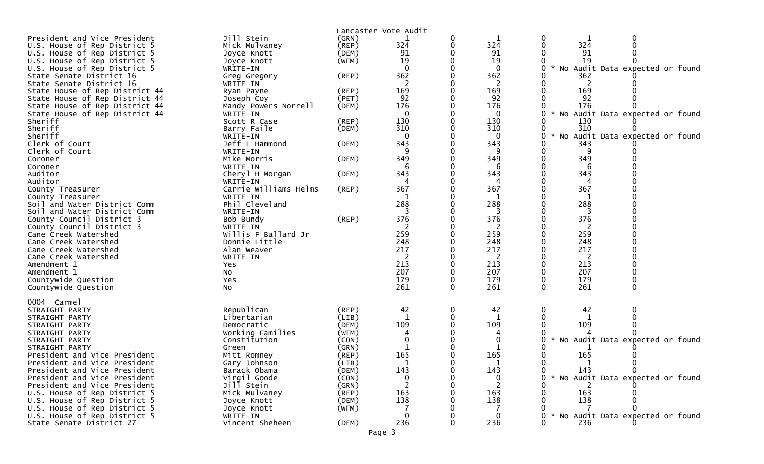Lancaster Vote Audit

| Contest | Candidate | Party | | | | | | |
|---|---|---|---|---|---|---|---|---|
| President and Vice President | Jill Stein | (GRN) | 1 | 0 | 1 | 0 | 1 | 0 |
| U.S. House of Rep District 5 | Mick Mulvaney | (REP) | 324 | 0 | 324 | 0 | 324 | 0 |
| U.S. House of Rep District 5 | Joyce Knott | (DEM) | 91 | 0 | 91 | 0 | 91 | 0 |
| U.S. House of Rep District 5 | Joyce Knott | (WFM) | 19 | 0 | 19 | 0 | 19 | 0 |
| U.S. House of Rep District 5 | WRITE-IN | | 0 | 0 | 0 | 0 * No Audit Data expected or found | | |
| State Senate District 16 | Greg Gregory | (REP) | 362 | 0 | 362 | 0 | 362 | 0 |
| State Senate District 16 | WRITE-IN | | 2 | 0 | 2 | 0 | 2 | 0 |
| State House of Rep District 44 | Ryan Payne | (REP) | 169 | 0 | 169 | 0 | 169 | 0 |
| State House of Rep District 44 | Joseph Coy | (PET) | 92 | 0 | 92 | 0 | 92 | 0 |
| State House of Rep District 44 | Mandy Powers Norrell | (DEM) | 176 | 0 | 176 | 0 | 176 | 0 |
| State House of Rep District 44 | WRITE-IN | | 0 | 0 | 0 | 0 * No Audit Data expected or found | | |
| Sheriff | Scott R Case | (REP) | 130 | 0 | 130 | 0 | 130 | 0 |
| Sheriff | Barry Faile | (DEM) | 310 | 0 | 310 | 0 | 310 | 0 |
| Sheriff | WRITE-IN | | 0 | 0 | 0 | 0 * No Audit Data expected or found | | |
| Clerk of Court | Jeff L Hammond | (DEM) | 343 | 0 | 343 | 0 | 343 | 0 |
| Clerk of Court | WRITE-IN | | 9 | 0 | 9 | 0 | 9 | 0 |
| Coroner | Mike Morris | (DEM) | 349 | 0 | 349 | 0 | 349 | 0 |
| Coroner | WRITE-IN | | 6 | 0 | 6 | 0 | 6 | 0 |
| Auditor | Cheryl H Morgan | (DEM) | 343 | 0 | 343 | 0 | 343 | 0 |
| Auditor | WRITE-IN | | 4 | 0 | 4 | 0 | 4 | 0 |
| County Treasurer | Carrie Williams Helms | (REP) | 367 | 0 | 367 | 0 | 367 | 0 |
| County Treasurer | WRITE-IN | | 1 | 0 | 1 | 0 | 1 | 0 |
| Soil and Water District Comm | Phil Cleveland | | 288 | 0 | 288 | 0 | 288 | 0 |
| Soil and Water District Comm | WRITE-IN | | 3 | 0 | 3 | 0 | 3 | 0 |
| County Council District 3 | Bob Bundy | (REP) | 376 | 0 | 376 | 0 | 376 | 0 |
| County Council District 3 | WRITE-IN | | 2 | 0 | 2 | 0 | 2 | 0 |
| Cane Creek Watershed | Willis F Ballard Jr | | 259 | 0 | 259 | 0 | 259 | 0 |
| Cane Creek Watershed | Donnie Little | | 248 | 0 | 248 | 0 | 248 | 0 |
| Cane Creek Watershed | Alan Weaver | | 217 | 0 | 217 | 0 | 217 | 0 |
| Cane Creek Watershed | WRITE-IN | | 2 | 0 | 2 | 0 | 2 | 0 |
| Amendment 1 | Yes | | 213 | 0 | 213 | 0 | 213 | 0 |
| Amendment 1 | No | | 207 | 0 | 207 | 0 | 207 | 0 |
| Countywide Question | Yes | | 179 | 0 | 179 | 0 | 179 | 0 |
| Countywide Question | No | | 261 | 0 | 261 | 0 | 261 | 0 |

0004 Carmel

| Contest | Candidate | Party | | | | | | |
|---|---|---|---|---|---|---|---|---|
| STRAIGHT PARTY | Republican | (REP) | 42 | 0 | 42 | 0 | 42 | 0 |
| STRAIGHT PARTY | Libertarian | (LIB) | 1 | 0 | 1 | 0 | 1 | 0 |
| STRAIGHT PARTY | Democratic | (DEM) | 109 | 0 | 109 | 0 | 109 | 0 |
| STRAIGHT PARTY | Working Families | (WFM) | 4 | 0 | 4 | 0 | 4 | 0 |
| STRAIGHT PARTY | Constitution | (CON) | 0 | 0 | 0 | 0 * No Audit Data expected or found | | |
| STRAIGHT PARTY | Green | (GRN) | 1 | 0 | 1 | 0 | 1 | 0 |
| President and Vice President | Mitt Romney | (REP) | 165 | 0 | 165 | 0 | 165 | 0 |
| President and Vice President | Gary Johnson | (LIB) | 1 | 0 | 1 | 0 | 1 | 0 |
| President and Vice President | Barack Obama | (DEM) | 143 | 0 | 143 | 0 | 143 | 0 |
| President and Vice President | Virgil Goode | (CON) | 0 | 0 | 0 | 0 * No Audit Data expected or found | | |
| President and Vice President | Jill Stein | (GRN) | 2 | 0 | 2 | 0 | 2 | 0 |
| U.S. House of Rep District 5 | Mick Mulvaney | (REP) | 163 | 0 | 163 | 0 | 163 | 0 |
| U.S. House of Rep District 5 | Joyce Knott | (DEM) | 138 | 0 | 138 | 0 | 138 | 0 |
| U.S. House of Rep District 5 | Joyce Knott | (WFM) | 7 | 0 | 7 | 0 | 7 | 0 |
| U.S. House of Rep District 5 | WRITE-IN | | 0 | 0 | 0 | 0 * No Audit Data expected or found | | |
| State Senate District 27 | Vincent Sheheen | (DEM) | 236 | 0 | 236 | 0 | 236 | 0 |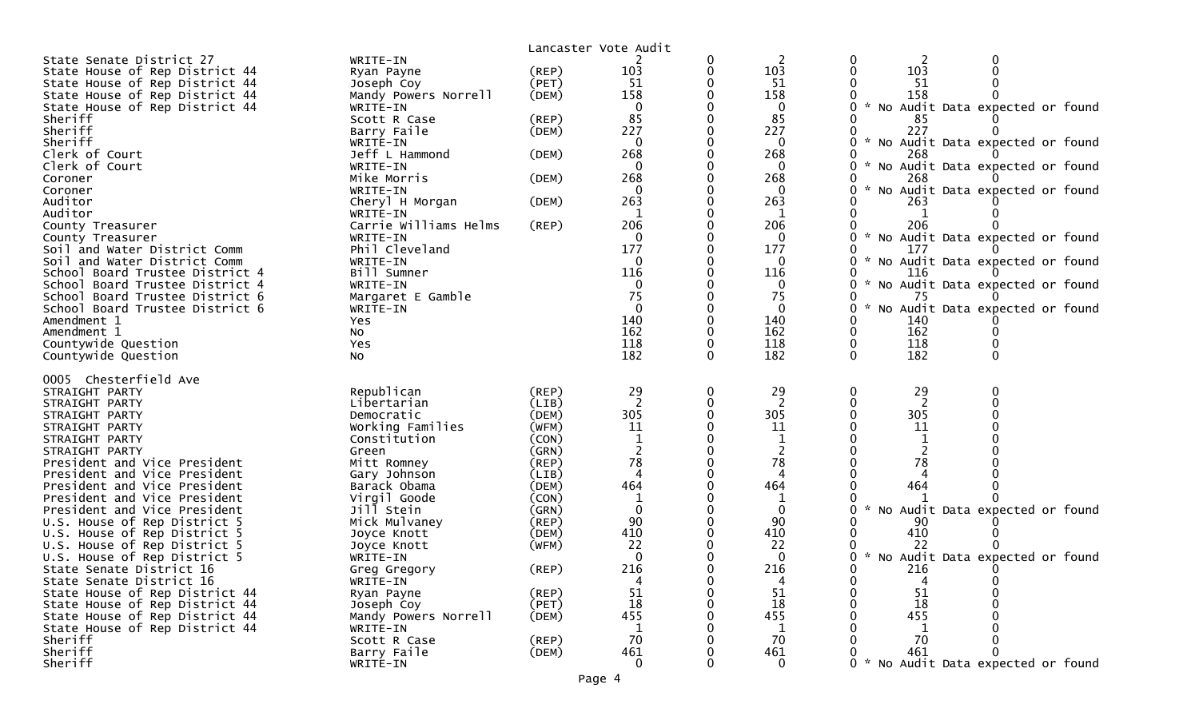Lancaster Vote Audit

| Contest | Candidate | Party | | | | | | |
|---|---|---|---|---|---|---|---|---|
| State Senate District 27 | WRITE-IN | | 2 | 0 | 2 | 0 | 2 | 0 |
| State House of Rep District 44 | Ryan Payne | (REP) | 103 | 0 | 103 | 0 | 103 | 0 |
| State House of Rep District 44 | Joseph Coy | (PET) | 51 | 0 | 51 | 0 | 51 | 0 |
| State House of Rep District 44 | Mandy Powers Norrell | (DEM) | 158 | 0 | 158 | 0 | 158 | 0 |
| State House of Rep District 44 | WRITE-IN | | 0 | 0 | 0 | 0 * No Audit Data expected or found | | |
| Sheriff | Scott R Case | (REP) | 85 | 0 | 85 | 0 | 85 | 0 |
| Sheriff | Barry Faile | (DEM) | 227 | 0 | 227 | 0 | 227 | 0 |
| Sheriff | WRITE-IN | | 0 | 0 | 0 | 0 * No Audit Data expected or found | | |
| Clerk of Court | Jeff L Hammond | (DEM) | 268 | 0 | 268 | 0 | 268 | 0 |
| Clerk of Court | WRITE-IN | | 0 | 0 | 0 | 0 * No Audit Data expected or found | | |
| Coroner | Mike Morris | (DEM) | 268 | 0 | 268 | 0 | 268 | 0 |
| Coroner | WRITE-IN | | 0 | 0 | 0 | 0 * No Audit Data expected or found | | |
| Auditor | Cheryl H Morgan | (DEM) | 263 | 0 | 263 | 0 | 263 | 0 |
| Auditor | WRITE-IN | | 1 | 0 | 1 | 0 | 1 | 0 |
| County Treasurer | Carrie Williams Helms | (REP) | 206 | 0 | 206 | 0 | 206 | 0 |
| County Treasurer | WRITE-IN | | 0 | 0 | 0 | 0 * No Audit Data expected or found | | |
| Soil and Water District Comm | Phil Cleveland | | 177 | 0 | 177 | 0 | 177 | 0 |
| Soil and Water District Comm | WRITE-IN | | 0 | 0 | 0 | 0 * No Audit Data expected or found | | |
| School Board Trustee District 4 | Bill Sumner | | 116 | 0 | 116 | 0 | 116 | 0 |
| School Board Trustee District 4 | WRITE-IN | | 0 | 0 | 0 | 0 * No Audit Data expected or found | | |
| School Board Trustee District 6 | Margaret E Gamble | | 75 | 0 | 75 | 0 | 75 | 0 |
| School Board Trustee District 6 | WRITE-IN | | 0 | 0 | 0 | 0 * No Audit Data expected or found | | |
| Amendment 1 | Yes | | 140 | 0 | 140 | 0 | 140 | 0 |
| Amendment 1 | No | | 162 | 0 | 162 | 0 | 162 | 0 |
| Countywide Question | Yes | | 118 | 0 | 118 | 0 | 118 | 0 |
| Countywide Question | No | | 182 | 0 | 182 | 0 | 182 | 0 |

0005 Chesterfield Ave

| Contest | Candidate | Party | | | | | | |
|---|---|---|---|---|---|---|---|---|
| STRAIGHT PARTY | Republican | (REP) | 29 | 0 | 29 | 0 | 29 | 0 |
| STRAIGHT PARTY | Libertarian | (LIB) | 2 | 0 | 2 | 0 | 2 | 0 |
| STRAIGHT PARTY | Democratic | (DEM) | 305 | 0 | 305 | 0 | 305 | 0 |
| STRAIGHT PARTY | Working Families | (WFM) | 11 | 0 | 11 | 0 | 11 | 0 |
| STRAIGHT PARTY | Constitution | (CON) | 1 | 0 | 1 | 0 | 1 | 0 |
| STRAIGHT PARTY | Green | (GRN) | 2 | 0 | 2 | 0 | 2 | 0 |
| President and Vice President | Mitt Romney | (REP) | 78 | 0 | 78 | 0 | 78 | 0 |
| President and Vice President | Gary Johnson | (LIB) | 4 | 0 | 4 | 0 | 4 | 0 |
| President and Vice President | Barack Obama | (DEM) | 464 | 0 | 464 | 0 | 464 | 0 |
| President and Vice President | Virgil Goode | (CON) | 1 | 0 | 1 | 0 | 1 | 0 |
| President and Vice President | Jill Stein | (GRN) | 0 | 0 | 0 | 0 * No Audit Data expected or found | | |
| U.S. House of Rep District 5 | Mick Mulvaney | (REP) | 90 | 0 | 90 | 0 | 90 | 0 |
| U.S. House of Rep District 5 | Joyce Knott | (DEM) | 410 | 0 | 410 | 0 | 410 | 0 |
| U.S. House of Rep District 5 | Joyce Knott | (WFM) | 22 | 0 | 22 | 0 | 22 | 0 |
| U.S. House of Rep District 5 | WRITE-IN | | 0 | 0 | 0 | 0 * No Audit Data expected or found | | |
| State Senate District 16 | Greg Gregory | (REP) | 216 | 0 | 216 | 0 | 216 | 0 |
| State Senate District 16 | WRITE-IN | | 4 | 0 | 4 | 0 | 4 | 0 |
| State House of Rep District 44 | Ryan Payne | (REP) | 51 | 0 | 51 | 0 | 51 | 0 |
| State House of Rep District 44 | Joseph Coy | (PET) | 18 | 0 | 18 | 0 | 18 | 0 |
| State House of Rep District 44 | Mandy Powers Norrell | (DEM) | 455 | 0 | 455 | 0 | 455 | 0 |
| State House of Rep District 44 | WRITE-IN | | 1 | 0 | 1 | 0 | 1 | 0 |
| Sheriff | Scott R Case | (REP) | 70 | 0 | 70 | 0 | 70 | 0 |
| Sheriff | Barry Faile | (DEM) | 461 | 0 | 461 | 0 | 461 | 0 |
| Sheriff | WRITE-IN | | 0 | 0 | 0 | 0 * No Audit Data expected or found | | |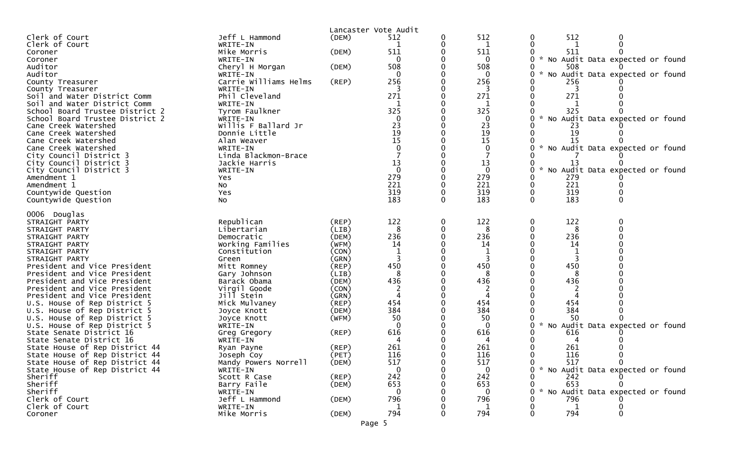Lancaster Vote Audit

| Contest | Candidate | Party | | | | | | |
|---|---|---|---|---|---|---|---|---|
| Clerk of Court | Jeff L Hammond | (DEM) | 512 | 0 | 512 | 0 | 512 | 0 |
| Clerk of Court | WRITE-IN | | 1 | 0 | 1 | 0 | 1 | 0 |
| Coroner | Mike Morris | (DEM) | 511 | 0 | 511 | 0 | 511 | 0 |
| Coroner | WRITE-IN | | 0 | 0 | 0 | 0 | * No Audit Data expected or found | |
| Auditor | Cheryl H Morgan | (DEM) | 508 | 0 | 508 | 0 | 508 | 0 |
| Auditor | WRITE-IN | | 0 | 0 | 0 | 0 | * No Audit Data expected or found | |
| County Treasurer | Carrie Williams Helms | (REP) | 256 | 0 | 256 | 0 | 256 | 0 |
| County Treasurer | WRITE-IN | | 3 | 0 | 3 | 0 | 3 | 0 |
| Soil and Water District Comm | Phil Cleveland | | 271 | 0 | 271 | 0 | 271 | 0 |
| Soil and Water District Comm | WRITE-IN | | 1 | 0 | 1 | 0 | 1 | 0 |
| School Board Trustee District 2 | Tyrom Faulkner | | 325 | 0 | 325 | 0 | 325 | 0 |
| School Board Trustee District 2 | WRITE-IN | | 0 | 0 | 0 | 0 | * No Audit Data expected or found | |
| Cane Creek Watershed | Willis F Ballard Jr | | 23 | 0 | 23 | 0 | 23 | 0 |
| Cane Creek Watershed | Donnie Little | | 19 | 0 | 19 | 0 | 19 | 0 |
| Cane Creek Watershed | Alan Weaver | | 15 | 0 | 15 | 0 | 15 | 0 |
| Cane Creek Watershed | WRITE-IN | | 0 | 0 | 0 | 0 | * No Audit Data expected or found | |
| City Council District 3 | Linda Blackmon-Brace | | 7 | 0 | 7 | 0 | 7 | 0 |
| City Council District 3 | Jackie Harris | | 13 | 0 | 13 | 0 | 13 | 0 |
| City Council District 3 | WRITE-IN | | 0 | 0 | 0 | 0 | * No Audit Data expected or found | |
| Amendment 1 | Yes | | 279 | 0 | 279 | 0 | 279 | 0 |
| Amendment 1 | No | | 221 | 0 | 221 | 0 | 221 | 0 |
| Countywide Question | Yes | | 319 | 0 | 319 | 0 | 319 | 0 |
| Countywide Question | No | | 183 | 0 | 183 | 0 | 183 | 0 |

0006 Douglas

| Contest | Candidate | Party | | | | | | |
|---|---|---|---|---|---|---|---|---|
| STRAIGHT PARTY | Republican | (REP) | 122 | 0 | 122 | 0 | 122 | 0 |
| STRAIGHT PARTY | Libertarian | (LIB) | 8 | 0 | 8 | 0 | 8 | 0 |
| STRAIGHT PARTY | Democratic | (DEM) | 236 | 0 | 236 | 0 | 236 | 0 |
| STRAIGHT PARTY | Working Families | (WFM) | 14 | 0 | 14 | 0 | 14 | 0 |
| STRAIGHT PARTY | Constitution | (CON) | 1 | 0 | 1 | 0 | 1 | 0 |
| STRAIGHT PARTY | Green | (GRN) | 3 | 0 | 3 | 0 | 3 | 0 |
| President and Vice President | Mitt Romney | (REP) | 450 | 0 | 450 | 0 | 450 | 0 |
| President and Vice President | Gary Johnson | (LIB) | 8 | 0 | 8 | 0 | 8 | 0 |
| President and Vice President | Barack Obama | (DEM) | 436 | 0 | 436 | 0 | 436 | 0 |
| President and Vice President | Virgil Goode | (CON) | 2 | 0 | 2 | 0 | 2 | 0 |
| President and Vice President | Jill Stein | (GRN) | 4 | 0 | 4 | 0 | 4 | 0 |
| U.S. House of Rep District 5 | Mick Mulvaney | (REP) | 454 | 0 | 454 | 0 | 454 | 0 |
| U.S. House of Rep District 5 | Joyce Knott | (DEM) | 384 | 0 | 384 | 0 | 384 | 0 |
| U.S. House of Rep District 5 | Joyce Knott | (WFM) | 50 | 0 | 50 | 0 | 50 | 0 |
| U.S. House of Rep District 5 | WRITE-IN | | 0 | 0 | 0 | 0 | * No Audit Data expected or found | |
| State Senate District 16 | Greg Gregory | (REP) | 616 | 0 | 616 | 0 | 616 | 0 |
| State Senate District 16 | WRITE-IN | | 4 | 0 | 4 | 0 | 4 | 0 |
| State House of Rep District 44 | Ryan Payne | (REP) | 261 | 0 | 261 | 0 | 261 | 0 |
| State House of Rep District 44 | Joseph Coy | (PET) | 116 | 0 | 116 | 0 | 116 | 0 |
| State House of Rep District 44 | Mandy Powers Norrell | (DEM) | 517 | 0 | 517 | 0 | 517 | 0 |
| State House of Rep District 44 | WRITE-IN | | 0 | 0 | 0 | 0 | * No Audit Data expected or found | |
| Sheriff | Scott R Case | (REP) | 242 | 0 | 242 | 0 | 242 | 0 |
| Sheriff | Barry Faile | (DEM) | 653 | 0 | 653 | 0 | 653 | 0 |
| Sheriff | WRITE-IN | | 0 | 0 | 0 | 0 | * No Audit Data expected or found | |
| Clerk of Court | Jeff L Hammond | (DEM) | 796 | 0 | 796 | 0 | 796 | 0 |
| Clerk of Court | WRITE-IN | | 1 | 0 | 1 | 0 | 1 | 0 |
| Coroner | Mike Morris | (DEM) | 794 | 0 | 794 | 0 | 794 | 0 |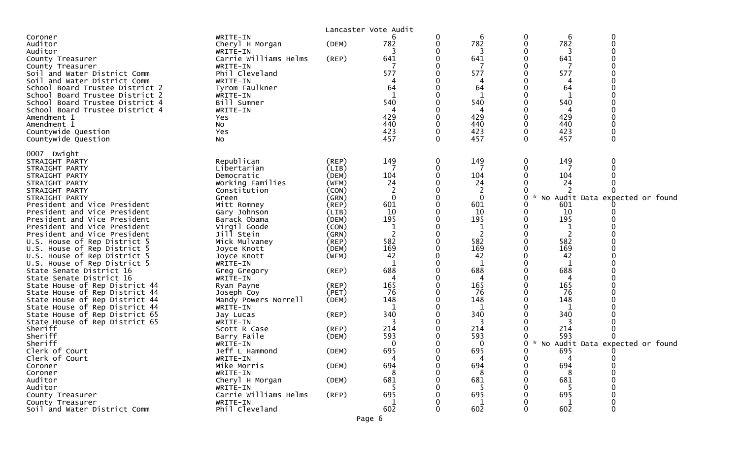Lancaster Vote Audit

| | | | | | | | | |
|---|---|---|---|---|---|---|---|---|
| Coroner | WRITE-IN | | 6 | 0 | 6 | 0 | 6 | 0 |
| Auditor | Cheryl H Morgan | (DEM) | 782 | 0 | 782 | 0 | 782 | 0 |
| Auditor | WRITE-IN | | 3 | 0 | 3 | 0 | 3 | 0 |
| County Treasurer | Carrie Williams Helms | (REP) | 641 | 0 | 641 | 0 | 641 | 0 |
| County Treasurer | WRITE-IN | | 7 | 0 | 7 | 0 | 7 | 0 |
| Soil and Water District Comm | Phil Cleveland | | 577 | 0 | 577 | 0 | 577 | 0 |
| Soil and Water District Comm | WRITE-IN | | 4 | 0 | 4 | 0 | 4 | 0 |
| School Board Trustee District 2 | Tyrom Faulkner | | 64 | 0 | 64 | 0 | 64 | 0 |
| School Board Trustee District 2 | WRITE-IN | | 1 | 0 | 1 | 0 | 1 | 0 |
| School Board Trustee District 4 | Bill Sumner | | 540 | 0 | 540 | 0 | 540 | 0 |
| School Board Trustee District 4 | WRITE-IN | | 4 | 0 | 4 | 0 | 4 | 0 |
| Amendment 1 | Yes | | 429 | 0 | 429 | 0 | 429 | 0 |
| Amendment 1 | No | | 440 | 0 | 440 | 0 | 440 | 0 |
| Countywide Question | Yes | | 423 | 0 | 423 | 0 | 423 | 0 |
| Countywide Question | No | | 457 | 0 | 457 | 0 | 457 | 0 |

0007 Dwight

| | | | | | | | | |
|---|---|---|---|---|---|---|---|---|
| STRAIGHT PARTY | Republican | (REP) | 149 | 0 | 149 | 0 | 149 | 0 |
| STRAIGHT PARTY | Libertarian | (LIB) | 7 | 0 | 7 | 0 | 7 | 0 |
| STRAIGHT PARTY | Democratic | (DEM) | 104 | 0 | 104 | 0 | 104 | 0 |
| STRAIGHT PARTY | Working Families | (WFM) | 24 | 0 | 24 | 0 | 24 | 0 |
| STRAIGHT PARTY | Constitution | (CON) | 2 | 0 | 2 | 0 | 2 | 0 |
| STRAIGHT PARTY | Green | (GRN) | 0 | 0 | 0 | 0 * No Audit Data expected or found | | |
| President and Vice President | Mitt Romney | (REP) | 601 | 0 | 601 | 0 | 601 | 0 |
| President and Vice President | Gary Johnson | (LIB) | 10 | 0 | 10 | 0 | 10 | 0 |
| President and Vice President | Barack Obama | (DEM) | 195 | 0 | 195 | 0 | 195 | 0 |
| President and Vice President | Virgil Goode | (CON) | 1 | 0 | 1 | 0 | 1 | 0 |
| President and Vice President | Jill Stein | (GRN) | 2 | 0 | 2 | 0 | 2 | 0 |
| U.S. House of Rep District 5 | Mick Mulvaney | (REP) | 582 | 0 | 582 | 0 | 582 | 0 |
| U.S. House of Rep District 5 | Joyce Knott | (DEM) | 169 | 0 | 169 | 0 | 169 | 0 |
| U.S. House of Rep District 5 | Joyce Knott | (WFM) | 42 | 0 | 42 | 0 | 42 | 0 |
| U.S. House of Rep District 5 | WRITE-IN | | 1 | 0 | 1 | 0 | 1 | 0 |
| State Senate District 16 | Greg Gregory | (REP) | 688 | 0 | 688 | 0 | 688 | 0 |
| State Senate District 16 | WRITE-IN | | 4 | 0 | 4 | 0 | 4 | 0 |
| State House of Rep District 44 | Ryan Payne | (REP) | 165 | 0 | 165 | 0 | 165 | 0 |
| State House of Rep District 44 | Joseph Coy | (PET) | 76 | 0 | 76 | 0 | 76 | 0 |
| State House of Rep District 44 | Mandy Powers Norrell | (DEM) | 148 | 0 | 148 | 0 | 148 | 0 |
| State House of Rep District 44 | WRITE-IN | | 1 | 0 | 1 | 0 | 1 | 0 |
| State House of Rep District 65 | Jay Lucas | (REP) | 340 | 0 | 340 | 0 | 340 | 0 |
| State House of Rep District 65 | WRITE-IN | | 3 | 0 | 3 | 0 | 3 | 0 |
| Sheriff | Scott R Case | (REP) | 214 | 0 | 214 | 0 | 214 | 0 |
| Sheriff | Barry Faile | (DEM) | 593 | 0 | 593 | 0 | 593 | 0 |
| Sheriff | WRITE-IN | | 0 | 0 | 0 | 0 * No Audit Data expected or found | | |
| Clerk of Court | Jeff L Hammond | (DEM) | 695 | 0 | 695 | 0 | 695 | 0 |
| Clerk of Court | WRITE-IN | | 4 | 0 | 4 | 0 | 4 | 0 |
| Coroner | Mike Morris | (DEM) | 694 | 0 | 694 | 0 | 694 | 0 |
| Coroner | WRITE-IN | | 8 | 0 | 8 | 0 | 8 | 0 |
| Auditor | Cheryl H Morgan | (DEM) | 681 | 0 | 681 | 0 | 681 | 0 |
| Auditor | WRITE-IN | | 5 | 0 | 5 | 0 | 5 | 0 |
| County Treasurer | Carrie Williams Helms | (REP) | 695 | 0 | 695 | 0 | 695 | 0 |
| County Treasurer | WRITE-IN | | 1 | 0 | 1 | 0 | 1 | 0 |
| Soil and Water District Comm | Phil Cleveland | | 602 | 0 | 602 | 0 | 602 | 0 |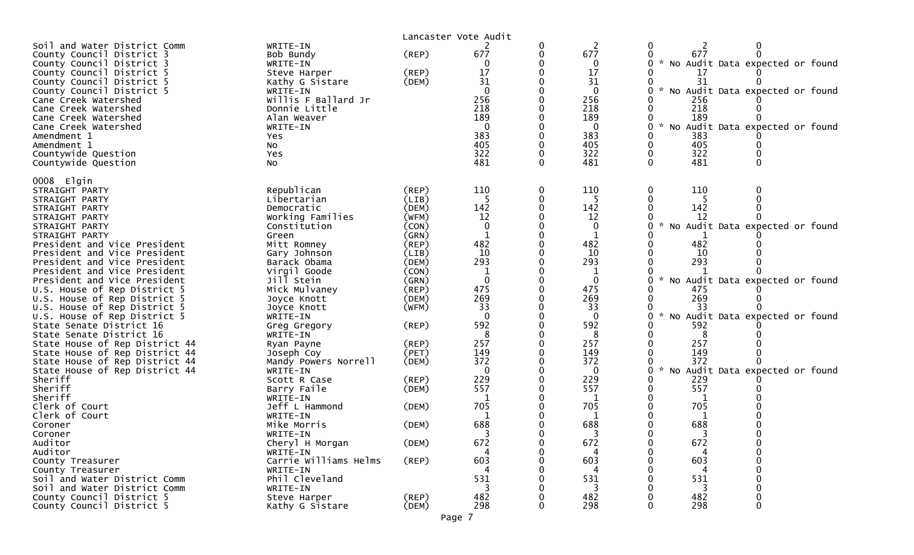Lancaster Vote Audit

| | | | | | | | | |
|---|---|---|---|---|---|---|---|---|
| Soil and Water District Comm | WRITE-IN | | 2 | 0 | 2 | 0 | 2 | 0 |
| County Council District 3 | Bob Bundy | (REP) | 677 | 0 | 677 | 0 | 677 | 0 |
| County Council District 3 | WRITE-IN | | 0 | 0 | 0 | 0 | * No Audit Data expected or found | |
| County Council District 5 | Steve Harper | (REP) | 17 | 0 | 17 | 0 | 17 | 0 |
| County Council District 5 | Kathy G Sistare | (DEM) | 31 | 0 | 31 | 0 | 31 | 0 |
| County Council District 5 | WRITE-IN | | 0 | 0 | 0 | 0 | * No Audit Data expected or found | |
| Cane Creek Watershed | Willis F Ballard Jr | | 256 | 0 | 256 | 0 | 256 | 0 |
| Cane Creek Watershed | Donnie Little | | 218 | 0 | 218 | 0 | 218 | 0 |
| Cane Creek Watershed | Alan Weaver | | 189 | 0 | 189 | 0 | 189 | 0 |
| Cane Creek Watershed | WRITE-IN | | 0 | 0 | 0 | 0 | * No Audit Data expected or found | |
| Amendment 1 | Yes | | 383 | 0 | 383 | 0 | 383 | 0 |
| Amendment 1 | No | | 405 | 0 | 405 | 0 | 405 | 0 |
| Countywide Question | Yes | | 322 | 0 | 322 | 0 | 322 | 0 |
| Countywide Question | No | | 481 | 0 | 481 | 0 | 481 | 0 |

0008 Elgin

| | | | | | | | | |
|---|---|---|---|---|---|---|---|---|
| STRAIGHT PARTY | Republican | (REP) | 110 | 0 | 110 | 0 | 110 | 0 |
| STRAIGHT PARTY | Libertarian | (LIB) | 5 | 0 | 5 | 0 | 5 | 0 |
| STRAIGHT PARTY | Democratic | (DEM) | 142 | 0 | 142 | 0 | 142 | 0 |
| STRAIGHT PARTY | Working Families | (WFM) | 12 | 0 | 12 | 0 | 12 | 0 |
| STRAIGHT PARTY | Constitution | (CON) | 0 | 0 | 0 | 0 | * No Audit Data expected or found | |
| STRAIGHT PARTY | Green | (GRN) | 1 | 0 | 1 | 0 | 1 | 0 |
| President and Vice President | Mitt Romney | (REP) | 482 | 0 | 482 | 0 | 482 | 0 |
| President and Vice President | Gary Johnson | (LIB) | 10 | 0 | 10 | 0 | 10 | 0 |
| President and Vice President | Barack Obama | (DEM) | 293 | 0 | 293 | 0 | 293 | 0 |
| President and Vice President | Virgil Goode | (CON) | 1 | 0 | 1 | 0 | 1 | 0 |
| President and Vice President | Jill Stein | (GRN) | 0 | 0 | 0 | 0 | * No Audit Data expected or found | |
| U.S. House of Rep District 5 | Mick Mulvaney | (REP) | 475 | 0 | 475 | 0 | 475 | 0 |
| U.S. House of Rep District 5 | Joyce Knott | (DEM) | 269 | 0 | 269 | 0 | 269 | 0 |
| U.S. House of Rep District 5 | Joyce Knott | (WFM) | 33 | 0 | 33 | 0 | 33 | 0 |
| U.S. House of Rep District 5 | WRITE-IN | | 0 | 0 | 0 | 0 | * No Audit Data expected or found | |
| State Senate District 16 | Greg Gregory | (REP) | 592 | 0 | 592 | 0 | 592 | 0 |
| State Senate District 16 | WRITE-IN | | 8 | 0 | 8 | 0 | 8 | 0 |
| State House of Rep District 44 | Ryan Payne | (REP) | 257 | 0 | 257 | 0 | 257 | 0 |
| State House of Rep District 44 | Joseph Coy | (PET) | 149 | 0 | 149 | 0 | 149 | 0 |
| State House of Rep District 44 | Mandy Powers Norrell | (DEM) | 372 | 0 | 372 | 0 | 372 | 0 |
| State House of Rep District 44 | WRITE-IN | | 0 | 0 | 0 | 0 | * No Audit Data expected or found | |
| Sheriff | Scott R Case | (REP) | 229 | 0 | 229 | 0 | 229 | 0 |
| Sheriff | Barry Faile | (DEM) | 557 | 0 | 557 | 0 | 557 | 0 |
| Sheriff | WRITE-IN | | 1 | 0 | 1 | 0 | 1 | 0 |
| Clerk of Court | Jeff L Hammond | (DEM) | 705 | 0 | 705 | 0 | 705 | 0 |
| Clerk of Court | WRITE-IN | | 1 | 0 | 1 | 0 | 1 | 0 |
| Coroner | Mike Morris | (DEM) | 688 | 0 | 688 | 0 | 688 | 0 |
| Coroner | WRITE-IN | | 3 | 0 | 3 | 0 | 3 | 0 |
| Auditor | Cheryl H Morgan | (DEM) | 672 | 0 | 672 | 0 | 672 | 0 |
| Auditor | WRITE-IN | | 4 | 0 | 4 | 0 | 4 | 0 |
| County Treasurer | Carrie Williams Helms | (REP) | 603 | 0 | 603 | 0 | 603 | 0 |
| County Treasurer | WRITE-IN | | 4 | 0 | 4 | 0 | 4 | 0 |
| Soil and Water District Comm | Phil Cleveland | | 531 | 0 | 531 | 0 | 531 | 0 |
| Soil and Water District Comm | WRITE-IN | | 3 | 0 | 3 | 0 | 3 | 0 |
| County Council District 5 | Steve Harper | (REP) | 482 | 0 | 482 | 0 | 482 | 0 |
| County Council District 5 | Kathy G Sistare | (DEM) | 298 | 0 | 298 | 0 | 298 | 0 |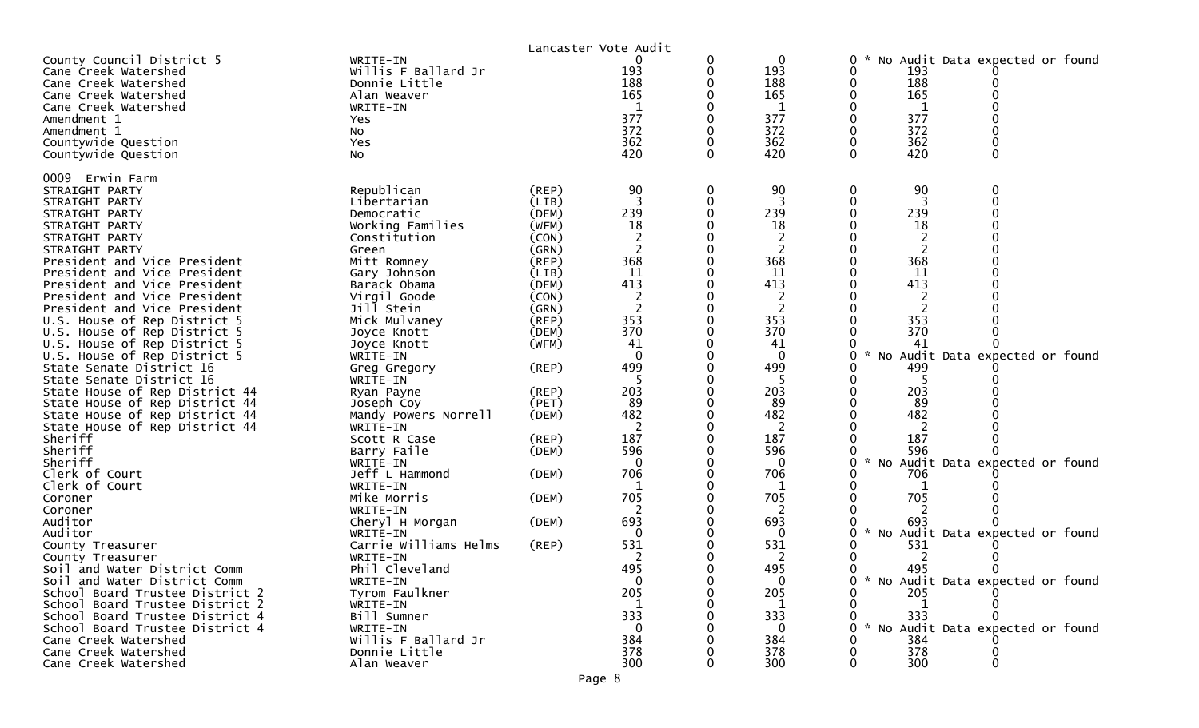Lancaster Vote Audit

| Contest | Candidate | Party | | | | | | |
|---|---|---|---|---|---|---|---|---|
| County Council District 5 | WRITE-IN | | 0 | 0 | 0 | 0 * No Audit Data expected or found | | |
| Cane Creek Watershed | Willis F Ballard Jr | | 193 | 0 | 193 | 0 | 193 | 0 |
| Cane Creek Watershed | Donnie Little | | 188 | 0 | 188 | 0 | 188 | 0 |
| Cane Creek Watershed | Alan Weaver | | 165 | 0 | 165 | 0 | 165 | 0 |
| Cane Creek Watershed | WRITE-IN | | 1 | 0 | 1 | 0 | 1 | 0 |
| Amendment 1 | Yes | | 377 | 0 | 377 | 0 | 377 | 0 |
| Amendment 1 | No | | 372 | 0 | 372 | 0 | 372 | 0 |
| Countywide Question | Yes | | 362 | 0 | 362 | 0 | 362 | 0 |
| Countywide Question | No | | 420 | 0 | 420 | 0 | 420 | 0 |
| **0009 Erwin Farm** | | | | | | | | |
| STRAIGHT PARTY | Republican | (REP) | 90 | 0 | 90 | 0 | 90 | 0 |
| STRAIGHT PARTY | Libertarian | (LIB) | 3 | 0 | 3 | 0 | 3 | 0 |
| STRAIGHT PARTY | Democratic | (DEM) | 239 | 0 | 239 | 0 | 239 | 0 |
| STRAIGHT PARTY | Working Families | (WFM) | 18 | 0 | 18 | 0 | 18 | 0 |
| STRAIGHT PARTY | Constitution | (CON) | 2 | 0 | 2 | 0 | 2 | 0 |
| STRAIGHT PARTY | Green | (GRN) | 2 | 0 | 2 | 0 | 2 | 0 |
| President and Vice President | Mitt Romney | (REP) | 368 | 0 | 368 | 0 | 368 | 0 |
| President and Vice President | Gary Johnson | (LIB) | 11 | 0 | 11 | 0 | 11 | 0 |
| President and Vice President | Barack Obama | (DEM) | 413 | 0 | 413 | 0 | 413 | 0 |
| President and Vice President | Virgil Goode | (CON) | 2 | 0 | 2 | 0 | 2 | 0 |
| President and Vice President | Jill Stein | (GRN) | 2 | 0 | 2 | 0 | 2 | 0 |
| U.S. House of Rep District 5 | Mick Mulvaney | (REP) | 353 | 0 | 353 | 0 | 353 | 0 |
| U.S. House of Rep District 5 | Joyce Knott | (DEM) | 370 | 0 | 370 | 0 | 370 | 0 |
| U.S. House of Rep District 5 | Joyce Knott | (WFM) | 41 | 0 | 41 | 0 | 41 | 0 |
| U.S. House of Rep District 5 | WRITE-IN | | 0 | 0 | 0 | 0 * No Audit Data expected or found | | |
| State Senate District 16 | Greg Gregory | (REP) | 499 | 0 | 499 | 0 | 499 | 0 |
| State Senate District 16 | WRITE-IN | | 5 | 0 | 5 | 0 | 5 | 0 |
| State House of Rep District 44 | Ryan Payne | (REP) | 203 | 0 | 203 | 0 | 203 | 0 |
| State House of Rep District 44 | Joseph Coy | (PET) | 89 | 0 | 89 | 0 | 89 | 0 |
| State House of Rep District 44 | Mandy Powers Norrell | (DEM) | 482 | 0 | 482 | 0 | 482 | 0 |
| State House of Rep District 44 | WRITE-IN | | 2 | 0 | 2 | 0 | 2 | 0 |
| Sheriff | Scott R Case | (REP) | 187 | 0 | 187 | 0 | 187 | 0 |
| Sheriff | Barry Faile | (DEM) | 596 | 0 | 596 | 0 | 596 | 0 |
| Sheriff | WRITE-IN | | 0 | 0 | 0 | 0 * No Audit Data expected or found | | |
| Clerk of Court | Jeff L Hammond | (DEM) | 706 | 0 | 706 | 0 | 706 | 0 |
| Clerk of Court | WRITE-IN | | 1 | 0 | 1 | 0 | 1 | 0 |
| Coroner | Mike Morris | (DEM) | 705 | 0 | 705 | 0 | 705 | 0 |
| Coroner | WRITE-IN | | 2 | 0 | 2 | 0 | 2 | 0 |
| Auditor | Cheryl H Morgan | (DEM) | 693 | 0 | 693 | 0 | 693 | 0 |
| Auditor | WRITE-IN | | 0 | 0 | 0 | 0 * No Audit Data expected or found | | |
| County Treasurer | Carrie Williams Helms | (REP) | 531 | 0 | 531 | 0 | 531 | 0 |
| County Treasurer | WRITE-IN | | 2 | 0 | 2 | 0 | 2 | 0 |
| Soil and Water District Comm | Phil Cleveland | | 495 | 0 | 495 | 0 | 495 | 0 |
| Soil and Water District Comm | WRITE-IN | | 0 | 0 | 0 | 0 * No Audit Data expected or found | | |
| School Board Trustee District 2 | Tyrom Faulkner | | 205 | 0 | 205 | 0 | 205 | 0 |
| School Board Trustee District 2 | WRITE-IN | | 1 | 0 | 1 | 0 | 1 | 0 |
| School Board Trustee District 4 | Bill Sumner | | 333 | 0 | 333 | 0 | 333 | 0 |
| School Board Trustee District 4 | WRITE-IN | | 0 | 0 | 0 | 0 * No Audit Data expected or found | | |
| Cane Creek Watershed | Willis F Ballard Jr | | 384 | 0 | 384 | 0 | 384 | 0 |
| Cane Creek Watershed | Donnie Little | | 378 | 0 | 378 | 0 | 378 | 0 |
| Cane Creek Watershed | Alan Weaver | | 300 | 0 | 300 | 0 | 300 | 0 |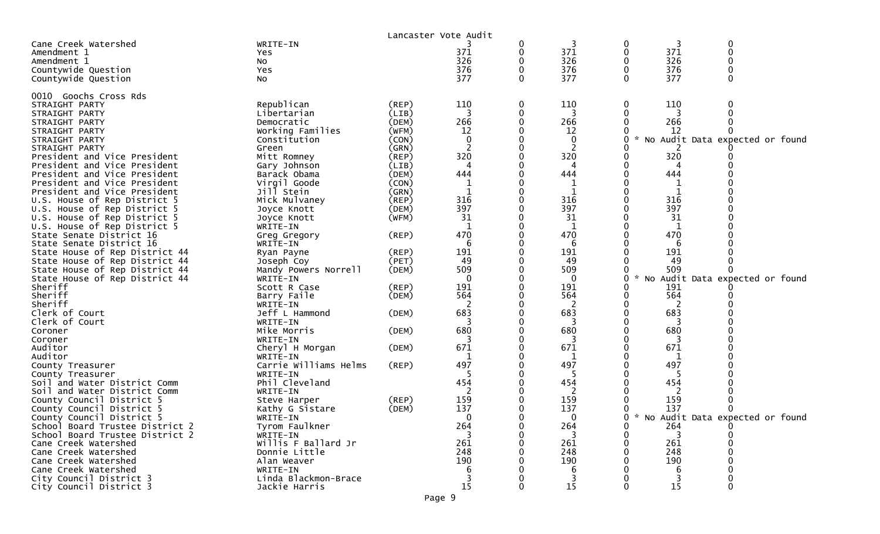Lancaster Vote Audit

| | | | | | | | | |
|---|---|---|---|---|---|---|---|---|
| Cane Creek Watershed | WRITE-IN | | 3 | 0 | 3 | 0 | 3 | 0 |
| Amendment 1 | Yes | | 371 | 0 | 371 | 0 | 371 | 0 |
| Amendment 1 | No | | 326 | 0 | 326 | 0 | 326 | 0 |
| Countywide Question | Yes | | 376 | 0 | 376 | 0 | 376 | 0 |
| Countywide Question | No | | 377 | 0 | 377 | 0 | 377 | 0 |

0010 Goochs Cross Rds

| | | | | | | | | |
|---|---|---|---|---|---|---|---|---|
| STRAIGHT PARTY | Republican | (REP) | 110 | 0 | 110 | 0 | 110 | 0 |
| STRAIGHT PARTY | Libertarian | (LIB) | 3 | 0 | 3 | 0 | 3 | 0 |
| STRAIGHT PARTY | Democratic | (DEM) | 266 | 0 | 266 | 0 | 266 | 0 |
| STRAIGHT PARTY | Working Families | (WFM) | 12 | 0 | 12 | 0 | 12 | 0 |
| STRAIGHT PARTY | Constitution | (CON) | 0 | 0 | 0 | 0 * | No Audit Data expected or found | |
| STRAIGHT PARTY | Green | (GRN) | 2 | 0 | 2 | 0 | 2 | 0 |
| President and Vice President | Mitt Romney | (REP) | 320 | 0 | 320 | 0 | 320 | 0 |
| President and Vice President | Gary Johnson | (LIB) | 4 | 0 | 4 | 0 | 4 | 0 |
| President and Vice President | Barack Obama | (DEM) | 444 | 0 | 444 | 0 | 444 | 0 |
| President and Vice President | Virgil Goode | (CON) | 1 | 0 | 1 | 0 | 1 | 0 |
| President and Vice President | Jill Stein | (GRN) | 1 | 0 | 1 | 0 | 1 | 0 |
| U.S. House of Rep District 5 | Mick Mulvaney | (REP) | 316 | 0 | 316 | 0 | 316 | 0 |
| U.S. House of Rep District 5 | Joyce Knott | (DEM) | 397 | 0 | 397 | 0 | 397 | 0 |
| U.S. House of Rep District 5 | Joyce Knott | (WFM) | 31 | 0 | 31 | 0 | 31 | 0 |
| U.S. House of Rep District 5 | WRITE-IN | | 1 | 0 | 1 | 0 | 1 | 0 |
| State Senate District 16 | Greg Gregory | (REP) | 470 | 0 | 470 | 0 | 470 | 0 |
| State Senate District 16 | WRITE-IN | | 6 | 0 | 6 | 0 | 6 | 0 |
| State House of Rep District 44 | Ryan Payne | (REP) | 191 | 0 | 191 | 0 | 191 | 0 |
| State House of Rep District 44 | Joseph Coy | (PET) | 49 | 0 | 49 | 0 | 49 | 0 |
| State House of Rep District 44 | Mandy Powers Norrell | (DEM) | 509 | 0 | 509 | 0 | 509 | 0 |
| State House of Rep District 44 | WRITE-IN | | 0 | 0 | 0 | 0 * | No Audit Data expected or found | |
| Sheriff | Scott R Case | (REP) | 191 | 0 | 191 | 0 | 191 | 0 |
| Sheriff | Barry Faile | (DEM) | 564 | 0 | 564 | 0 | 564 | 0 |
| Sheriff | WRITE-IN | | 2 | 0 | 2 | 0 | 2 | 0 |
| Clerk of Court | Jeff L Hammond | (DEM) | 683 | 0 | 683 | 0 | 683 | 0 |
| Clerk of Court | WRITE-IN | | 3 | 0 | 3 | 0 | 3 | 0 |
| Coroner | Mike Morris | (DEM) | 680 | 0 | 680 | 0 | 680 | 0 |
| Coroner | WRITE-IN | | 3 | 0 | 3 | 0 | 3 | 0 |
| Auditor | Cheryl H Morgan | (DEM) | 671 | 0 | 671 | 0 | 671 | 0 |
| Auditor | WRITE-IN | | 1 | 0 | 1 | 0 | 1 | 0 |
| County Treasurer | Carrie Williams Helms | (REP) | 497 | 0 | 497 | 0 | 497 | 0 |
| County Treasurer | WRITE-IN | | 5 | 0 | 5 | 0 | 5 | 0 |
| Soil and Water District Comm | Phil Cleveland | | 454 | 0 | 454 | 0 | 454 | 0 |
| Soil and Water District Comm | WRITE-IN | | 2 | 0 | 2 | 0 | 2 | 0 |
| County Council District 5 | Steve Harper | (REP) | 159 | 0 | 159 | 0 | 159 | 0 |
| County Council District 5 | Kathy G Sistare | (DEM) | 137 | 0 | 137 | 0 | 137 | 0 |
| County Council District 5 | WRITE-IN | | 0 | 0 | 0 | 0 * | No Audit Data expected or found | |
| School Board Trustee District 2 | Tyrom Faulkner | | 264 | 0 | 264 | 0 | 264 | 0 |
| School Board Trustee District 2 | WRITE-IN | | 3 | 0 | 3 | 0 | 3 | 0 |
| Cane Creek Watershed | Willis F Ballard Jr | | 261 | 0 | 261 | 0 | 261 | 0 |
| Cane Creek Watershed | Donnie Little | | 248 | 0 | 248 | 0 | 248 | 0 |
| Cane Creek Watershed | Alan Weaver | | 190 | 0 | 190 | 0 | 190 | 0 |
| Cane Creek Watershed | WRITE-IN | | 6 | 0 | 6 | 0 | 6 | 0 |
| City Council District 3 | Linda Blackmon-Brace | | 3 | 0 | 3 | 0 | 3 | 0 |
| City Council District 3 | Jackie Harris | | 15 | 0 | 15 | 0 | 15 | 0 |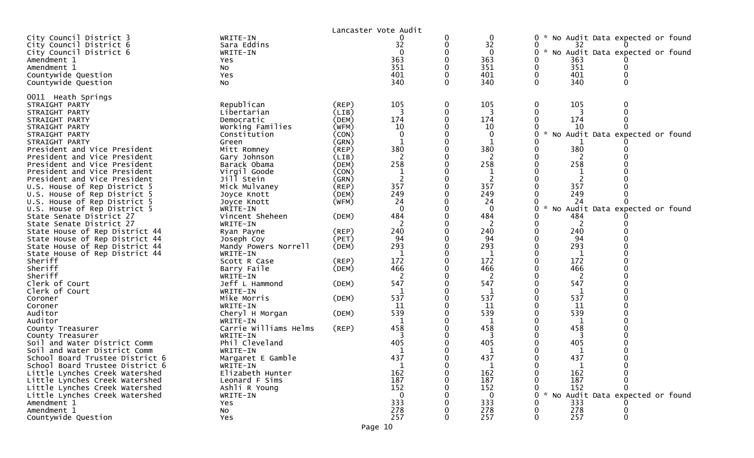Lancaster Vote Audit

| | | | | | | | | |
|---|---|---|---|---|---|---|---|---|
| City Council District 3 | WRITE-IN | | 0 | 0 | 0 | 0 | * No Audit Data expected or found | |
| City Council District 6 | Sara Eddins | | 32 | 0 | 32 | 0 | 32 | 0 |
| City Council District 6 | WRITE-IN | | 0 | 0 | 0 | 0 | * No Audit Data expected or found | |
| Amendment 1 | Yes | | 363 | 0 | 363 | 0 | 363 | 0 |
| Amendment 1 | No | | 351 | 0 | 351 | 0 | 351 | 0 |
| Countywide Question | Yes | | 401 | 0 | 401 | 0 | 401 | 0 |
| Countywide Question | No | | 340 | 0 | 340 | 0 | 340 | 0 |

0011 Heath Springs

| | | | | | | | | |
|---|---|---|---|---|---|---|---|---|
| STRAIGHT PARTY | Republican | (REP) | 105 | 0 | 105 | 0 | 105 | 0 |
| STRAIGHT PARTY | Libertarian | (LIB) | 3 | 0 | 3 | 0 | 3 | 0 |
| STRAIGHT PARTY | Democratic | (DEM) | 174 | 0 | 174 | 0 | 174 | 0 |
| STRAIGHT PARTY | Working Families | (WFM) | 10 | 0 | 10 | 0 | 10 | 0 |
| STRAIGHT PARTY | Constitution | (CON) | 0 | 0 | 0 | 0 | * No Audit Data expected or found | |
| STRAIGHT PARTY | Green | (GRN) | 1 | 0 | 1 | 0 | 1 | 0 |
| President and Vice President | Mitt Romney | (REP) | 380 | 0 | 380 | 0 | 380 | 0 |
| President and Vice President | Gary Johnson | (LIB) | 2 | 0 | 2 | 0 | 2 | 0 |
| President and Vice President | Barack Obama | (DEM) | 258 | 0 | 258 | 0 | 258 | 0 |
| President and Vice President | Virgil Goode | (CON) | 1 | 0 | 1 | 0 | 1 | 0 |
| President and Vice President | Jill Stein | (GRN) | 2 | 0 | 2 | 0 | 2 | 0 |
| U.S. House of Rep District 5 | Mick Mulvaney | (REP) | 357 | 0 | 357 | 0 | 357 | 0 |
| U.S. House of Rep District 5 | Joyce Knott | (DEM) | 249 | 0 | 249 | 0 | 249 | 0 |
| U.S. House of Rep District 5 | Joyce Knott | (WFM) | 24 | 0 | 24 | 0 | 24 | 0 |
| U.S. House of Rep District 5 | WRITE-IN | | 0 | 0 | 0 | 0 | * No Audit Data expected or found | |
| State Senate District 27 | Vincent Sheheen | (DEM) | 484 | 0 | 484 | 0 | 484 | 0 |
| State Senate District 27 | WRITE-IN | | 2 | 0 | 2 | 0 | 2 | 0 |
| State House of Rep District 44 | Ryan Payne | (REP) | 240 | 0 | 240 | 0 | 240 | 0 |
| State House of Rep District 44 | Joseph Coy | (PET) | 94 | 0 | 94 | 0 | 94 | 0 |
| State House of Rep District 44 | Mandy Powers Norrell | (DEM) | 293 | 0 | 293 | 0 | 293 | 0 |
| State House of Rep District 44 | WRITE-IN | | 1 | 0 | 1 | 0 | 1 | 0 |
| Sheriff | Scott R Case | (REP) | 172 | 0 | 172 | 0 | 172 | 0 |
| Sheriff | Barry Faile | (DEM) | 466 | 0 | 466 | 0 | 466 | 0 |
| Sheriff | WRITE-IN | | 2 | 0 | 2 | 0 | 2 | 0 |
| Clerk of Court | Jeff L Hammond | (DEM) | 547 | 0 | 547 | 0 | 547 | 0 |
| Clerk of Court | WRITE-IN | | 1 | 0 | 1 | 0 | 1 | 0 |
| Coroner | Mike Morris | (DEM) | 537 | 0 | 537 | 0 | 537 | 0 |
| Coroner | WRITE-IN | | 11 | 0 | 11 | 0 | 11 | 0 |
| Auditor | Cheryl H Morgan | (DEM) | 539 | 0 | 539 | 0 | 539 | 0 |
| Auditor | WRITE-IN | | 1 | 0 | 1 | 0 | 1 | 0 |
| County Treasurer | Carrie Williams Helms | (REP) | 458 | 0 | 458 | 0 | 458 | 0 |
| County Treasurer | WRITE-IN | | 3 | 0 | 3 | 0 | 3 | 0 |
| Soil and Water District Comm | Phil Cleveland | | 405 | 0 | 405 | 0 | 405 | 0 |
| Soil and Water District Comm | WRITE-IN | | 1 | 0 | 1 | 0 | 1 | 0 |
| School Board Trustee District 6 | Margaret E Gamble | | 437 | 0 | 437 | 0 | 437 | 0 |
| School Board Trustee District 6 | WRITE-IN | | 1 | 0 | 1 | 0 | 1 | 0 |
| Little Lynches Creek Watershed | Elizabeth Hunter | | 162 | 0 | 162 | 0 | 162 | 0 |
| Little Lynches Creek Watershed | Leonard F Sims | | 187 | 0 | 187 | 0 | 187 | 0 |
| Little Lynches Creek Watershed | Ashli R Young | | 152 | 0 | 152 | 0 | 152 | 0 |
| Little Lynches Creek Watershed | WRITE-IN | | 0 | 0 | 0 | 0 | * No Audit Data expected or found | |
| Amendment 1 | Yes | | 333 | 0 | 333 | 0 | 333 | 0 |
| Amendment 1 | No | | 278 | 0 | 278 | 0 | 278 | 0 |
| Countywide Question | Yes | | 257 | 0 | 257 | 0 | 257 | 0 |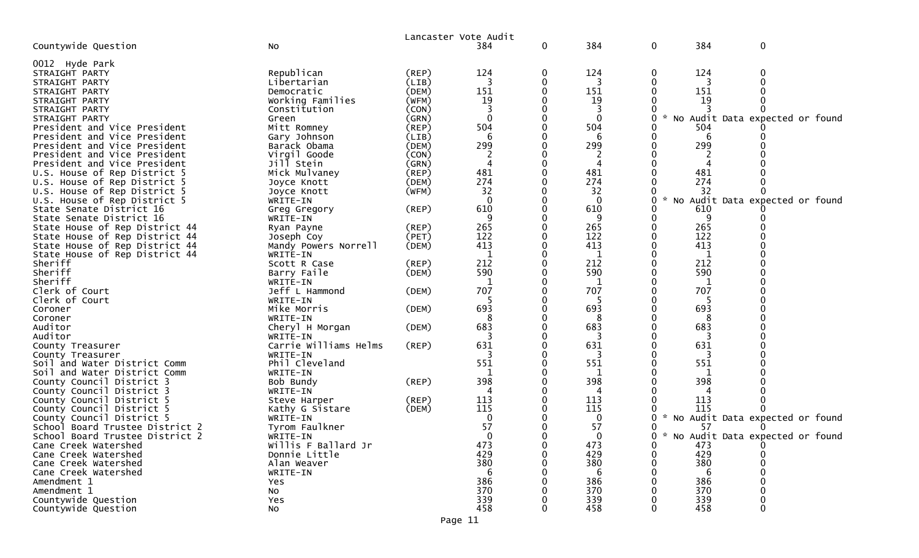Lancaster Vote Audit

| | | | | | | | | |
|---|---|---|---|---|---|---|---|---|
| Countywide Question | No | | 384 | 0 | 384 | 0 | 384 | 0 |

0012 Hyde Park

| | | | | | | | | |
|---|---|---|---|---|---|---|---|---|
| STRAIGHT PARTY | Republican | (REP) | 124 | 0 | 124 | 0 | 124 | 0 |
| STRAIGHT PARTY | Libertarian | (LIB) | 3 | 0 | 3 | 0 | 3 | 0 |
| STRAIGHT PARTY | Democratic | (DEM) | 151 | 0 | 151 | 0 | 151 | 0 |
| STRAIGHT PARTY | Working Families | (WFM) | 19 | 0 | 19 | 0 | 19 | 0 |
| STRAIGHT PARTY | Constitution | (CON) | 3 | 0 | 3 | 0 | 3 | 0 |
| STRAIGHT PARTY | Green | (GRN) | 0 | 0 | 0 | 0 * | No Audit Data expected or found | |
| President and Vice President | Mitt Romney | (REP) | 504 | 0 | 504 | 0 | 504 | 0 |
| President and Vice President | Gary Johnson | (LIB) | 6 | 0 | 6 | 0 | 6 | 0 |
| President and Vice President | Barack Obama | (DEM) | 299 | 0 | 299 | 0 | 299 | 0 |
| President and Vice President | Virgil Goode | (CON) | 2 | 0 | 2 | 0 | 2 | 0 |
| President and Vice President | Jill Stein | (GRN) | 4 | 0 | 4 | 0 | 4 | 0 |
| U.S. House of Rep District 5 | Mick Mulvaney | (REP) | 481 | 0 | 481 | 0 | 481 | 0 |
| U.S. House of Rep District 5 | Joyce Knott | (DEM) | 274 | 0 | 274 | 0 | 274 | 0 |
| U.S. House of Rep District 5 | Joyce Knott | (WFM) | 32 | 0 | 32 | 0 | 32 | 0 |
| U.S. House of Rep District 5 | WRITE-IN | | 0 | 0 | 0 | 0 * | No Audit Data expected or found | |
| State Senate District 16 | Greg Gregory | (REP) | 610 | 0 | 610 | 0 | 610 | 0 |
| State Senate District 16 | WRITE-IN | | 9 | 0 | 9 | 0 | 9 | 0 |
| State House of Rep District 44 | Ryan Payne | (REP) | 265 | 0 | 265 | 0 | 265 | 0 |
| State House of Rep District 44 | Joseph Coy | (PET) | 122 | 0 | 122 | 0 | 122 | 0 |
| State House of Rep District 44 | Mandy Powers Norrell | (DEM) | 413 | 0 | 413 | 0 | 413 | 0 |
| State House of Rep District 44 | WRITE-IN | | 1 | 0 | 1 | 0 | 1 | 0 |
| Sheriff | Scott R Case | (REP) | 212 | 0 | 212 | 0 | 212 | 0 |
| Sheriff | Barry Faile | (DEM) | 590 | 0 | 590 | 0 | 590 | 0 |
| Sheriff | WRITE-IN | | 1 | 0 | 1 | 0 | 1 | 0 |
| Clerk of Court | Jeff L Hammond | (DEM) | 707 | 0 | 707 | 0 | 707 | 0 |
| Clerk of Court | WRITE-IN | | 5 | 0 | 5 | 0 | 5 | 0 |
| Coroner | Mike Morris | (DEM) | 693 | 0 | 693 | 0 | 693 | 0 |
| Coroner | WRITE-IN | | 8 | 0 | 8 | 0 | 8 | 0 |
| Auditor | Cheryl H Morgan | (DEM) | 683 | 0 | 683 | 0 | 683 | 0 |
| Auditor | WRITE-IN | | 3 | 0 | 3 | 0 | 3 | 0 |
| County Treasurer | Carrie Williams Helms | (REP) | 631 | 0 | 631 | 0 | 631 | 0 |
| County Treasurer | WRITE-IN | | 3 | 0 | 3 | 0 | 3 | 0 |
| Soil and Water District Comm | Phil Cleveland | | 551 | 0 | 551 | 0 | 551 | 0 |
| Soil and Water District Comm | WRITE-IN | | 1 | 0 | 1 | 0 | 1 | 0 |
| County Council District 3 | Bob Bundy | (REP) | 398 | 0 | 398 | 0 | 398 | 0 |
| County Council District 3 | WRITE-IN | | 4 | 0 | 4 | 0 | 4 | 0 |
| County Council District 5 | Steve Harper | (REP) | 113 | 0 | 113 | 0 | 113 | 0 |
| County Council District 5 | Kathy G Sistare | (DEM) | 115 | 0 | 115 | 0 | 115 | 0 |
| County Council District 5 | WRITE-IN | | 0 | 0 | 0 | 0 * | No Audit Data expected or found | |
| School Board Trustee District 2 | Tyrom Faulkner | | 57 | 0 | 57 | 0 | 57 | 0 |
| School Board Trustee District 2 | WRITE-IN | | 0 | 0 | 0 | 0 * | No Audit Data expected or found | |
| Cane Creek Watershed | Willis F Ballard Jr | | 473 | 0 | 473 | 0 | 473 | 0 |
| Cane Creek Watershed | Donnie Little | | 429 | 0 | 429 | 0 | 429 | 0 |
| Cane Creek Watershed | Alan Weaver | | 380 | 0 | 380 | 0 | 380 | 0 |
| Cane Creek Watershed | WRITE-IN | | 6 | 0 | 6 | 0 | 6 | 0 |
| Amendment 1 | Yes | | 386 | 0 | 386 | 0 | 386 | 0 |
| Amendment 1 | No | | 370 | 0 | 370 | 0 | 370 | 0 |
| Countywide Question | Yes | | 339 | 0 | 339 | 0 | 339 | 0 |
| Countywide Question | No | | 458 | 0 | 458 | 0 | 458 | 0 |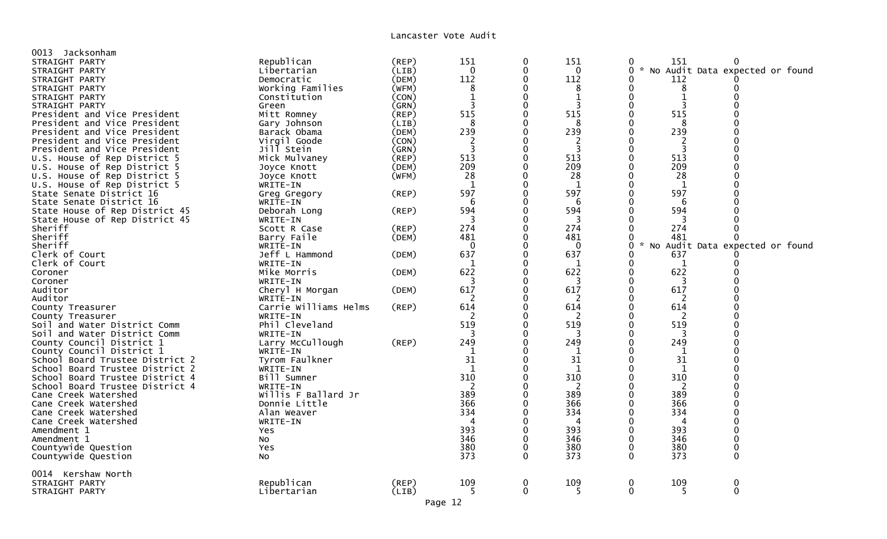Lancaster Vote Audit

| Office | Candidate | Party | | | | | | |
|---|---|---|---|---|---|---|---|---|
| **0013 Jacksonham** | | | | | | | | |
| STRAIGHT PARTY | Republican | (REP) | 151 | 0 | 151 | 0 | 151 | 0 |
| STRAIGHT PARTY | Libertarian | (LIB) | 0 | 0 | 0 | 0 * No Audit Data expected or found | | |
| STRAIGHT PARTY | Democratic | (DEM) | 112 | 0 | 112 | 0 | 112 | 0 |
| STRAIGHT PARTY | Working Families | (WFM) | 8 | 0 | 8 | 0 | 8 | 0 |
| STRAIGHT PARTY | Constitution | (CON) | 1 | 0 | 1 | 0 | 1 | 0 |
| STRAIGHT PARTY | Green | (GRN) | 3 | 0 | 3 | 0 | 3 | 0 |
| President and Vice President | Mitt Romney | (REP) | 515 | 0 | 515 | 0 | 515 | 0 |
| President and Vice President | Gary Johnson | (LIB) | 8 | 0 | 8 | 0 | 8 | 0 |
| President and Vice President | Barack Obama | (DEM) | 239 | 0 | 239 | 0 | 239 | 0 |
| President and Vice President | Virgil Goode | (CON) | 2 | 0 | 2 | 0 | 2 | 0 |
| President and Vice President | Jill Stein | (GRN) | 3 | 0 | 3 | 0 | 3 | 0 |
| U.S. House of Rep District 5 | Mick Mulvaney | (REP) | 513 | 0 | 513 | 0 | 513 | 0 |
| U.S. House of Rep District 5 | Joyce Knott | (DEM) | 209 | 0 | 209 | 0 | 209 | 0 |
| U.S. House of Rep District 5 | Joyce Knott | (WFM) | 28 | 0 | 28 | 0 | 28 | 0 |
| U.S. House of Rep District 5 | WRITE-IN | | 1 | 0 | 1 | 0 | 1 | 0 |
| State Senate District 16 | Greg Gregory | (REP) | 597 | 0 | 597 | 0 | 597 | 0 |
| State Senate District 16 | WRITE-IN | | 6 | 0 | 6 | 0 | 6 | 0 |
| State House of Rep District 45 | Deborah Long | (REP) | 594 | 0 | 594 | 0 | 594 | 0 |
| State House of Rep District 45 | WRITE-IN | | 3 | 0 | 3 | 0 | 3 | 0 |
| Sheriff | Scott R Case | (REP) | 274 | 0 | 274 | 0 | 274 | 0 |
| Sheriff | Barry Faile | (DEM) | 481 | 0 | 481 | 0 | 481 | 0 |
| Sheriff | WRITE-IN | | 0 | 0 | 0 | 0 * No Audit Data expected or found | | |
| Clerk of Court | Jeff L Hammond | (DEM) | 637 | 0 | 637 | 0 | 637 | 0 |
| Clerk of Court | WRITE-IN | | 1 | 0 | 1 | 0 | 1 | 0 |
| Coroner | Mike Morris | (DEM) | 622 | 0 | 622 | 0 | 622 | 0 |
| Coroner | WRITE-IN | | 3 | 0 | 3 | 0 | 3 | 0 |
| Auditor | Cheryl H Morgan | (DEM) | 617 | 0 | 617 | 0 | 617 | 0 |
| Auditor | WRITE-IN | | 2 | 0 | 2 | 0 | 2 | 0 |
| County Treasurer | Carrie Williams Helms | (REP) | 614 | 0 | 614 | 0 | 614 | 0 |
| County Treasurer | WRITE-IN | | 2 | 0 | 2 | 0 | 2 | 0 |
| Soil and Water District Comm | Phil Cleveland | | 519 | 0 | 519 | 0 | 519 | 0 |
| Soil and Water District Comm | WRITE-IN | | 3 | 0 | 3 | 0 | 3 | 0 |
| County Council District 1 | Larry McCullough | (REP) | 249 | 0 | 249 | 0 | 249 | 0 |
| County Council District 1 | WRITE-IN | | 1 | 0 | 1 | 0 | 1 | 0 |
| School Board Trustee District 2 | Tyrom Faulkner | | 31 | 0 | 31 | 0 | 31 | 0 |
| School Board Trustee District 2 | WRITE-IN | | 1 | 0 | 1 | 0 | 1 | 0 |
| School Board Trustee District 4 | Bill Sumner | | 310 | 0 | 310 | 0 | 310 | 0 |
| School Board Trustee District 4 | WRITE-IN | | 2 | 0 | 2 | 0 | 2 | 0 |
| Cane Creek Watershed | Willis F Ballard Jr | | 389 | 0 | 389 | 0 | 389 | 0 |
| Cane Creek Watershed | Donnie Little | | 366 | 0 | 366 | 0 | 366 | 0 |
| Cane Creek Watershed | Alan Weaver | | 334 | 0 | 334 | 0 | 334 | 0 |
| Cane Creek Watershed | WRITE-IN | | 4 | 0 | 4 | 0 | 4 | 0 |
| Amendment 1 | Yes | | 393 | 0 | 393 | 0 | 393 | 0 |
| Amendment 1 | No | | 346 | 0 | 346 | 0 | 346 | 0 |
| Countywide Question | Yes | | 380 | 0 | 380 | 0 | 380 | 0 |
| Countywide Question | No | | 373 | 0 | 373 | 0 | 373 | 0 |
| **0014 Kershaw North** | | | | | | | | |
| STRAIGHT PARTY | Republican | (REP) | 109 | 0 | 109 | 0 | 109 | 0 |
| STRAIGHT PARTY | Libertarian | (LIB) | 5 | 0 | 5 | 0 | 5 | 0 |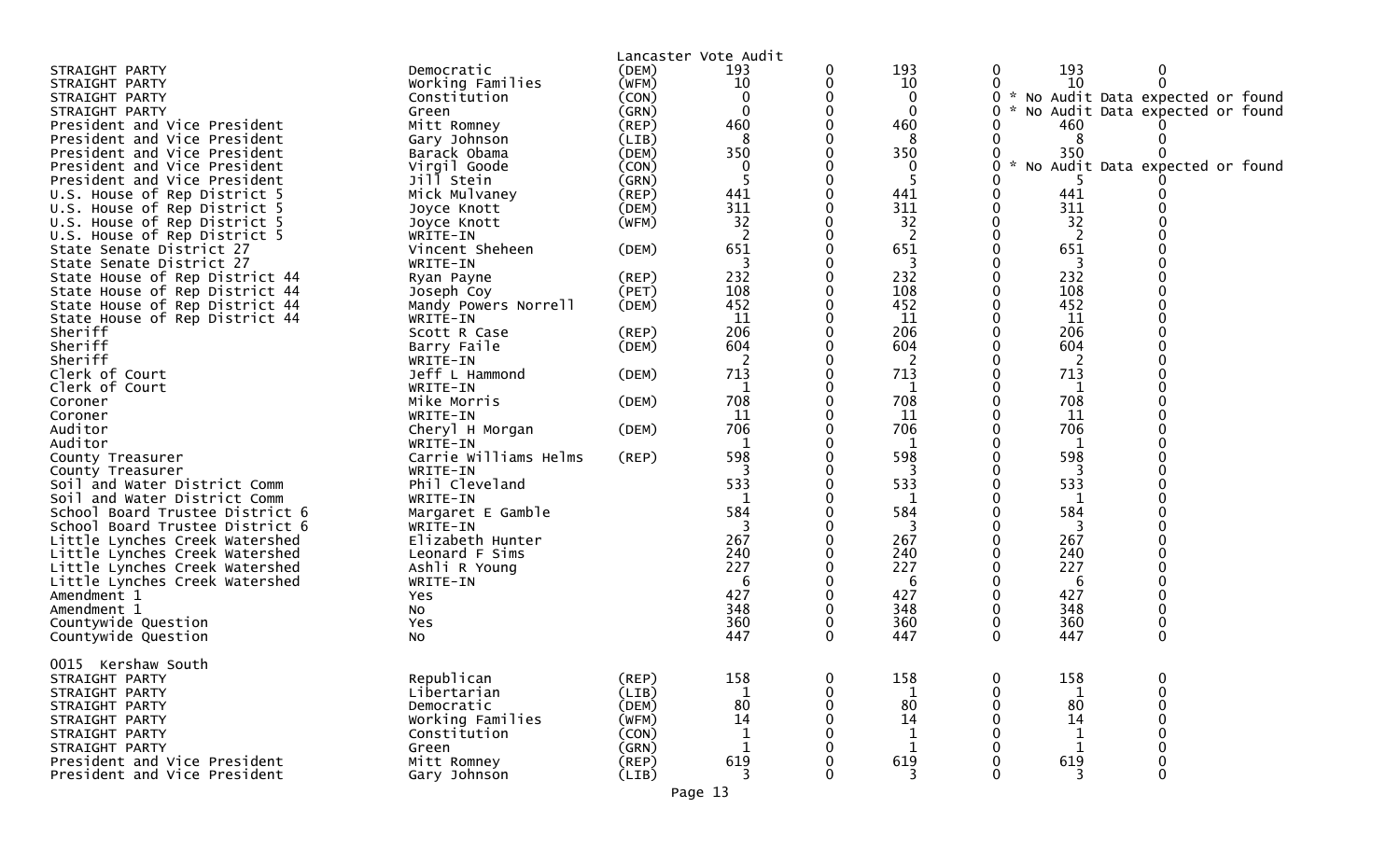Lancaster Vote Audit

| | | | | | | | | | |
|---|---|---|---|---|---|---|---|---|---|
| STRAIGHT PARTY | Democratic | (DEM) | 193 | 0 | 193 | 0 | 193 | 0 | |
| STRAIGHT PARTY | Working Families | (WFM) | 10 | 0 | 10 | 0 | 10 | 0 | |
| STRAIGHT PARTY | Constitution | (CON) | 0 | 0 | 0 | 0 | * No Audit Data expected or found | | |
| STRAIGHT PARTY | Green | (GRN) | 0 | 0 | 0 | 0 | * No Audit Data expected or found | | |
| President and Vice President | Mitt Romney | (REP) | 460 | 0 | 460 | 0 | 460 | 0 | |
| President and Vice President | Gary Johnson | (LIB) | 8 | 0 | 8 | 0 | 8 | 0 | |
| President and Vice President | Barack Obama | (DEM) | 350 | 0 | 350 | 0 | 350 | 0 | |
| President and Vice President | Virgil Goode | (CON) | 0 | 0 | 0 | 0 | * No Audit Data expected or found | | |
| President and Vice President | Jill Stein | (GRN) | 5 | 0 | 5 | 0 | 5 | 0 | |
| U.S. House of Rep District 5 | Mick Mulvaney | (REP) | 441 | 0 | 441 | 0 | 441 | 0 | |
| U.S. House of Rep District 5 | Joyce Knott | (DEM) | 311 | 0 | 311 | 0 | 311 | 0 | |
| U.S. House of Rep District 5 | Joyce Knott | (WFM) | 32 | 0 | 32 | 0 | 32 | 0 | |
| U.S. House of Rep District 5 | WRITE-IN | | 2 | 0 | 2 | 0 | 2 | 0 | |
| State Senate District 27 | Vincent Sheheen | (DEM) | 651 | 0 | 651 | 0 | 651 | 0 | |
| State Senate District 27 | WRITE-IN | | 3 | 0 | 3 | 0 | 3 | 0 | |
| State House of Rep District 44 | Ryan Payne | (REP) | 232 | 0 | 232 | 0 | 232 | 0 | |
| State House of Rep District 44 | Joseph Coy | (PET) | 108 | 0 | 108 | 0 | 108 | 0 | |
| State House of Rep District 44 | Mandy Powers Norrell | (DEM) | 452 | 0 | 452 | 0 | 452 | 0 | |
| State House of Rep District 44 | WRITE-IN | | 11 | 0 | 11 | 0 | 11 | 0 | |
| Sheriff | Scott R Case | (REP) | 206 | 0 | 206 | 0 | 206 | 0 | |
| Sheriff | Barry Faile | (DEM) | 604 | 0 | 604 | 0 | 604 | 0 | |
| Sheriff | WRITE-IN | | 2 | 0 | 2 | 0 | 2 | 0 | |
| Clerk of Court | Jeff L Hammond | (DEM) | 713 | 0 | 713 | 0 | 713 | 0 | |
| Clerk of Court | WRITE-IN | | 1 | 0 | 1 | 0 | 1 | 0 | |
| Coroner | Mike Morris | (DEM) | 708 | 0 | 708 | 0 | 708 | 0 | |
| Coroner | WRITE-IN | | 11 | 0 | 11 | 0 | 11 | 0 | |
| Auditor | Cheryl H Morgan | (DEM) | 706 | 0 | 706 | 0 | 706 | 0 | |
| Auditor | WRITE-IN | | 1 | 0 | 1 | 0 | 1 | 0 | |
| County Treasurer | Carrie Williams Helms | (REP) | 598 | 0 | 598 | 0 | 598 | 0 | |
| County Treasurer | WRITE-IN | | 3 | 0 | 3 | 0 | 3 | 0 | |
| Soil and Water District Comm | Phil Cleveland | | 533 | 0 | 533 | 0 | 533 | 0 | |
| Soil and Water District Comm | WRITE-IN | | 1 | 0 | 1 | 0 | 1 | 0 | |
| School Board Trustee District 6 | Margaret E Gamble | | 584 | 0 | 584 | 0 | 584 | 0 | |
| School Board Trustee District 6 | WRITE-IN | | 3 | 0 | 3 | 0 | 3 | 0 | |
| Little Lynches Creek Watershed | Elizabeth Hunter | | 267 | 0 | 267 | 0 | 267 | 0 | |
| Little Lynches Creek Watershed | Leonard F Sims | | 240 | 0 | 240 | 0 | 240 | 0 | |
| Little Lynches Creek Watershed | Ashli R Young | | 227 | 0 | 227 | 0 | 227 | 0 | |
| Little Lynches Creek Watershed | WRITE-IN | | 6 | 0 | 6 | 0 | 6 | 0 | |
| Amendment 1 | Yes | | 427 | 0 | 427 | 0 | 427 | 0 | |
| Amendment 1 | No | | 348 | 0 | 348 | 0 | 348 | 0 | |
| Countywide Question | Yes | | 360 | 0 | 360 | 0 | 360 | 0 | |
| Countywide Question | No | | 447 | 0 | 447 | 0 | 447 | 0 | |

0015 Kershaw South

| | | | | | | | | |
|---|---|---|---|---|---|---|---|---|
| STRAIGHT PARTY | Republican | (REP) | 158 | 0 | 158 | 0 | 158 | 0 |
| STRAIGHT PARTY | Libertarian | (LIB) | 1 | 0 | 1 | 0 | 1 | 0 |
| STRAIGHT PARTY | Democratic | (DEM) | 80 | 0 | 80 | 0 | 80 | 0 |
| STRAIGHT PARTY | Working Families | (WFM) | 14 | 0 | 14 | 0 | 14 | 0 |
| STRAIGHT PARTY | Constitution | (CON) | 1 | 0 | 1 | 0 | 1 | 0 |
| STRAIGHT PARTY | Green | (GRN) | 1 | 0 | 1 | 0 | 1 | 0 |
| President and Vice President | Mitt Romney | (REP) | 619 | 0 | 619 | 0 | 619 | 0 |
| President and Vice President | Gary Johnson | (LIB) | 3 | 0 | 3 | 0 | 3 | 0 |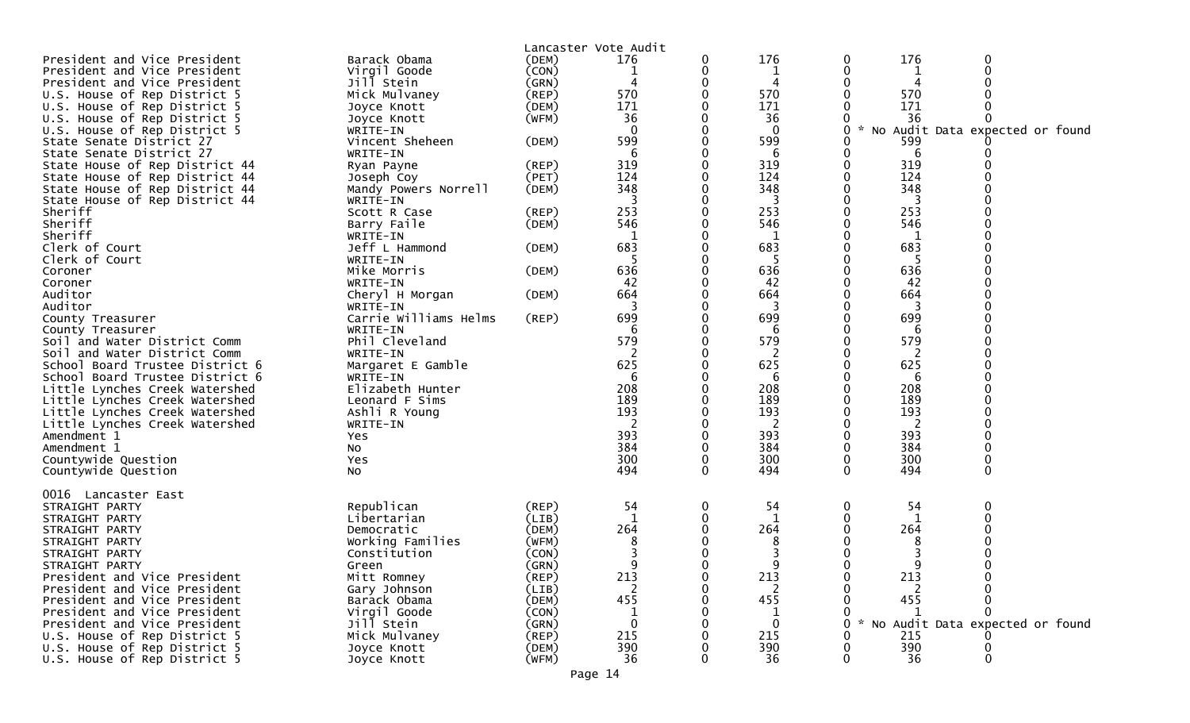Lancaster Vote Audit

| | | | | | | | | |
|---|---|---|---|---|---|---|---|---|
| President and Vice President | Barack Obama | (DEM) | 176 | 0 | 176 | 0 | 176 | 0 |
| President and Vice President | Virgil Goode | (CON) | 1 | 0 | 1 | 0 | 1 | 0 |
| President and Vice President | Jill Stein | (GRN) | 4 | 0 | 4 | 0 | 4 | 0 |
| U.S. House of Rep District 5 | Mick Mulvaney | (REP) | 570 | 0 | 570 | 0 | 570 | 0 |
| U.S. House of Rep District 5 | Joyce Knott | (DEM) | 171 | 0 | 171 | 0 | 171 | 0 |
| U.S. House of Rep District 5 | Joyce Knott | (WFM) | 36 | 0 | 36 | 0 | 36 | 0 |
| U.S. House of Rep District 5 | WRITE-IN | | 0 | 0 | 0 | 0 | * No Audit Data expected or found | |
| State Senate District 27 | Vincent Sheheen | (DEM) | 599 | 0 | 599 | 0 | 599 | 0 |
| State Senate District 27 | WRITE-IN | | 6 | 0 | 6 | 0 | 6 | 0 |
| State House of Rep District 44 | Ryan Payne | (REP) | 319 | 0 | 319 | 0 | 319 | 0 |
| State House of Rep District 44 | Joseph Coy | (PET) | 124 | 0 | 124 | 0 | 124 | 0 |
| State House of Rep District 44 | Mandy Powers Norrell | (DEM) | 348 | 0 | 348 | 0 | 348 | 0 |
| State House of Rep District 44 | WRITE-IN | | 3 | 0 | 3 | 0 | 3 | 0 |
| Sheriff | Scott R Case | (REP) | 253 | 0 | 253 | 0 | 253 | 0 |
| Sheriff | Barry Faile | (DEM) | 546 | 0 | 546 | 0 | 546 | 0 |
| Sheriff | WRITE-IN | | 1 | 0 | 1 | 0 | 1 | 0 |
| Clerk of Court | Jeff L Hammond | (DEM) | 683 | 0 | 683 | 0 | 683 | 0 |
| Clerk of Court | WRITE-IN | | 5 | 0 | 5 | 0 | 5 | 0 |
| Coroner | Mike Morris | (DEM) | 636 | 0 | 636 | 0 | 636 | 0 |
| Coroner | WRITE-IN | | 42 | 0 | 42 | 0 | 42 | 0 |
| Auditor | Cheryl H Morgan | (DEM) | 664 | 0 | 664 | 0 | 664 | 0 |
| Auditor | WRITE-IN | | 3 | 0 | 3 | 0 | 3 | 0 |
| County Treasurer | Carrie Williams Helms | (REP) | 699 | 0 | 699 | 0 | 699 | 0 |
| County Treasurer | WRITE-IN | | 6 | 0 | 6 | 0 | 6 | 0 |
| Soil and Water District Comm | Phil Cleveland | | 579 | 0 | 579 | 0 | 579 | 0 |
| Soil and Water District Comm | WRITE-IN | | 2 | 0 | 2 | 0 | 2 | 0 |
| School Board Trustee District 6 | Margaret E Gamble | | 625 | 0 | 625 | 0 | 625 | 0 |
| School Board Trustee District 6 | WRITE-IN | | 6 | 0 | 6 | 0 | 6 | 0 |
| Little Lynches Creek Watershed | Elizabeth Hunter | | 208 | 0 | 208 | 0 | 208 | 0 |
| Little Lynches Creek Watershed | Leonard F Sims | | 189 | 0 | 189 | 0 | 189 | 0 |
| Little Lynches Creek Watershed | Ashli R Young | | 193 | 0 | 193 | 0 | 193 | 0 |
| Little Lynches Creek Watershed | WRITE-IN | | 2 | 0 | 2 | 0 | 2 | 0 |
| Amendment 1 | Yes | | 393 | 0 | 393 | 0 | 393 | 0 |
| Amendment 1 | No | | 384 | 0 | 384 | 0 | 384 | 0 |
| Countywide Question | Yes | | 300 | 0 | 300 | 0 | 300 | 0 |
| Countywide Question | No | | 494 | 0 | 494 | 0 | 494 | 0 |

0016 Lancaster East

| | | | | | | | | |
|---|---|---|---|---|---|---|---|---|
| STRAIGHT PARTY | Republican | (REP) | 54 | 0 | 54 | 0 | 54 | 0 |
| STRAIGHT PARTY | Libertarian | (LIB) | 1 | 0 | 1 | 0 | 1 | 0 |
| STRAIGHT PARTY | Democratic | (DEM) | 264 | 0 | 264 | 0 | 264 | 0 |
| STRAIGHT PARTY | Working Families | (WFM) | 8 | 0 | 8 | 0 | 8 | 0 |
| STRAIGHT PARTY | Constitution | (CON) | 3 | 0 | 3 | 0 | 3 | 0 |
| STRAIGHT PARTY | Green | (GRN) | 9 | 0 | 9 | 0 | 9 | 0 |
| President and Vice President | Mitt Romney | (REP) | 213 | 0 | 213 | 0 | 213 | 0 |
| President and Vice President | Gary Johnson | (LIB) | 2 | 0 | 2 | 0 | 2 | 0 |
| President and Vice President | Barack Obama | (DEM) | 455 | 0 | 455 | 0 | 455 | 0 |
| President and Vice President | Virgil Goode | (CON) | 1 | 0 | 1 | 0 | 1 | 0 |
| President and Vice President | Jill Stein | (GRN) | 0 | 0 | 0 | 0 | * No Audit Data expected or found | |
| U.S. House of Rep District 5 | Mick Mulvaney | (REP) | 215 | 0 | 215 | 0 | 215 | 0 |
| U.S. House of Rep District 5 | Joyce Knott | (DEM) | 390 | 0 | 390 | 0 | 390 | 0 |
| U.S. House of Rep District 5 | Joyce Knott | (WFM) | 36 | 0 | 36 | 0 | 36 | 0 |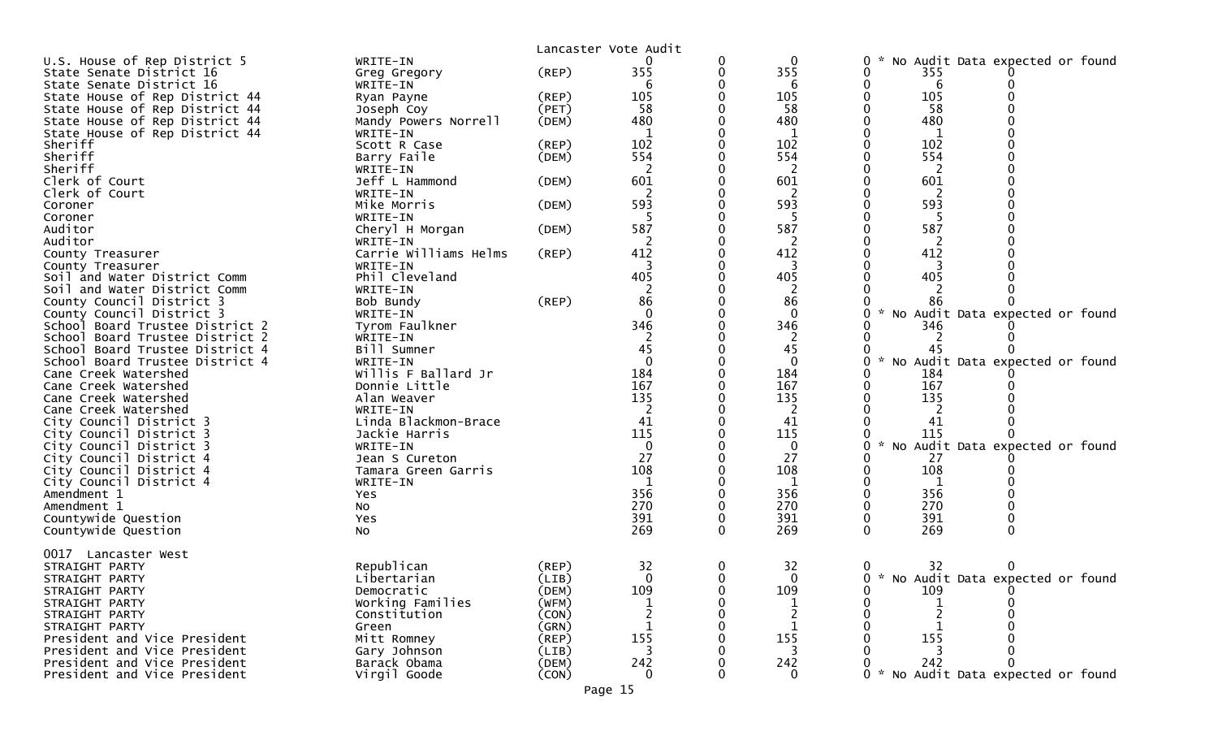Lancaster Vote Audit

| Contest | Candidate | Party | | | | | | |
|---|---|---|---|---|---|---|---|---|
| U.S. House of Rep District 5 | WRITE-IN | | 0 | 0 | 0 | 0 | * No Audit Data expected or found | |
| State Senate District 16 | Greg Gregory | (REP) | 355 | 0 | 355 | 0 | 355 | 0 |
| State Senate District 16 | WRITE-IN | | 6 | 0 | 6 | 0 | 6 | 0 |
| State House of Rep District 44 | Ryan Payne | (REP) | 105 | 0 | 105 | 0 | 105 | 0 |
| State House of Rep District 44 | Joseph Coy | (PET) | 58 | 0 | 58 | 0 | 58 | 0 |
| State House of Rep District 44 | Mandy Powers Norrell | (DEM) | 480 | 0 | 480 | 0 | 480 | 0 |
| State House of Rep District 44 | WRITE-IN | | 1 | 0 | 1 | 0 | 1 | 0 |
| Sheriff | Scott R Case | (REP) | 102 | 0 | 102 | 0 | 102 | 0 |
| Sheriff | Barry Faile | (DEM) | 554 | 0 | 554 | 0 | 554 | 0 |
| Sheriff | WRITE-IN | | 2 | 0 | 2 | 0 | 2 | 0 |
| Clerk of Court | Jeff L Hammond | (DEM) | 601 | 0 | 601 | 0 | 601 | 0 |
| Clerk of Court | WRITE-IN | | 2 | 0 | 2 | 0 | 2 | 0 |
| Coroner | Mike Morris | (DEM) | 593 | 0 | 593 | 0 | 593 | 0 |
| Coroner | WRITE-IN | | 5 | 0 | 5 | 0 | 5 | 0 |
| Auditor | Cheryl H Morgan | (DEM) | 587 | 0 | 587 | 0 | 587 | 0 |
| Auditor | WRITE-IN | | 2 | 0 | 2 | 0 | 2 | 0 |
| County Treasurer | Carrie Williams Helms | (REP) | 412 | 0 | 412 | 0 | 412 | 0 |
| County Treasurer | WRITE-IN | | 3 | 0 | 3 | 0 | 3 | 0 |
| Soil and Water District Comm | Phil Cleveland | | 405 | 0 | 405 | 0 | 405 | 0 |
| Soil and Water District Comm | WRITE-IN | | 2 | 0 | 2 | 0 | 2 | 0 |
| County Council District 3 | Bob Bundy | (REP) | 86 | 0 | 86 | 0 | 86 | 0 |
| County Council District 3 | WRITE-IN | | 0 | 0 | 0 | 0 | * No Audit Data expected or found | |
| School Board Trustee District 2 | Tyrom Faulkner | | 346 | 0 | 346 | 0 | 346 | 0 |
| School Board Trustee District 2 | WRITE-IN | | 2 | 0 | 2 | 0 | 2 | 0 |
| School Board Trustee District 4 | Bill Sumner | | 45 | 0 | 45 | 0 | 45 | 0 |
| School Board Trustee District 4 | WRITE-IN | | 0 | 0 | 0 | 0 | * No Audit Data expected or found | |
| Cane Creek Watershed | Willis F Ballard Jr | | 184 | 0 | 184 | 0 | 184 | 0 |
| Cane Creek Watershed | Donnie Little | | 167 | 0 | 167 | 0 | 167 | 0 |
| Cane Creek Watershed | Alan Weaver | | 135 | 0 | 135 | 0 | 135 | 0 |
| Cane Creek Watershed | WRITE-IN | | 2 | 0 | 2 | 0 | 2 | 0 |
| City Council District 3 | Linda Blackmon-Brace | | 41 | 0 | 41 | 0 | 41 | 0 |
| City Council District 3 | Jackie Harris | | 115 | 0 | 115 | 0 | 115 | 0 |
| City Council District 3 | WRITE-IN | | 0 | 0 | 0 | 0 | * No Audit Data expected or found | |
| City Council District 4 | Jean S Cureton | | 27 | 0 | 27 | 0 | 27 | 0 |
| City Council District 4 | Tamara Green Garris | | 108 | 0 | 108 | 0 | 108 | 0 |
| City Council District 4 | WRITE-IN | | 1 | 0 | 1 | 0 | 1 | 0 |
| Amendment 1 | Yes | | 356 | 0 | 356 | 0 | 356 | 0 |
| Amendment 1 | No | | 270 | 0 | 270 | 0 | 270 | 0 |
| Countywide Question | Yes | | 391 | 0 | 391 | 0 | 391 | 0 |
| Countywide Question | No | | 269 | 0 | 269 | 0 | 269 | 0 |

0017 Lancaster West

| Contest | Candidate | Party | | | | | | |
|---|---|---|---|---|---|---|---|---|
| STRAIGHT PARTY | Republican | (REP) | 32 | 0 | 32 | 0 | 32 | 0 |
| STRAIGHT PARTY | Libertarian | (LIB) | 0 | 0 | 0 | 0 | * No Audit Data expected or found | |
| STRAIGHT PARTY | Democratic | (DEM) | 109 | 0 | 109 | 0 | 109 | 0 |
| STRAIGHT PARTY | Working Families | (WFM) | 1 | 0 | 1 | 0 | 1 | 0 |
| STRAIGHT PARTY | Constitution | (CON) | 2 | 0 | 2 | 0 | 2 | 0 |
| STRAIGHT PARTY | Green | (GRN) | 1 | 0 | 1 | 0 | 1 | 0 |
| President and Vice President | Mitt Romney | (REP) | 155 | 0 | 155 | 0 | 155 | 0 |
| President and Vice President | Gary Johnson | (LIB) | 3 | 0 | 3 | 0 | 3 | 0 |
| President and Vice President | Barack Obama | (DEM) | 242 | 0 | 242 | 0 | 242 | 0 |
| President and Vice President | Virgil Goode | (CON) | 0 | 0 | 0 | 0 | * No Audit Data expected or found | |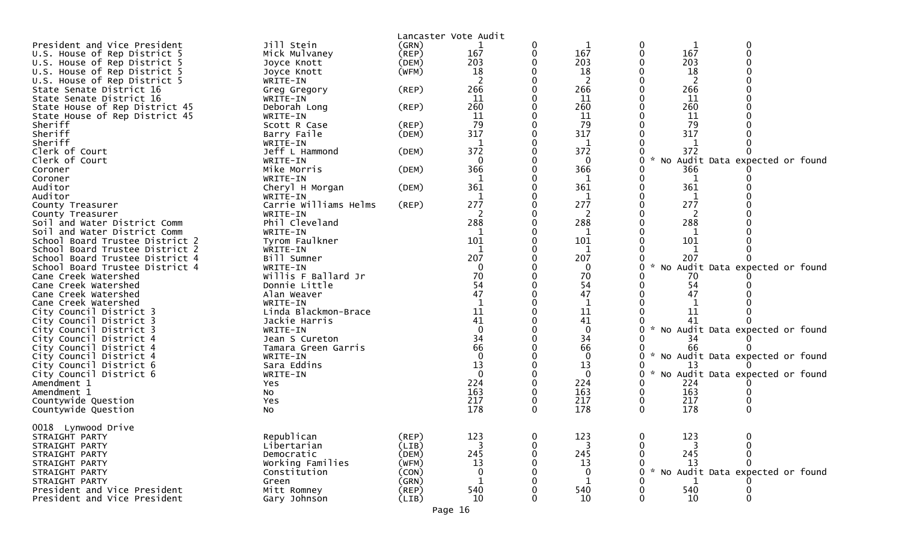Lancaster Vote Audit

| | | | | | | | | |
|---|---|---|---|---|---|---|---|---|
| President and Vice President | Jill Stein | (GRN) | 1 | 0 | 1 | 0 | 1 | 0 |
| U.S. House of Rep District 5 | Mick Mulvaney | (REP) | 167 | 0 | 167 | 0 | 167 | 0 |
| U.S. House of Rep District 5 | Joyce Knott | (DEM) | 203 | 0 | 203 | 0 | 203 | 0 |
| U.S. House of Rep District 5 | Joyce Knott | (WFM) | 18 | 0 | 18 | 0 | 18 | 0 |
| U.S. House of Rep District 5 | WRITE-IN | | 2 | 0 | 2 | 0 | 2 | 0 |
| State Senate District 16 | Greg Gregory | (REP) | 266 | 0 | 266 | 0 | 266 | 0 |
| State Senate District 16 | WRITE-IN | | 11 | 0 | 11 | 0 | 11 | 0 |
| State House of Rep District 45 | Deborah Long | (REP) | 260 | 0 | 260 | 0 | 260 | 0 |
| State House of Rep District 45 | WRITE-IN | | 11 | 0 | 11 | 0 | 11 | 0 |
| Sheriff | Scott R Case | (REP) | 79 | 0 | 79 | 0 | 79 | 0 |
| Sheriff | Barry Faile | (DEM) | 317 | 0 | 317 | 0 | 317 | 0 |
| Sheriff | WRITE-IN | | 1 | 0 | 1 | 0 | 1 | 0 |
| Clerk of Court | Jeff L Hammond | (DEM) | 372 | 0 | 372 | 0 | 372 | 0 |
| Clerk of Court | WRITE-IN | | 0 | 0 | 0 | 0 | * No Audit Data expected or found | |
| Coroner | Mike Morris | (DEM) | 366 | 0 | 366 | 0 | 366 | 0 |
| Coroner | WRITE-IN | | 1 | 0 | 1 | 0 | 1 | 0 |
| Auditor | Cheryl H Morgan | (DEM) | 361 | 0 | 361 | 0 | 361 | 0 |
| Auditor | WRITE-IN | | 1 | 0 | 1 | 0 | 1 | 0 |
| County Treasurer | Carrie Williams Helms | (REP) | 277 | 0 | 277 | 0 | 277 | 0 |
| County Treasurer | WRITE-IN | | 2 | 0 | 2 | 0 | 2 | 0 |
| Soil and Water District Comm | Phil Cleveland | | 288 | 0 | 288 | 0 | 288 | 0 |
| Soil and Water District Comm | WRITE-IN | | 1 | 0 | 1 | 0 | 1 | 0 |
| School Board Trustee District 2 | Tyrom Faulkner | | 101 | 0 | 101 | 0 | 101 | 0 |
| School Board Trustee District 2 | WRITE-IN | | 1 | 0 | 1 | 0 | 1 | 0 |
| School Board Trustee District 4 | Bill Sumner | | 207 | 0 | 207 | 0 | 207 | 0 |
| School Board Trustee District 4 | WRITE-IN | | 0 | 0 | 0 | 0 | * No Audit Data expected or found | |
| Cane Creek Watershed | Willis F Ballard Jr | | 70 | 0 | 70 | 0 | 70 | 0 |
| Cane Creek Watershed | Donnie Little | | 54 | 0 | 54 | 0 | 54 | 0 |
| Cane Creek Watershed | Alan Weaver | | 47 | 0 | 47 | 0 | 47 | 0 |
| Cane Creek Watershed | WRITE-IN | | 1 | 0 | 1 | 0 | 1 | 0 |
| City Council District 3 | Linda Blackmon-Brace | | 11 | 0 | 11 | 0 | 11 | 0 |
| City Council District 3 | Jackie Harris | | 41 | 0 | 41 | 0 | 41 | 0 |
| City Council District 3 | WRITE-IN | | 0 | 0 | 0 | 0 | * No Audit Data expected or found | |
| City Council District 4 | Jean S Cureton | | 34 | 0 | 34 | 0 | 34 | 0 |
| City Council District 4 | Tamara Green Garris | | 66 | 0 | 66 | 0 | 66 | 0 |
| City Council District 4 | WRITE-IN | | 0 | 0 | 0 | 0 | * No Audit Data expected or found | |
| City Council District 6 | Sara Eddins | | 13 | 0 | 13 | 0 | 13 | 0 |
| City Council District 6 | WRITE-IN | | 0 | 0 | 0 | 0 | * No Audit Data expected or found | |
| Amendment 1 | Yes | | 224 | 0 | 224 | 0 | 224 | 0 |
| Amendment 1 | No | | 163 | 0 | 163 | 0 | 163 | 0 |
| Countywide Question | Yes | | 217 | 0 | 217 | 0 | 217 | 0 |
| Countywide Question | No | | 178 | 0 | 178 | 0 | 178 | 0 |

0018 Lynwood Drive

| | | | | | | | | |
|---|---|---|---|---|---|---|---|---|
| STRAIGHT PARTY | Republican | (REP) | 123 | 0 | 123 | 0 | 123 | 0 |
| STRAIGHT PARTY | Libertarian | (LIB) | 3 | 0 | 3 | 0 | 3 | 0 |
| STRAIGHT PARTY | Democratic | (DEM) | 245 | 0 | 245 | 0 | 245 | 0 |
| STRAIGHT PARTY | Working Families | (WFM) | 13 | 0 | 13 | 0 | 13 | 0 |
| STRAIGHT PARTY | Constitution | (CON) | 0 | 0 | 0 | 0 | * No Audit Data expected or found | |
| STRAIGHT PARTY | Green | (GRN) | 1 | 0 | 1 | 0 | 1 | 0 |
| President and Vice President | Mitt Romney | (REP) | 540 | 0 | 540 | 0 | 540 | 0 |
| President and Vice President | Gary Johnson | (LIB) | 10 | 0 | 10 | 0 | 10 | 0 |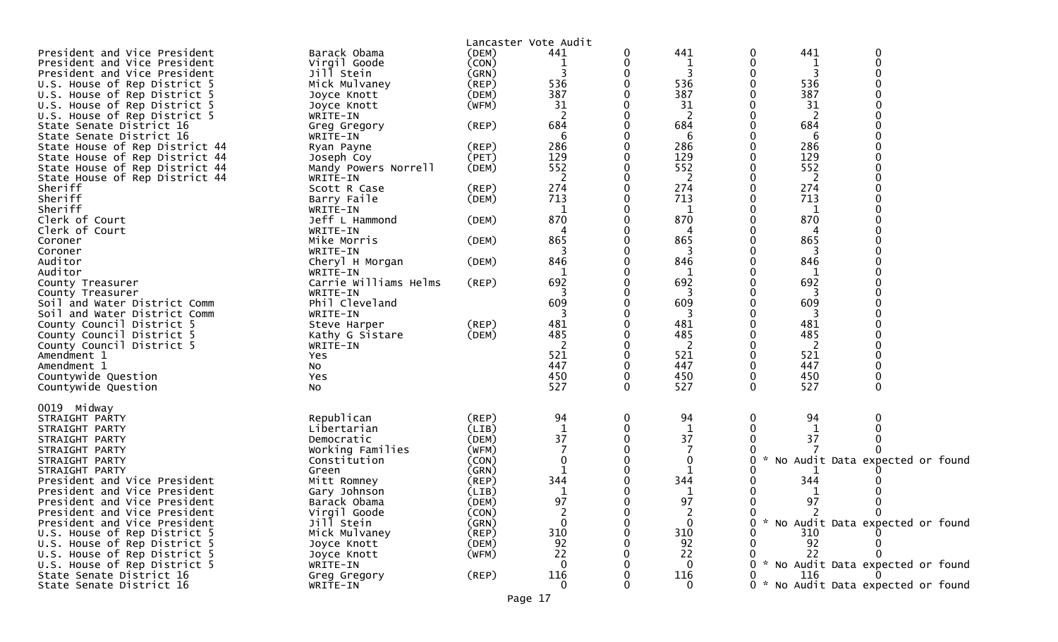Lancaster Vote Audit

| | | | | | | | | |
|---|---|---|---|---|---|---|---|---|
| President and Vice President | Barack Obama | (DEM) | 441 | 0 | 441 | 0 | 441 | 0 |
| President and Vice President | Virgil Goode | (CON) | 1 | 0 | 1 | 0 | 1 | 0 |
| President and Vice President | Jill Stein | (GRN) | 3 | 0 | 3 | 0 | 3 | 0 |
| U.S. House of Rep District 5 | Mick Mulvaney | (REP) | 536 | 0 | 536 | 0 | 536 | 0 |
| U.S. House of Rep District 5 | Joyce Knott | (DEM) | 387 | 0 | 387 | 0 | 387 | 0 |
| U.S. House of Rep District 5 | Joyce Knott | (WFM) | 31 | 0 | 31 | 0 | 31 | 0 |
| U.S. House of Rep District 5 | WRITE-IN | | 2 | 0 | 2 | 0 | 2 | 0 |
| State Senate District 16 | Greg Gregory | (REP) | 684 | 0 | 684 | 0 | 684 | 0 |
| State Senate District 16 | WRITE-IN | | 6 | 0 | 6 | 0 | 6 | 0 |
| State House of Rep District 44 | Ryan Payne | (REP) | 286 | 0 | 286 | 0 | 286 | 0 |
| State House of Rep District 44 | Joseph Coy | (PET) | 129 | 0 | 129 | 0 | 129 | 0 |
| State House of Rep District 44 | Mandy Powers Norrell | (DEM) | 552 | 0 | 552 | 0 | 552 | 0 |
| State House of Rep District 44 | WRITE-IN | | 2 | 0 | 2 | 0 | 2 | 0 |
| Sheriff | Scott R Case | (REP) | 274 | 0 | 274 | 0 | 274 | 0 |
| Sheriff | Barry Faile | (DEM) | 713 | 0 | 713 | 0 | 713 | 0 |
| Sheriff | WRITE-IN | | 1 | 0 | 1 | 0 | 1 | 0 |
| Clerk of Court | Jeff L Hammond | (DEM) | 870 | 0 | 870 | 0 | 870 | 0 |
| Clerk of Court | WRITE-IN | | 4 | 0 | 4 | 0 | 4 | 0 |
| Coroner | Mike Morris | (DEM) | 865 | 0 | 865 | 0 | 865 | 0 |
| Coroner | WRITE-IN | | 3 | 0 | 3 | 0 | 3 | 0 |
| Auditor | Cheryl H Morgan | (DEM) | 846 | 0 | 846 | 0 | 846 | 0 |
| Auditor | WRITE-IN | | 1 | 0 | 1 | 0 | 1 | 0 |
| County Treasurer | Carrie Williams Helms | (REP) | 692 | 0 | 692 | 0 | 692 | 0 |
| County Treasurer | WRITE-IN | | 3 | 0 | 3 | 0 | 3 | 0 |
| Soil and Water District Comm | Phil Cleveland | | 609 | 0 | 609 | 0 | 609 | 0 |
| Soil and Water District Comm | WRITE-IN | | 3 | 0 | 3 | 0 | 3 | 0 |
| County Council District 5 | Steve Harper | (REP) | 481 | 0 | 481 | 0 | 481 | 0 |
| County Council District 5 | Kathy G Sistare | (DEM) | 485 | 0 | 485 | 0 | 485 | 0 |
| County Council District 5 | WRITE-IN | | 2 | 0 | 2 | 0 | 2 | 0 |
| Amendment 1 | Yes | | 521 | 0 | 521 | 0 | 521 | 0 |
| Amendment 1 | No | | 447 | 0 | 447 | 0 | 447 | 0 |
| Countywide Question | Yes | | 450 | 0 | 450 | 0 | 450 | 0 |
| Countywide Question | No | | 527 | 0 | 527 | 0 | 527 | 0 |

0019 Midway

| | | | | | | | | |
|---|---|---|---|---|---|---|---|---|
| STRAIGHT PARTY | Republican | (REP) | 94 | 0 | 94 | 0 | 94 | 0 |
| STRAIGHT PARTY | Libertarian | (LIB) | 1 | 0 | 1 | 0 | 1 | 0 |
| STRAIGHT PARTY | Democratic | (DEM) | 37 | 0 | 37 | 0 | 37 | 0 |
| STRAIGHT PARTY | Working Families | (WFM) | 7 | 0 | 7 | 0 | 7 | 0 |
| STRAIGHT PARTY | Constitution | (CON) | 0 | 0 | 0 | 0 * No Audit Data expected or found | | |
| STRAIGHT PARTY | Green | (GRN) | 1 | 0 | 1 | 0 | 1 | 0 |
| President and Vice President | Mitt Romney | (REP) | 344 | 0 | 344 | 0 | 344 | 0 |
| President and Vice President | Gary Johnson | (LIB) | 1 | 0 | 1 | 0 | 1 | 0 |
| President and Vice President | Barack Obama | (DEM) | 97 | 0 | 97 | 0 | 97 | 0 |
| President and Vice President | Virgil Goode | (CON) | 2 | 0 | 2 | 0 | 2 | 0 |
| President and Vice President | Jill Stein | (GRN) | 0 | 0 | 0 | 0 * No Audit Data expected or found | | |
| U.S. House of Rep District 5 | Mick Mulvaney | (REP) | 310 | 0 | 310 | 0 | 310 | 0 |
| U.S. House of Rep District 5 | Joyce Knott | (DEM) | 92 | 0 | 92 | 0 | 92 | 0 |
| U.S. House of Rep District 5 | Joyce Knott | (WFM) | 22 | 0 | 22 | 0 | 22 | 0 |
| U.S. House of Rep District 5 | WRITE-IN | | 0 | 0 | 0 | 0 * No Audit Data expected or found | | |
| State Senate District 16 | Greg Gregory | (REP) | 116 | 0 | 116 | 0 | 116 | 0 |
| State Senate District 16 | WRITE-IN | | 0 | 0 | 0 | 0 * No Audit Data expected or found | | |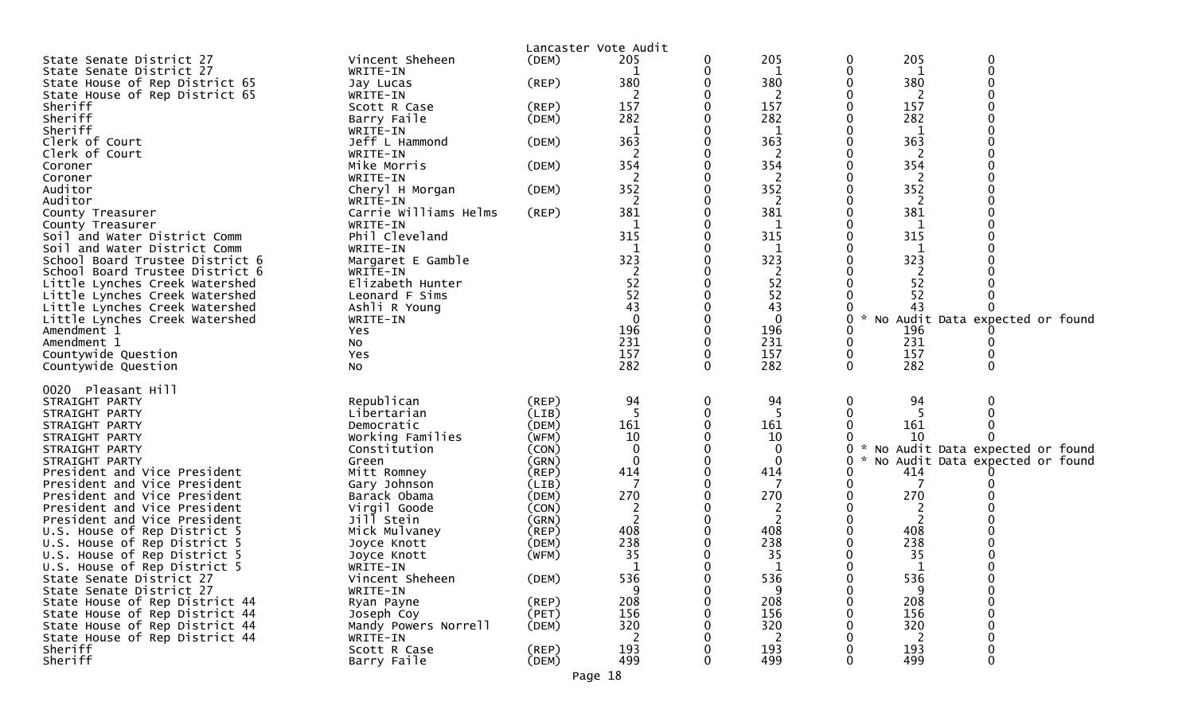Lancaster Vote Audit

| Contest | Candidate | Party | Votes | | | | | |
|---|---|---|---|---|---|---|---|---|
| State Senate District 27 | Vincent Sheheen | (DEM) | 205 | 0 | 205 | 0 | 205 | 0 |
| State Senate District 27 | WRITE-IN | | 1 | 0 | 1 | 0 | 1 | 0 |
| State House of Rep District 65 | Jay Lucas | (REP) | 380 | 0 | 380 | 0 | 380 | 0 |
| State House of Rep District 65 | WRITE-IN | | 2 | 0 | 2 | 0 | 2 | 0 |
| Sheriff | Scott R Case | (REP) | 157 | 0 | 157 | 0 | 157 | 0 |
| Sheriff | Barry Faile | (DEM) | 282 | 0 | 282 | 0 | 282 | 0 |
| Sheriff | WRITE-IN | | 1 | 0 | 1 | 0 | 1 | 0 |
| Clerk of Court | Jeff L Hammond | (DEM) | 363 | 0 | 363 | 0 | 363 | 0 |
| Clerk of Court | WRITE-IN | | 2 | 0 | 2 | 0 | 2 | 0 |
| Coroner | Mike Morris | (DEM) | 354 | 0 | 354 | 0 | 354 | 0 |
| Coroner | WRITE-IN | | 2 | 0 | 2 | 0 | 2 | 0 |
| Auditor | Cheryl H Morgan | (DEM) | 352 | 0 | 352 | 0 | 352 | 0 |
| Auditor | WRITE-IN | | 2 | 0 | 2 | 0 | 2 | 0 |
| County Treasurer | Carrie Williams Helms | (REP) | 381 | 0 | 381 | 0 | 381 | 0 |
| County Treasurer | WRITE-IN | | 1 | 0 | 1 | 0 | 1 | 0 |
| Soil and Water District Comm | Phil Cleveland | | 315 | 0 | 315 | 0 | 315 | 0 |
| Soil and Water District Comm | WRITE-IN | | 1 | 0 | 1 | 0 | 1 | 0 |
| School Board Trustee District 6 | Margaret E Gamble | | 323 | 0 | 323 | 0 | 323 | 0 |
| School Board Trustee District 6 | WRITE-IN | | 2 | 0 | 2 | 0 | 2 | 0 |
| Little Lynches Creek Watershed | Elizabeth Hunter | | 52 | 0 | 52 | 0 | 52 | 0 |
| Little Lynches Creek Watershed | Leonard F Sims | | 52 | 0 | 52 | 0 | 52 | 0 |
| Little Lynches Creek Watershed | Ashli R Young | | 43 | 0 | 43 | 0 | 43 | 0 |
| Little Lynches Creek Watershed | WRITE-IN | | 0 | 0 | 0 | 0 * No Audit Data expected or found | | |
| Amendment 1 | Yes | | 196 | 0 | 196 | 0 | 196 | 0 |
| Amendment 1 | No | | 231 | 0 | 231 | 0 | 231 | 0 |
| Countywide Question | Yes | | 157 | 0 | 157 | 0 | 157 | 0 |
| Countywide Question | No | | 282 | 0 | 282 | 0 | 282 | 0 |
| **0020 Pleasant Hill** | | | | | | | | |
| STRAIGHT PARTY | Republican | (REP) | 94 | 0 | 94 | 0 | 94 | 0 |
| STRAIGHT PARTY | Libertarian | (LIB) | 5 | 0 | 5 | 0 | 5 | 0 |
| STRAIGHT PARTY | Democratic | (DEM) | 161 | 0 | 161 | 0 | 161 | 0 |
| STRAIGHT PARTY | Working Families | (WFM) | 10 | 0 | 10 | 0 | 10 | 0 |
| STRAIGHT PARTY | Constitution | (CON) | 0 | 0 | 0 | 0 * No Audit Data expected or found | | |
| STRAIGHT PARTY | Green | (GRN) | 0 | 0 | 0 | 0 * No Audit Data expected or found | | |
| President and Vice President | Mitt Romney | (REP) | 414 | 0 | 414 | 0 | 414 | 0 |
| President and Vice President | Gary Johnson | (LIB) | 7 | 0 | 7 | 0 | 7 | 0 |
| President and Vice President | Barack Obama | (DEM) | 270 | 0 | 270 | 0 | 270 | 0 |
| President and Vice President | Virgil Goode | (CON) | 2 | 0 | 2 | 0 | 2 | 0 |
| President and Vice President | Jill Stein | (GRN) | 2 | 0 | 2 | 0 | 2 | 0 |
| U.S. House of Rep District 5 | Mick Mulvaney | (REP) | 408 | 0 | 408 | 0 | 408 | 0 |
| U.S. House of Rep District 5 | Joyce Knott | (DEM) | 238 | 0 | 238 | 0 | 238 | 0 |
| U.S. House of Rep District 5 | Joyce Knott | (WFM) | 35 | 0 | 35 | 0 | 35 | 0 |
| U.S. House of Rep District 5 | WRITE-IN | | 1 | 0 | 1 | 0 | 1 | 0 |
| State Senate District 27 | Vincent Sheheen | (DEM) | 536 | 0 | 536 | 0 | 536 | 0 |
| State Senate District 27 | WRITE-IN | | 9 | 0 | 9 | 0 | 9 | 0 |
| State House of Rep District 44 | Ryan Payne | (REP) | 208 | 0 | 208 | 0 | 208 | 0 |
| State House of Rep District 44 | Joseph Coy | (PET) | 156 | 0 | 156 | 0 | 156 | 0 |
| State House of Rep District 44 | Mandy Powers Norrell | (DEM) | 320 | 0 | 320 | 0 | 320 | 0 |
| State House of Rep District 44 | WRITE-IN | | 2 | 0 | 2 | 0 | 2 | 0 |
| Sheriff | Scott R Case | (REP) | 193 | 0 | 193 | 0 | 193 | 0 |
| Sheriff | Barry Faile | (DEM) | 499 | 0 | 499 | 0 | 499 | 0 |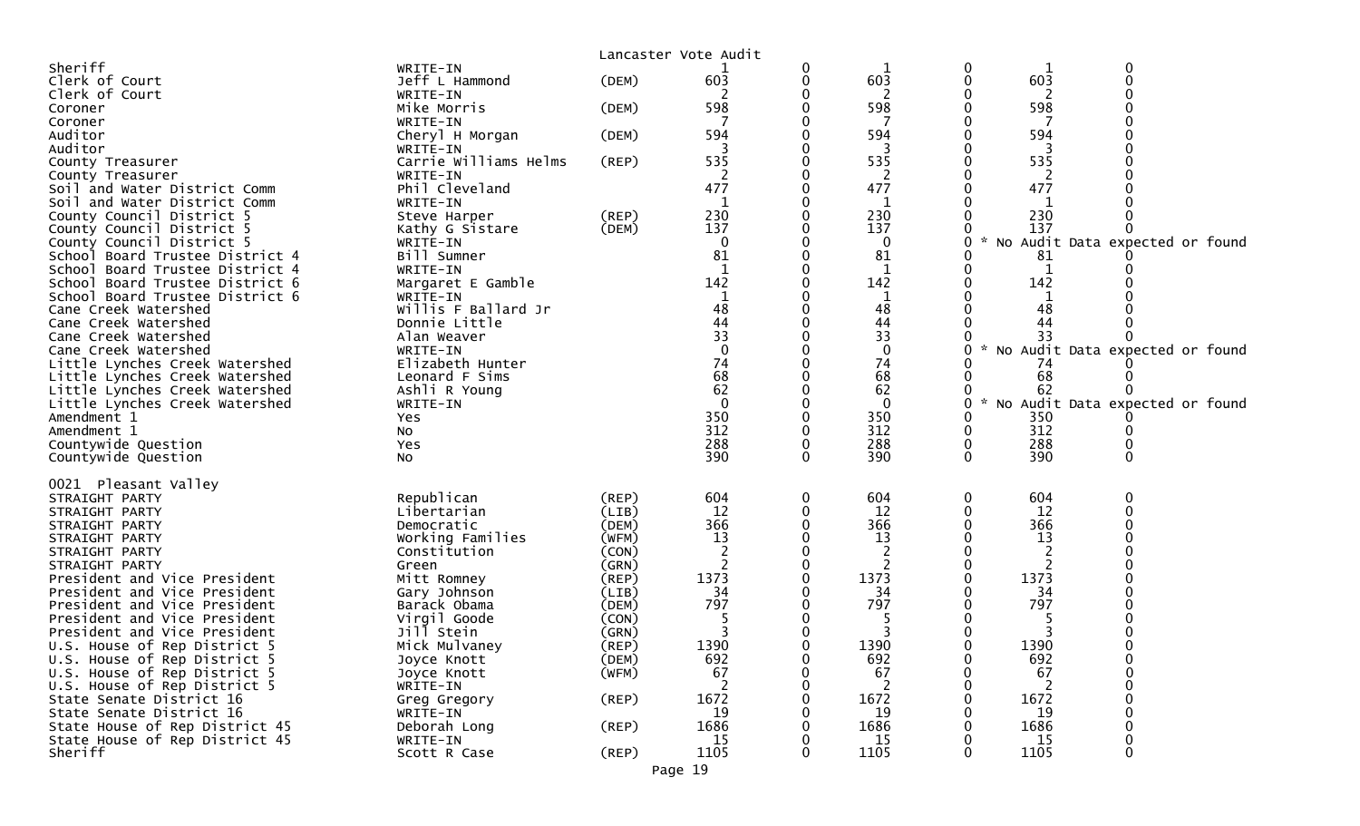Lancaster Vote Audit

| | | | | | | | | |
|---|---|---|---|---|---|---|---|---|
| Sheriff | WRITE-IN | | 1 | 0 | 1 | 0 | 1 | 0 |
| Clerk of Court | Jeff L Hammond | (DEM) | 603 | 0 | 603 | 0 | 603 | 0 |
| Clerk of Court | WRITE-IN | | 2 | 0 | 2 | 0 | 2 | 0 |
| Coroner | Mike Morris | (DEM) | 598 | 0 | 598 | 0 | 598 | 0 |
| Coroner | WRITE-IN | | 7 | 0 | 7 | 0 | 7 | 0 |
| Auditor | Cheryl H Morgan | (DEM) | 594 | 0 | 594 | 0 | 594 | 0 |
| Auditor | WRITE-IN | | 3 | 0 | 3 | 0 | 3 | 0 |
| County Treasurer | Carrie Williams Helms | (REP) | 535 | 0 | 535 | 0 | 535 | 0 |
| County Treasurer | WRITE-IN | | 2 | 0 | 2 | 0 | 2 | 0 |
| Soil and Water District Comm | Phil Cleveland | | 477 | 0 | 477 | 0 | 477 | 0 |
| Soil and Water District Comm | WRITE-IN | | 1 | 0 | 1 | 0 | 1 | 0 |
| County Council District 5 | Steve Harper | (REP) | 230 | 0 | 230 | 0 | 230 | 0 |
| County Council District 5 | Kathy G Sistare | (DEM) | 137 | 0 | 137 | 0 | 137 | 0 |
| County Council District 5 | WRITE-IN | | 0 | 0 | 0 | 0 * No Audit Data expected or found | | |
| School Board Trustee District 4 | Bill Sumner | | 81 | 0 | 81 | 0 | 81 | 0 |
| School Board Trustee District 4 | WRITE-IN | | 1 | 0 | 1 | 0 | 1 | 0 |
| School Board Trustee District 6 | Margaret E Gamble | | 142 | 0 | 142 | 0 | 142 | 0 |
| School Board Trustee District 6 | WRITE-IN | | 1 | 0 | 1 | 0 | 1 | 0 |
| Cane Creek Watershed | Willis F Ballard Jr | | 48 | 0 | 48 | 0 | 48 | 0 |
| Cane Creek Watershed | Donnie Little | | 44 | 0 | 44 | 0 | 44 | 0 |
| Cane Creek Watershed | Alan Weaver | | 33 | 0 | 33 | 0 | 33 | 0 |
| Cane Creek Watershed | WRITE-IN | | 0 | 0 | 0 | 0 * No Audit Data expected or found | | |
| Little Lynches Creek Watershed | Elizabeth Hunter | | 74 | 0 | 74 | 0 | 74 | 0 |
| Little Lynches Creek Watershed | Leonard F Sims | | 68 | 0 | 68 | 0 | 68 | 0 |
| Little Lynches Creek Watershed | Ashli R Young | | 62 | 0 | 62 | 0 | 62 | 0 |
| Little Lynches Creek Watershed | WRITE-IN | | 0 | 0 | 0 | 0 * No Audit Data expected or found | | |
| Amendment 1 | Yes | | 350 | 0 | 350 | 0 | 350 | 0 |
| Amendment 1 | No | | 312 | 0 | 312 | 0 | 312 | 0 |
| Countywide Question | Yes | | 288 | 0 | 288 | 0 | 288 | 0 |
| Countywide Question | No | | 390 | 0 | 390 | 0 | 390 | 0 |

0021 Pleasant Valley

| | | | | | | | | |
|---|---|---|---|---|---|---|---|---|
| STRAIGHT PARTY | Republican | (REP) | 604 | 0 | 604 | 0 | 604 | 0 |
| STRAIGHT PARTY | Libertarian | (LIB) | 12 | 0 | 12 | 0 | 12 | 0 |
| STRAIGHT PARTY | Democratic | (DEM) | 366 | 0 | 366 | 0 | 366 | 0 |
| STRAIGHT PARTY | Working Families | (WFM) | 13 | 0 | 13 | 0 | 13 | 0 |
| STRAIGHT PARTY | Constitution | (CON) | 2 | 0 | 2 | 0 | 2 | 0 |
| STRAIGHT PARTY | Green | (GRN) | 2 | 0 | 2 | 0 | 2 | 0 |
| President and Vice President | Mitt Romney | (REP) | 1373 | 0 | 1373 | 0 | 1373 | 0 |
| President and Vice President | Gary Johnson | (LIB) | 34 | 0 | 34 | 0 | 34 | 0 |
| President and Vice President | Barack Obama | (DEM) | 797 | 0 | 797 | 0 | 797 | 0 |
| President and Vice President | Virgil Goode | (CON) | 5 | 0 | 5 | 0 | 5 | 0 |
| President and Vice President | Jill Stein | (GRN) | 3 | 0 | 3 | 0 | 3 | 0 |
| U.S. House of Rep District 5 | Mick Mulvaney | (REP) | 1390 | 0 | 1390 | 0 | 1390 | 0 |
| U.S. House of Rep District 5 | Joyce Knott | (DEM) | 692 | 0 | 692 | 0 | 692 | 0 |
| U.S. House of Rep District 5 | Joyce Knott | (WFM) | 67 | 0 | 67 | 0 | 67 | 0 |
| U.S. House of Rep District 5 | WRITE-IN | | 2 | 0 | 2 | 0 | 2 | 0 |
| State Senate District 16 | Greg Gregory | (REP) | 1672 | 0 | 1672 | 0 | 1672 | 0 |
| State Senate District 16 | WRITE-IN | | 19 | 0 | 19 | 0 | 19 | 0 |
| State House of Rep District 45 | Deborah Long | (REP) | 1686 | 0 | 1686 | 0 | 1686 | 0 |
| State House of Rep District 45 | WRITE-IN | | 15 | 0 | 15 | 0 | 15 | 0 |
| Sheriff | Scott R Case | (REP) | 1105 | 0 | 1105 | 0 | 1105 | 0 |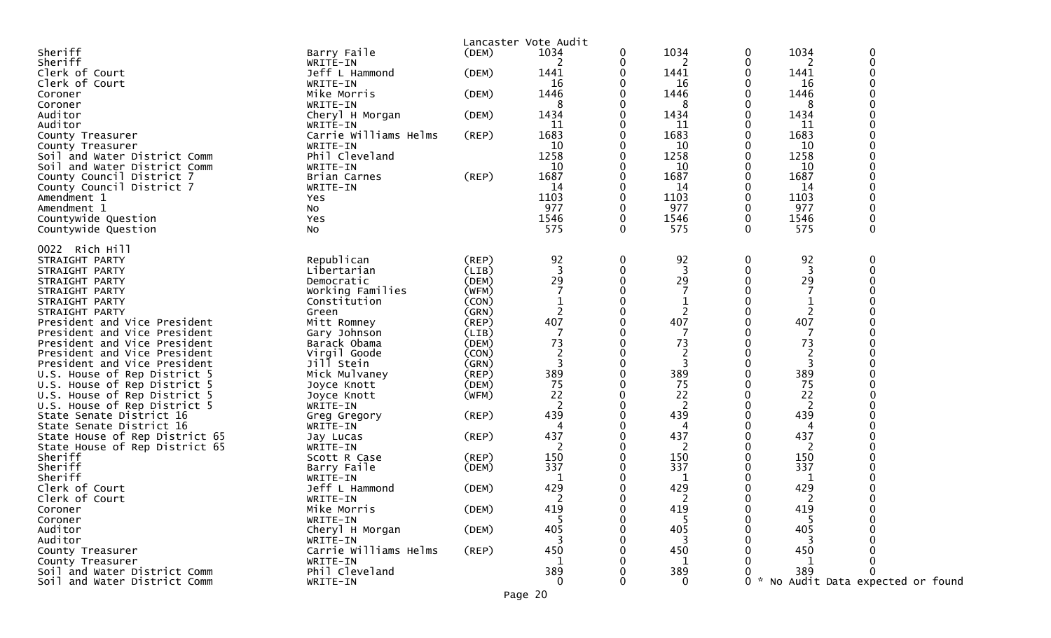Lancaster Vote Audit

| | | | | | | | | |
|---|---|---|---|---|---|---|---|---|
| Sheriff | Barry Faile | (DEM) | 1034 | 0 | 1034 | 0 | 1034 | 0 |
| Sheriff | WRITE-IN | | 2 | 0 | 2 | 0 | 2 | 0 |
| Clerk of Court | Jeff L Hammond | (DEM) | 1441 | 0 | 1441 | 0 | 1441 | 0 |
| Clerk of Court | WRITE-IN | | 16 | 0 | 16 | 0 | 16 | 0 |
| Coroner | Mike Morris | (DEM) | 1446 | 0 | 1446 | 0 | 1446 | 0 |
| Coroner | WRITE-IN | | 8 | 0 | 8 | 0 | 8 | 0 |
| Auditor | Cheryl H Morgan | (DEM) | 1434 | 0 | 1434 | 0 | 1434 | 0 |
| Auditor | WRITE-IN | | 11 | 0 | 11 | 0 | 11 | 0 |
| County Treasurer | Carrie Williams Helms | (REP) | 1683 | 0 | 1683 | 0 | 1683 | 0 |
| County Treasurer | WRITE-IN | | 10 | 0 | 10 | 0 | 10 | 0 |
| Soil and Water District Comm | Phil Cleveland | | 1258 | 0 | 1258 | 0 | 1258 | 0 |
| Soil and Water District Comm | WRITE-IN | | 10 | 0 | 10 | 0 | 10 | 0 |
| County Council District 7 | Brian Carnes | (REP) | 1687 | 0 | 1687 | 0 | 1687 | 0 |
| County Council District 7 | WRITE-IN | | 14 | 0 | 14 | 0 | 14 | 0 |
| Amendment 1 | Yes | | 1103 | 0 | 1103 | 0 | 1103 | 0 |
| Amendment 1 | No | | 977 | 0 | 977 | 0 | 977 | 0 |
| Countywide Question | Yes | | 1546 | 0 | 1546 | 0 | 1546 | 0 |
| Countywide Question | No | | 575 | 0 | 575 | 0 | 575 | 0 |

0022 Rich Hill

| | | | | | | | | |
|---|---|---|---|---|---|---|---|---|
| STRAIGHT PARTY | Republican | (REP) | 92 | 0 | 92 | 0 | 92 | 0 |
| STRAIGHT PARTY | Libertarian | (LIB) | 3 | 0 | 3 | 0 | 3 | 0 |
| STRAIGHT PARTY | Democratic | (DEM) | 29 | 0 | 29 | 0 | 29 | 0 |
| STRAIGHT PARTY | Working Families | (WFM) | 7 | 0 | 7 | 0 | 7 | 0 |
| STRAIGHT PARTY | Constitution | (CON) | 1 | 0 | 1 | 0 | 1 | 0 |
| STRAIGHT PARTY | Green | (GRN) | 2 | 0 | 2 | 0 | 2 | 0 |
| President and Vice President | Mitt Romney | (REP) | 407 | 0 | 407 | 0 | 407 | 0 |
| President and Vice President | Gary Johnson | (LIB) | 7 | 0 | 7 | 0 | 7 | 0 |
| President and Vice President | Barack Obama | (DEM) | 73 | 0 | 73 | 0 | 73 | 0 |
| President and Vice President | Virgil Goode | (CON) | 2 | 0 | 2 | 0 | 2 | 0 |
| President and Vice President | Jill Stein | (GRN) | 3 | 0 | 3 | 0 | 3 | 0 |
| U.S. House of Rep District 5 | Mick Mulvaney | (REP) | 389 | 0 | 389 | 0 | 389 | 0 |
| U.S. House of Rep District 5 | Joyce Knott | (DEM) | 75 | 0 | 75 | 0 | 75 | 0 |
| U.S. House of Rep District 5 | Joyce Knott | (WFM) | 22 | 0 | 22 | 0 | 22 | 0 |
| U.S. House of Rep District 5 | WRITE-IN | | 2 | 0 | 2 | 0 | 2 | 0 |
| State Senate District 16 | Greg Gregory | (REP) | 439 | 0 | 439 | 0 | 439 | 0 |
| State Senate District 16 | WRITE-IN | | 4 | 0 | 4 | 0 | 4 | 0 |
| State House of Rep District 65 | Jay Lucas | (REP) | 437 | 0 | 437 | 0 | 437 | 0 |
| State House of Rep District 65 | WRITE-IN | | 2 | 0 | 2 | 0 | 2 | 0 |
| Sheriff | Scott R Case | (REP) | 150 | 0 | 150 | 0 | 150 | 0 |
| Sheriff | Barry Faile | (DEM) | 337 | 0 | 337 | 0 | 337 | 0 |
| Sheriff | WRITE-IN | | 1 | 0 | 1 | 0 | 1 | 0 |
| Clerk of Court | Jeff L Hammond | (DEM) | 429 | 0 | 429 | 0 | 429 | 0 |
| Clerk of Court | WRITE-IN | | 2 | 0 | 2 | 0 | 2 | 0 |
| Coroner | Mike Morris | (DEM) | 419 | 0 | 419 | 0 | 419 | 0 |
| Coroner | WRITE-IN | | 5 | 0 | 5 | 0 | 5 | 0 |
| Auditor | Cheryl H Morgan | (DEM) | 405 | 0 | 405 | 0 | 405 | 0 |
| Auditor | WRITE-IN | | 3 | 0 | 3 | 0 | 3 | 0 |
| County Treasurer | Carrie Williams Helms | (REP) | 450 | 0 | 450 | 0 | 450 | 0 |
| County Treasurer | WRITE-IN | | 1 | 0 | 1 | 0 | 1 | 0 |
| Soil and Water District Comm | Phil Cleveland | | 389 | 0 | 389 | 0 | 389 | 0 |
| Soil and Water District Comm | WRITE-IN | | 0 | 0 | 0 | 0 | * No Audit Data expected or found | |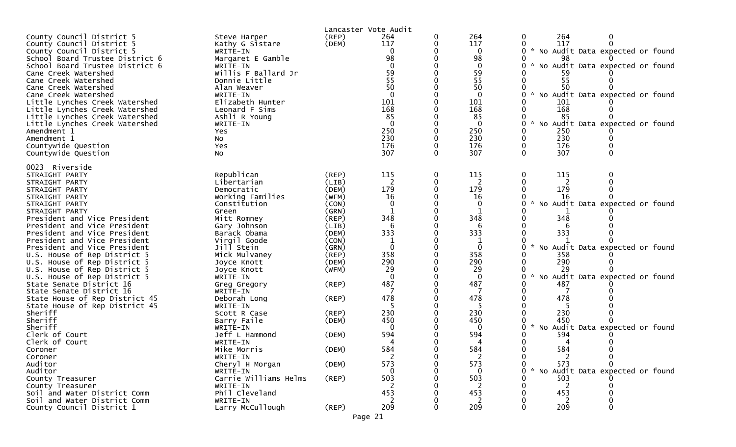Lancaster Vote Audit

| Contest | Candidate | Party | | | | | | |
|---|---|---|---|---|---|---|---|---|
| County Council District 5 | Steve Harper | (REP) | 264 | 0 | 264 | 0 | 264 | 0 |
| County Council District 5 | Kathy G Sistare | (DEM) | 117 | 0 | 117 | 0 | 117 | 0 |
| County Council District 5 | WRITE-IN | | 0 | 0 | 0 | 0 | * No Audit Data expected or found | |
| School Board Trustee District 6 | Margaret E Gamble | | 98 | 0 | 98 | 0 | 98 | 0 |
| School Board Trustee District 6 | WRITE-IN | | 0 | 0 | 0 | 0 | * No Audit Data expected or found | |
| Cane Creek Watershed | Willis F Ballard Jr | | 59 | 0 | 59 | 0 | 59 | 0 |
| Cane Creek Watershed | Donnie Little | | 55 | 0 | 55 | 0 | 55 | 0 |
| Cane Creek Watershed | Alan Weaver | | 50 | 0 | 50 | 0 | 50 | 0 |
| Cane Creek Watershed | WRITE-IN | | 0 | 0 | 0 | 0 | * No Audit Data expected or found | |
| Little Lynches Creek Watershed | Elizabeth Hunter | | 101 | 0 | 101 | 0 | 101 | 0 |
| Little Lynches Creek Watershed | Leonard F Sims | | 168 | 0 | 168 | 0 | 168 | 0 |
| Little Lynches Creek Watershed | Ashli R Young | | 85 | 0 | 85 | 0 | 85 | 0 |
| Little Lynches Creek Watershed | WRITE-IN | | 0 | 0 | 0 | 0 | * No Audit Data expected or found | |
| Amendment 1 | Yes | | 250 | 0 | 250 | 0 | 250 | 0 |
| Amendment 1 | No | | 230 | 0 | 230 | 0 | 230 | 0 |
| Countywide Question | Yes | | 176 | 0 | 176 | 0 | 176 | 0 |
| Countywide Question | No | | 307 | 0 | 307 | 0 | 307 | 0 |

0023 Riverside

| Contest | Candidate | Party | | | | | | |
|---|---|---|---|---|---|---|---|---|
| STRAIGHT PARTY | Republican | (REP) | 115 | 0 | 115 | 0 | 115 | 0 |
| STRAIGHT PARTY | Libertarian | (LIB) | 2 | 0 | 2 | 0 | 2 | 0 |
| STRAIGHT PARTY | Democratic | (DEM) | 179 | 0 | 179 | 0 | 179 | 0 |
| STRAIGHT PARTY | Working Families | (WFM) | 16 | 0 | 16 | 0 | 16 | 0 |
| STRAIGHT PARTY | Constitution | (CON) | 0 | 0 | 0 | 0 | * No Audit Data expected or found | |
| STRAIGHT PARTY | Green | (GRN) | 1 | 0 | 1 | 0 | 1 | 0 |
| President and Vice President | Mitt Romney | (REP) | 348 | 0 | 348 | 0 | 348 | 0 |
| President and Vice President | Gary Johnson | (LIB) | 6 | 0 | 6 | 0 | 6 | 0 |
| President and Vice President | Barack Obama | (DEM) | 333 | 0 | 333 | 0 | 333 | 0 |
| President and Vice President | Virgil Goode | (CON) | 1 | 0 | 1 | 0 | 1 | 0 |
| President and Vice President | Jill Stein | (GRN) | 0 | 0 | 0 | 0 | * No Audit Data expected or found | |
| U.S. House of Rep District 5 | Mick Mulvaney | (REP) | 358 | 0 | 358 | 0 | 358 | 0 |
| U.S. House of Rep District 5 | Joyce Knott | (DEM) | 290 | 0 | 290 | 0 | 290 | 0 |
| U.S. House of Rep District 5 | Joyce Knott | (WFM) | 29 | 0 | 29 | 0 | 29 | 0 |
| U.S. House of Rep District 5 | WRITE-IN | | 0 | 0 | 0 | 0 | * No Audit Data expected or found | |
| State Senate District 16 | Greg Gregory | (REP) | 487 | 0 | 487 | 0 | 487 | 0 |
| State Senate District 16 | WRITE-IN | | 7 | 0 | 7 | 0 | 7 | 0 |
| State House of Rep District 45 | Deborah Long | (REP) | 478 | 0 | 478 | 0 | 478 | 0 |
| State House of Rep District 45 | WRITE-IN | | 5 | 0 | 5 | 0 | 5 | 0 |
| Sheriff | Scott R Case | (REP) | 230 | 0 | 230 | 0 | 230 | 0 |
| Sheriff | Barry Faile | (DEM) | 450 | 0 | 450 | 0 | 450 | 0 |
| Sheriff | WRITE-IN | | 0 | 0 | 0 | 0 | * No Audit Data expected or found | |
| Clerk of Court | Jeff L Hammond | (DEM) | 594 | 0 | 594 | 0 | 594 | 0 |
| Clerk of Court | WRITE-IN | | 4 | 0 | 4 | 0 | 4 | 0 |
| Coroner | Mike Morris | (DEM) | 584 | 0 | 584 | 0 | 584 | 0 |
| Coroner | WRITE-IN | | 2 | 0 | 2 | 0 | 2 | 0 |
| Auditor | Cheryl H Morgan | (DEM) | 573 | 0 | 573 | 0 | 573 | 0 |
| Auditor | WRITE-IN | | 0 | 0 | 0 | 0 | * No Audit Data expected or found | |
| County Treasurer | Carrie Williams Helms | (REP) | 503 | 0 | 503 | 0 | 503 | 0 |
| County Treasurer | WRITE-IN | | 2 | 0 | 2 | 0 | 2 | 0 |
| Soil and Water District Comm | Phil Cleveland | | 453 | 0 | 453 | 0 | 453 | 0 |
| Soil and Water District Comm | WRITE-IN | | 2 | 0 | 2 | 0 | 2 | 0 |
| County Council District 1 | Larry McCullough | (REP) | 209 | 0 | 209 | 0 | 209 | 0 |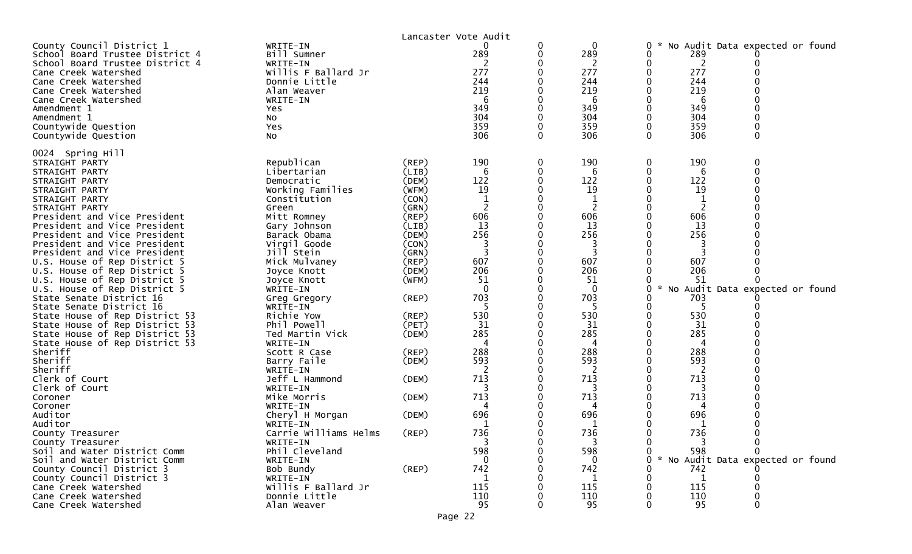Lancaster Vote Audit

| | | | | | | | | |
|---|---|---|---|---|---|---|---|---|
| County Council District 1 | WRITE-IN | | 0 | 0 | 0 | 0 * No Audit Data expected or found | | |
| School Board Trustee District 4 | Bill Sumner | | 289 | 0 | 289 | 0 | 289 | 0 |
| School Board Trustee District 4 | WRITE-IN | | 2 | 0 | 2 | 0 | 2 | 0 |
| Cane Creek Watershed | Willis F Ballard Jr | | 277 | 0 | 277 | 0 | 277 | 0 |
| Cane Creek Watershed | Donnie Little | | 244 | 0 | 244 | 0 | 244 | 0 |
| Cane Creek Watershed | Alan Weaver | | 219 | 0 | 219 | 0 | 219 | 0 |
| Cane Creek Watershed | WRITE-IN | | 6 | 0 | 6 | 0 | 6 | 0 |
| Amendment 1 | Yes | | 349 | 0 | 349 | 0 | 349 | 0 |
| Amendment 1 | No | | 304 | 0 | 304 | 0 | 304 | 0 |
| Countywide Question | Yes | | 359 | 0 | 359 | 0 | 359 | 0 |
| Countywide Question | No | | 306 | 0 | 306 | 0 | 306 | 0 |

0024 Spring Hill

| | | | | | | | | |
|---|---|---|---|---|---|---|---|---|
| STRAIGHT PARTY | Republican | (REP) | 190 | 0 | 190 | 0 | 190 | 0 |
| STRAIGHT PARTY | Libertarian | (LIB) | 6 | 0 | 6 | 0 | 6 | 0 |
| STRAIGHT PARTY | Democratic | (DEM) | 122 | 0 | 122 | 0 | 122 | 0 |
| STRAIGHT PARTY | Working Families | (WFM) | 19 | 0 | 19 | 0 | 19 | 0 |
| STRAIGHT PARTY | Constitution | (CON) | 1 | 0 | 1 | 0 | 1 | 0 |
| STRAIGHT PARTY | Green | (GRN) | 2 | 0 | 2 | 0 | 2 | 0 |
| President and Vice President | Mitt Romney | (REP) | 606 | 0 | 606 | 0 | 606 | 0 |
| President and Vice President | Gary Johnson | (LIB) | 13 | 0 | 13 | 0 | 13 | 0 |
| President and Vice President | Barack Obama | (DEM) | 256 | 0 | 256 | 0 | 256 | 0 |
| President and Vice President | Virgil Goode | (CON) | 3 | 0 | 3 | 0 | 3 | 0 |
| President and Vice President | Jill Stein | (GRN) | 3 | 0 | 3 | 0 | 3 | 0 |
| U.S. House of Rep District 5 | Mick Mulvaney | (REP) | 607 | 0 | 607 | 0 | 607 | 0 |
| U.S. House of Rep District 5 | Joyce Knott | (DEM) | 206 | 0 | 206 | 0 | 206 | 0 |
| U.S. House of Rep District 5 | Joyce Knott | (WFM) | 51 | 0 | 51 | 0 | 51 | 0 |
| U.S. House of Rep District 5 | WRITE-IN | | 0 | 0 | 0 | 0 * No Audit Data expected or found | | |
| State Senate District 16 | Greg Gregory | (REP) | 703 | 0 | 703 | 0 | 703 | 0 |
| State Senate District 16 | WRITE-IN | | 5 | 0 | 5 | 0 | 5 | 0 |
| State House of Rep District 53 | Richie Yow | (REP) | 530 | 0 | 530 | 0 | 530 | 0 |
| State House of Rep District 53 | Phil Powell | (PET) | 31 | 0 | 31 | 0 | 31 | 0 |
| State House of Rep District 53 | Ted Martin Vick | (DEM) | 285 | 0 | 285 | 0 | 285 | 0 |
| State House of Rep District 53 | WRITE-IN | | 4 | 0 | 4 | 0 | 4 | 0 |
| Sheriff | Scott R Case | (REP) | 288 | 0 | 288 | 0 | 288 | 0 |
| Sheriff | Barry Faile | (DEM) | 593 | 0 | 593 | 0 | 593 | 0 |
| Sheriff | WRITE-IN | | 2 | 0 | 2 | 0 | 2 | 0 |
| Clerk of Court | Jeff L Hammond | (DEM) | 713 | 0 | 713 | 0 | 713 | 0 |
| Clerk of Court | WRITE-IN | | 3 | 0 | 3 | 0 | 3 | 0 |
| Coroner | Mike Morris | (DEM) | 713 | 0 | 713 | 0 | 713 | 0 |
| Coroner | WRITE-IN | | 4 | 0 | 4 | 0 | 4 | 0 |
| Auditor | Cheryl H Morgan | (DEM) | 696 | 0 | 696 | 0 | 696 | 0 |
| Auditor | WRITE-IN | | 1 | 0 | 1 | 0 | 1 | 0 |
| County Treasurer | Carrie Williams Helms | (REP) | 736 | 0 | 736 | 0 | 736 | 0 |
| County Treasurer | WRITE-IN | | 3 | 0 | 3 | 0 | 3 | 0 |
| Soil and Water District Comm | Phil Cleveland | | 598 | 0 | 598 | 0 | 598 | 0 |
| Soil and Water District Comm | WRITE-IN | | 0 | 0 | 0 | 0 * No Audit Data expected or found | | |
| County Council District 3 | Bob Bundy | (REP) | 742 | 0 | 742 | 0 | 742 | 0 |
| County Council District 3 | WRITE-IN | | 1 | 0 | 1 | 0 | 1 | 0 |
| Cane Creek Watershed | Willis F Ballard Jr | | 115 | 0 | 115 | 0 | 115 | 0 |
| Cane Creek Watershed | Donnie Little | | 110 | 0 | 110 | 0 | 110 | 0 |
| Cane Creek Watershed | Alan Weaver | | 95 | 0 | 95 | 0 | 95 | 0 |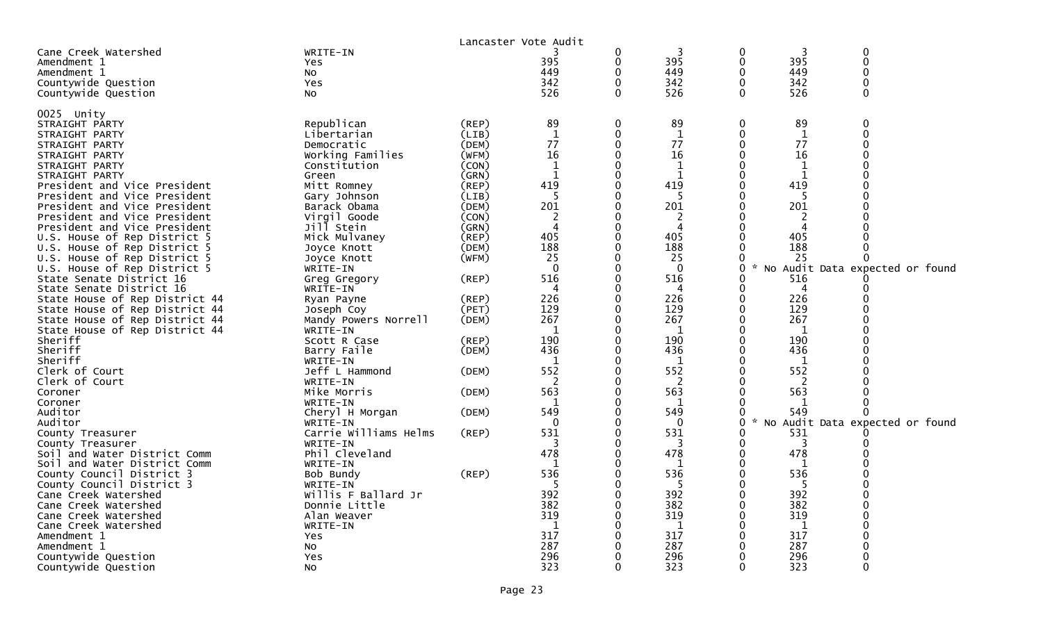Lancaster Vote Audit

| | | | | | | | | |
|---|---|---|---|---|---|---|---|---|
| Cane Creek Watershed | WRITE-IN | | 3 | 0 | 3 | 0 | 3 | 0 |
| Amendment 1 | Yes | | 395 | 0 | 395 | 0 | 395 | 0 |
| Amendment 1 | No | | 449 | 0 | 449 | 0 | 449 | 0 |
| Countywide Question | Yes | | 342 | 0 | 342 | 0 | 342 | 0 |
| Countywide Question | No | | 526 | 0 | 526 | 0 | 526 | 0 |

0025 Unity

| | | | | | | | | |
|---|---|---|---|---|---|---|---|---|
| STRAIGHT PARTY | Republican | (REP) | 89 | 0 | 89 | 0 | 89 | 0 |
| STRAIGHT PARTY | Libertarian | (LIB) | 1 | 0 | 1 | 0 | 1 | 0 |
| STRAIGHT PARTY | Democratic | (DEM) | 77 | 0 | 77 | 0 | 77 | 0 |
| STRAIGHT PARTY | Working Families | (WFM) | 16 | 0 | 16 | 0 | 16 | 0 |
| STRAIGHT PARTY | Constitution | (CON) | 1 | 0 | 1 | 0 | 1 | 0 |
| STRAIGHT PARTY | Green | (GRN) | 1 | 0 | 1 | 0 | 1 | 0 |
| President and Vice President | Mitt Romney | (REP) | 419 | 0 | 419 | 0 | 419 | 0 |
| President and Vice President | Gary Johnson | (LIB) | 5 | 0 | 5 | 0 | 5 | 0 |
| President and Vice President | Barack Obama | (DEM) | 201 | 0 | 201 | 0 | 201 | 0 |
| President and Vice President | Virgil Goode | (CON) | 2 | 0 | 2 | 0 | 2 | 0 |
| President and Vice President | Jill Stein | (GRN) | 4 | 0 | 4 | 0 | 4 | 0 |
| U.S. House of Rep District 5 | Mick Mulvaney | (REP) | 405 | 0 | 405 | 0 | 405 | 0 |
| U.S. House of Rep District 5 | Joyce Knott | (DEM) | 188 | 0 | 188 | 0 | 188 | 0 |
| U.S. House of Rep District 5 | Joyce Knott | (WFM) | 25 | 0 | 25 | 0 | 25 | 0 |
| U.S. House of Rep District 5 | WRITE-IN | | 0 | 0 | 0 | 0 | * No Audit Data expected or found | |
| State Senate District 16 | Greg Gregory | (REP) | 516 | 0 | 516 | 0 | 516 | 0 |
| State Senate District 16 | WRITE-IN | | 4 | 0 | 4 | 0 | 4 | 0 |
| State House of Rep District 44 | Ryan Payne | (REP) | 226 | 0 | 226 | 0 | 226 | 0 |
| State House of Rep District 44 | Joseph Coy | (PET) | 129 | 0 | 129 | 0 | 129 | 0 |
| State House of Rep District 44 | Mandy Powers Norrell | (DEM) | 267 | 0 | 267 | 0 | 267 | 0 |
| State House of Rep District 44 | WRITE-IN | | 1 | 0 | 1 | 0 | 1 | 0 |
| Sheriff | Scott R Case | (REP) | 190 | 0 | 190 | 0 | 190 | 0 |
| Sheriff | Barry Faile | (DEM) | 436 | 0 | 436 | 0 | 436 | 0 |
| Sheriff | WRITE-IN | | 1 | 0 | 1 | 0 | 1 | 0 |
| Clerk of Court | Jeff L Hammond | (DEM) | 552 | 0 | 552 | 0 | 552 | 0 |
| Clerk of Court | WRITE-IN | | 2 | 0 | 2 | 0 | 2 | 0 |
| Coroner | Mike Morris | (DEM) | 563 | 0 | 563 | 0 | 563 | 0 |
| Coroner | WRITE-IN | | 1 | 0 | 1 | 0 | 1 | 0 |
| Auditor | Cheryl H Morgan | (DEM) | 549 | 0 | 549 | 0 | 549 | 0 |
| Auditor | WRITE-IN | | 0 | 0 | 0 | 0 | * No Audit Data expected or found | |
| County Treasurer | Carrie Williams Helms | (REP) | 531 | 0 | 531 | 0 | 531 | 0 |
| County Treasurer | WRITE-IN | | 3 | 0 | 3 | 0 | 3 | 0 |
| Soil and Water District Comm | Phil Cleveland | | 478 | 0 | 478 | 0 | 478 | 0 |
| Soil and Water District Comm | WRITE-IN | | 1 | 0 | 1 | 0 | 1 | 0 |
| County Council District 3 | Bob Bundy | (REP) | 536 | 0 | 536 | 0 | 536 | 0 |
| County Council District 3 | WRITE-IN | | 5 | 0 | 5 | 0 | 5 | 0 |
| Cane Creek Watershed | Willis F Ballard Jr | | 392 | 0 | 392 | 0 | 392 | 0 |
| Cane Creek Watershed | Donnie Little | | 382 | 0 | 382 | 0 | 382 | 0 |
| Cane Creek Watershed | Alan Weaver | | 319 | 0 | 319 | 0 | 319 | 0 |
| Cane Creek Watershed | WRITE-IN | | 1 | 0 | 1 | 0 | 1 | 0 |
| Amendment 1 | Yes | | 317 | 0 | 317 | 0 | 317 | 0 |
| Amendment 1 | No | | 287 | 0 | 287 | 0 | 287 | 0 |
| Countywide Question | Yes | | 296 | 0 | 296 | 0 | 296 | 0 |
| Countywide Question | No | | 323 | 0 | 323 | 0 | 323 | 0 |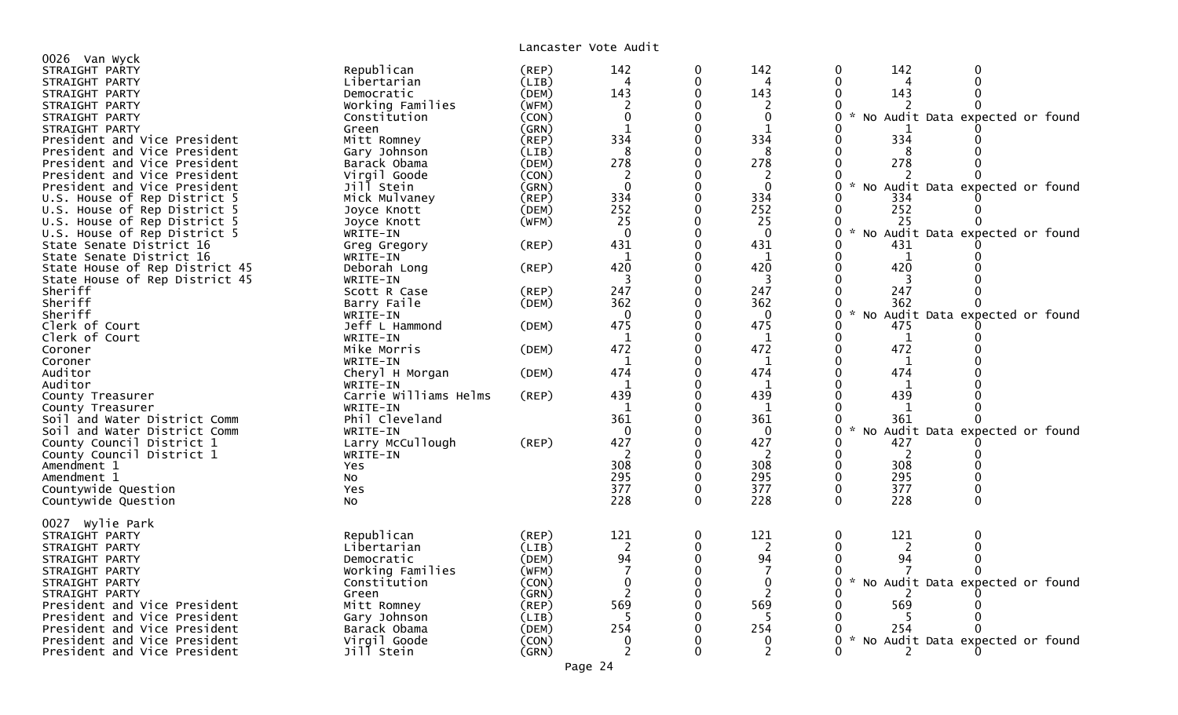Lancaster Vote Audit

**0026 Van Wyck**

| Office | Candidate | Party | | | | | | |
|---|---|---|---|---|---|---|---|---|
| STRAIGHT PARTY | Republican | (REP) | 142 | 0 | 142 | 0 | 142 | 0 |
| STRAIGHT PARTY | Libertarian | (LIB) | 4 | 0 | 4 | 0 | 4 | 0 |
| STRAIGHT PARTY | Democratic | (DEM) | 143 | 0 | 143 | 0 | 143 | 0 |
| STRAIGHT PARTY | Working Families | (WFM) | 2 | 0 | 2 | 0 | 2 | 0 |
| STRAIGHT PARTY | Constitution | (CON) | 0 | 0 | 0 | 0 | * No Audit Data expected or found | |
| STRAIGHT PARTY | Green | (GRN) | 1 | 0 | 1 | 0 | 1 | 0 |
| President and Vice President | Mitt Romney | (REP) | 334 | 0 | 334 | 0 | 334 | 0 |
| President and Vice President | Gary Johnson | (LIB) | 8 | 0 | 8 | 0 | 8 | 0 |
| President and Vice President | Barack Obama | (DEM) | 278 | 0 | 278 | 0 | 278 | 0 |
| President and Vice President | Virgil Goode | (CON) | 2 | 0 | 2 | 0 | 2 | 0 |
| President and Vice President | Jill Stein | (GRN) | 0 | 0 | 0 | 0 | * No Audit Data expected or found | |
| U.S. House of Rep District 5 | Mick Mulvaney | (REP) | 334 | 0 | 334 | 0 | 334 | 0 |
| U.S. House of Rep District 5 | Joyce Knott | (DEM) | 252 | 0 | 252 | 0 | 252 | 0 |
| U.S. House of Rep District 5 | Joyce Knott | (WFM) | 25 | 0 | 25 | 0 | 25 | 0 |
| U.S. House of Rep District 5 | WRITE-IN | | 0 | 0 | 0 | 0 | * No Audit Data expected or found | |
| State Senate District 16 | Greg Gregory | (REP) | 431 | 0 | 431 | 0 | 431 | 0 |
| State Senate District 16 | WRITE-IN | | 1 | 0 | 1 | 0 | 1 | 0 |
| State House of Rep District 45 | Deborah Long | (REP) | 420 | 0 | 420 | 0 | 420 | 0 |
| State House of Rep District 45 | WRITE-IN | | 3 | 0 | 3 | 0 | 3 | 0 |
| Sheriff | Scott R Case | (REP) | 247 | 0 | 247 | 0 | 247 | 0 |
| Sheriff | Barry Faile | (DEM) | 362 | 0 | 362 | 0 | 362 | 0 |
| Sheriff | WRITE-IN | | 0 | 0 | 0 | 0 | * No Audit Data expected or found | |
| Clerk of Court | Jeff L Hammond | (DEM) | 475 | 0 | 475 | 0 | 475 | 0 |
| Clerk of Court | WRITE-IN | | 1 | 0 | 1 | 0 | 1 | 0 |
| Coroner | Mike Morris | (DEM) | 472 | 0 | 472 | 0 | 472 | 0 |
| Coroner | WRITE-IN | | 1 | 0 | 1 | 0 | 1 | 0 |
| Auditor | Cheryl H Morgan | (DEM) | 474 | 0 | 474 | 0 | 474 | 0 |
| Auditor | WRITE-IN | | 1 | 0 | 1 | 0 | 1 | 0 |
| County Treasurer | Carrie Williams Helms | (REP) | 439 | 0 | 439 | 0 | 439 | 0 |
| County Treasurer | WRITE-IN | | 1 | 0 | 1 | 0 | 1 | 0 |
| Soil and Water District Comm | Phil Cleveland | | 361 | 0 | 361 | 0 | 361 | 0 |
| Soil and Water District Comm | WRITE-IN | | 0 | 0 | 0 | 0 | * No Audit Data expected or found | |
| County Council District 1 | Larry McCullough | (REP) | 427 | 0 | 427 | 0 | 427 | 0 |
| County Council District 1 | WRITE-IN | | 2 | 0 | 2 | 0 | 2 | 0 |
| Amendment 1 | Yes | | 308 | 0 | 308 | 0 | 308 | 0 |
| Amendment 1 | No | | 295 | 0 | 295 | 0 | 295 | 0 |
| Countywide Question | Yes | | 377 | 0 | 377 | 0 | 377 | 0 |
| Countywide Question | No | | 228 | 0 | 228 | 0 | 228 | 0 |

**0027 Wylie Park**

| Office | Candidate | Party | | | | | | |
|---|---|---|---|---|---|---|---|---|
| STRAIGHT PARTY | Republican | (REP) | 121 | 0 | 121 | 0 | 121 | 0 |
| STRAIGHT PARTY | Libertarian | (LIB) | 2 | 0 | 2 | 0 | 2 | 0 |
| STRAIGHT PARTY | Democratic | (DEM) | 94 | 0 | 94 | 0 | 94 | 0 |
| STRAIGHT PARTY | Working Families | (WFM) | 7 | 0 | 7 | 0 | 7 | 0 |
| STRAIGHT PARTY | Constitution | (CON) | 0 | 0 | 0 | 0 | * No Audit Data expected or found | |
| STRAIGHT PARTY | Green | (GRN) | 2 | 0 | 2 | 0 | 2 | 0 |
| President and Vice President | Mitt Romney | (REP) | 569 | 0 | 569 | 0 | 569 | 0 |
| President and Vice President | Gary Johnson | (LIB) | 5 | 0 | 5 | 0 | 5 | 0 |
| President and Vice President | Barack Obama | (DEM) | 254 | 0 | 254 | 0 | 254 | 0 |
| President and Vice President | Virgil Goode | (CON) | 0 | 0 | 0 | 0 | * No Audit Data expected or found | |
| President and Vice President | Jill Stein | (GRN) | 2 | 0 | 2 | 0 | 2 | 0 |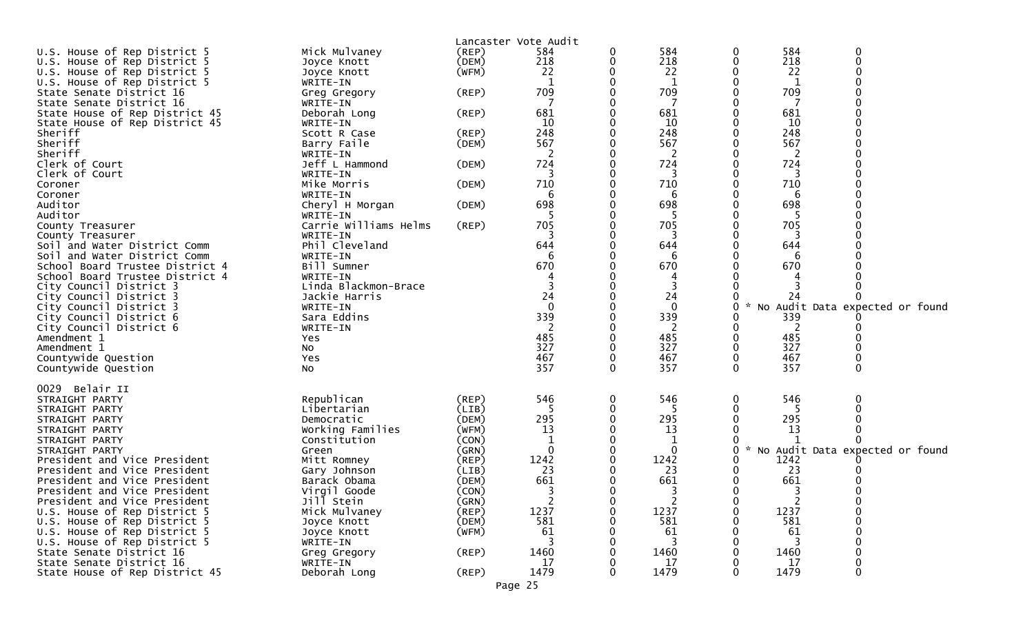Lancaster Vote Audit

| Contest | Candidate | Party | Votes | | | | | | |
|---|---|---|---|---|---|---|---|---|---|
| U.S. House of Rep District 5 | Mick Mulvaney | (REP) | 584 | 0 | 584 | 0 | 584 | 0 |
| U.S. House of Rep District 5 | Joyce Knott | (DEM) | 218 | 0 | 218 | 0 | 218 | 0 |
| U.S. House of Rep District 5 | Joyce Knott | (WFM) | 22 | 0 | 22 | 0 | 22 | 0 |
| U.S. House of Rep District 5 | WRITE-IN | | 1 | 0 | 1 | 0 | 1 | 0 |
| State Senate District 16 | Greg Gregory | (REP) | 709 | 0 | 709 | 0 | 709 | 0 |
| State Senate District 16 | WRITE-IN | | 7 | 0 | 7 | 0 | 7 | 0 |
| State House of Rep District 45 | Deborah Long | (REP) | 681 | 0 | 681 | 0 | 681 | 0 |
| State House of Rep District 45 | WRITE-IN | | 10 | 0 | 10 | 0 | 10 | 0 |
| Sheriff | Scott R Case | (REP) | 248 | 0 | 248 | 0 | 248 | 0 |
| Sheriff | Barry Faile | (DEM) | 567 | 0 | 567 | 0 | 567 | 0 |
| Sheriff | WRITE-IN | | 2 | 0 | 2 | 0 | 2 | 0 |
| Clerk of Court | Jeff L Hammond | (DEM) | 724 | 0 | 724 | 0 | 724 | 0 |
| Clerk of Court | WRITE-IN | | 3 | 0 | 3 | 0 | 3 | 0 |
| Coroner | Mike Morris | (DEM) | 710 | 0 | 710 | 0 | 710 | 0 |
| Coroner | WRITE-IN | | 6 | 0 | 6 | 0 | 6 | 0 |
| Auditor | Cheryl H Morgan | (DEM) | 698 | 0 | 698 | 0 | 698 | 0 |
| Auditor | WRITE-IN | | 5 | 0 | 5 | 0 | 5 | 0 |
| County Treasurer | Carrie Williams Helms | (REP) | 705 | 0 | 705 | 0 | 705 | 0 |
| County Treasurer | WRITE-IN | | 3 | 0 | 3 | 0 | 3 | 0 |
| Soil and Water District Comm | Phil Cleveland | | 644 | 0 | 644 | 0 | 644 | 0 |
| Soil and Water District Comm | WRITE-IN | | 6 | 0 | 6 | 0 | 6 | 0 |
| School Board Trustee District 4 | Bill Sumner | | 670 | 0 | 670 | 0 | 670 | 0 |
| School Board Trustee District 4 | WRITE-IN | | 4 | 0 | 4 | 0 | 4 | 0 |
| City Council District 3 | Linda Blackmon-Brace | | 3 | 0 | 3 | 0 | 3 | 0 |
| City Council District 3 | Jackie Harris | | 24 | 0 | 24 | 0 | 24 | 0 |
| City Council District 3 | WRITE-IN | | 0 | 0 | 0 | 0 * No Audit Data expected or found | | |
| City Council District 6 | Sara Eddins | | 339 | 0 | 339 | 0 | 339 | 0 |
| City Council District 6 | WRITE-IN | | 2 | 0 | 2 | 0 | 2 | 0 |
| Amendment 1 | Yes | | 485 | 0 | 485 | 0 | 485 | 0 |
| Amendment 1 | No | | 327 | 0 | 327 | 0 | 327 | 0 |
| Countywide Question | Yes | | 467 | 0 | 467 | 0 | 467 | 0 |
| Countywide Question | No | | 357 | 0 | 357 | 0 | 357 | 0 |

0029 Belair II

| Contest | Candidate | Party | Votes | | | | | |
|---|---|---|---|---|---|---|---|---|
| STRAIGHT PARTY | Republican | (REP) | 546 | 0 | 546 | 0 | 546 | 0 |
| STRAIGHT PARTY | Libertarian | (LIB) | 5 | 0 | 5 | 0 | 5 | 0 |
| STRAIGHT PARTY | Democratic | (DEM) | 295 | 0 | 295 | 0 | 295 | 0 |
| STRAIGHT PARTY | Working Families | (WFM) | 13 | 0 | 13 | 0 | 13 | 0 |
| STRAIGHT PARTY | Constitution | (CON) | 1 | 0 | 1 | 0 | 1 | 0 |
| STRAIGHT PARTY | Green | (GRN) | 0 | 0 | 0 | 0 * No Audit Data expected or found | | |
| President and Vice President | Mitt Romney | (REP) | 1242 | 0 | 1242 | 0 | 1242 | 0 |
| President and Vice President | Gary Johnson | (LIB) | 23 | 0 | 23 | 0 | 23 | 0 |
| President and Vice President | Barack Obama | (DEM) | 661 | 0 | 661 | 0 | 661 | 0 |
| President and Vice President | Virgil Goode | (CON) | 3 | 0 | 3 | 0 | 3 | 0 |
| President and Vice President | Jill Stein | (GRN) | 2 | 0 | 2 | 0 | 2 | 0 |
| U.S. House of Rep District 5 | Mick Mulvaney | (REP) | 1237 | 0 | 1237 | 0 | 1237 | 0 |
| U.S. House of Rep District 5 | Joyce Knott | (DEM) | 581 | 0 | 581 | 0 | 581 | 0 |
| U.S. House of Rep District 5 | Joyce Knott | (WFM) | 61 | 0 | 61 | 0 | 61 | 0 |
| U.S. House of Rep District 5 | WRITE-IN | | 3 | 0 | 3 | 0 | 3 | 0 |
| State Senate District 16 | Greg Gregory | (REP) | 1460 | 0 | 1460 | 0 | 1460 | 0 |
| State Senate District 16 | WRITE-IN | | 17 | 0 | 17 | 0 | 17 | 0 |
| State House of Rep District 45 | Deborah Long | (REP) | 1479 | 0 | 1479 | 0 | 1479 | 0 |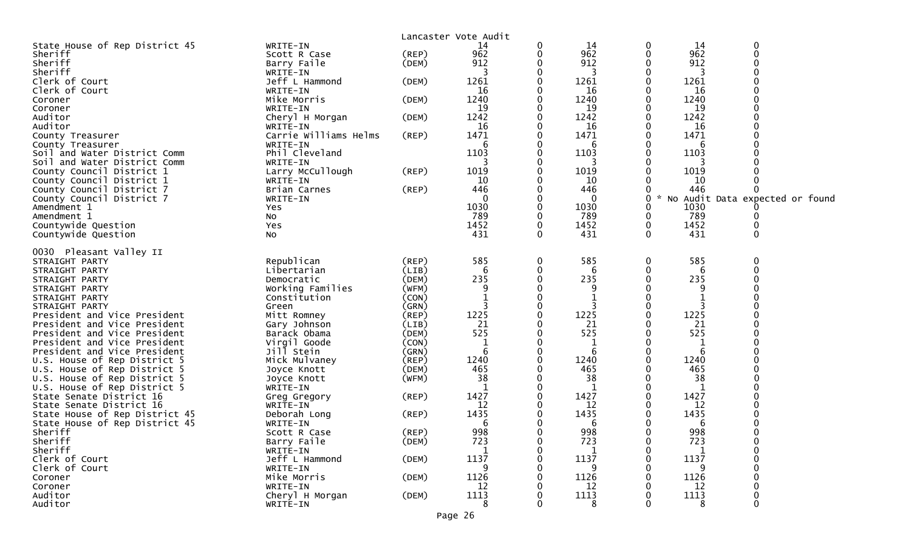Lancaster Vote Audit

| Contest | Candidate | Party | | | | | | | |
|---|---|---|---|---|---|---|---|---|---|
| State House of Rep District 45 | WRITE-IN | | 14 | 0 | 14 | 0 | 14 | 0 | |
| Sheriff | Scott R Case | (REP) | 962 | 0 | 962 | 0 | 962 | 0 | |
| Sheriff | Barry Faile | (DEM) | 912 | 0 | 912 | 0 | 912 | 0 | |
| Sheriff | WRITE-IN | | 3 | 0 | 3 | 0 | 3 | 0 | |
| Clerk of Court | Jeff L Hammond | (DEM) | 1261 | 0 | 1261 | 0 | 1261 | 0 | |
| Clerk of Court | WRITE-IN | | 16 | 0 | 16 | 0 | 16 | 0 | |
| Coroner | Mike Morris | (DEM) | 1240 | 0 | 1240 | 0 | 1240 | 0 | |
| Coroner | WRITE-IN | | 19 | 0 | 19 | 0 | 19 | 0 | |
| Auditor | Cheryl H Morgan | (DEM) | 1242 | 0 | 1242 | 0 | 1242 | 0 | |
| Auditor | WRITE-IN | | 16 | 0 | 16 | 0 | 16 | 0 | |
| County Treasurer | Carrie Williams Helms | (REP) | 1471 | 0 | 1471 | 0 | 1471 | 0 | |
| County Treasurer | WRITE-IN | | 6 | 0 | 6 | 0 | 6 | 0 | |
| Soil and Water District Comm | Phil Cleveland | | 1103 | 0 | 1103 | 0 | 1103 | 0 | |
| Soil and Water District Comm | WRITE-IN | | 3 | 0 | 3 | 0 | 3 | 0 | |
| County Council District 1 | Larry McCullough | (REP) | 1019 | 0 | 1019 | 0 | 1019 | 0 | |
| County Council District 1 | WRITE-IN | | 10 | 0 | 10 | 0 | 10 | 0 | |
| County Council District 7 | Brian Carnes | (REP) | 446 | 0 | 446 | 0 | 446 | 0 | |
| County Council District 7 | WRITE-IN | | 0 | 0 | 0 | 0 | * No Audit Data expected or found | | |
| Amendment 1 | Yes | | 1030 | 0 | 1030 | 0 | 1030 | 0 | |
| Amendment 1 | No | | 789 | 0 | 789 | 0 | 789 | 0 | |
| Countywide Question | Yes | | 1452 | 0 | 1452 | 0 | 1452 | 0 | |
| Countywide Question | No | | 431 | 0 | 431 | 0 | 431 | 0 | |

0030 Pleasant Valley II

| Contest | Candidate | Party | | | | | | |
|---|---|---|---|---|---|---|---|---|
| STRAIGHT PARTY | Republican | (REP) | 585 | 0 | 585 | 0 | 585 | 0 |
| STRAIGHT PARTY | Libertarian | (LIB) | 6 | 0 | 6 | 0 | 6 | 0 |
| STRAIGHT PARTY | Democratic | (DEM) | 235 | 0 | 235 | 0 | 235 | 0 |
| STRAIGHT PARTY | Working Families | (WFM) | 9 | 0 | 9 | 0 | 9 | 0 |
| STRAIGHT PARTY | Constitution | (CON) | 1 | 0 | 1 | 0 | 1 | 0 |
| STRAIGHT PARTY | Green | (GRN) | 3 | 0 | 3 | 0 | 3 | 0 |
| President and Vice President | Mitt Romney | (REP) | 1225 | 0 | 1225 | 0 | 1225 | 0 |
| President and Vice President | Gary Johnson | (LIB) | 21 | 0 | 21 | 0 | 21 | 0 |
| President and Vice President | Barack Obama | (DEM) | 525 | 0 | 525 | 0 | 525 | 0 |
| President and Vice President | Virgil Goode | (CON) | 1 | 0 | 1 | 0 | 1 | 0 |
| President and Vice President | Jill Stein | (GRN) | 6 | 0 | 6 | 0 | 6 | 0 |
| U.S. House of Rep District 5 | Mick Mulvaney | (REP) | 1240 | 0 | 1240 | 0 | 1240 | 0 |
| U.S. House of Rep District 5 | Joyce Knott | (DEM) | 465 | 0 | 465 | 0 | 465 | 0 |
| U.S. House of Rep District 5 | Joyce Knott | (WFM) | 38 | 0 | 38 | 0 | 38 | 0 |
| U.S. House of Rep District 5 | WRITE-IN | | 1 | 0 | 1 | 0 | 1 | 0 |
| State Senate District 16 | Greg Gregory | (REP) | 1427 | 0 | 1427 | 0 | 1427 | 0 |
| State Senate District 16 | WRITE-IN | | 12 | 0 | 12 | 0 | 12 | 0 |
| State House of Rep District 45 | Deborah Long | (REP) | 1435 | 0 | 1435 | 0 | 1435 | 0 |
| State House of Rep District 45 | WRITE-IN | | 6 | 0 | 6 | 0 | 6 | 0 |
| Sheriff | Scott R Case | (REP) | 998 | 0 | 998 | 0 | 998 | 0 |
| Sheriff | Barry Faile | (DEM) | 723 | 0 | 723 | 0 | 723 | 0 |
| Sheriff | WRITE-IN | | 1 | 0 | 1 | 0 | 1 | 0 |
| Clerk of Court | Jeff L Hammond | (DEM) | 1137 | 0 | 1137 | 0 | 1137 | 0 |
| Clerk of Court | WRITE-IN | | 9 | 0 | 9 | 0 | 9 | 0 |
| Coroner | Mike Morris | (DEM) | 1126 | 0 | 1126 | 0 | 1126 | 0 |
| Coroner | WRITE-IN | | 12 | 0 | 12 | 0 | 12 | 0 |
| Auditor | Cheryl H Morgan | (DEM) | 1113 | 0 | 1113 | 0 | 1113 | 0 |
| Auditor | WRITE-IN | | 8 | 0 | 8 | 0 | 8 | 0 |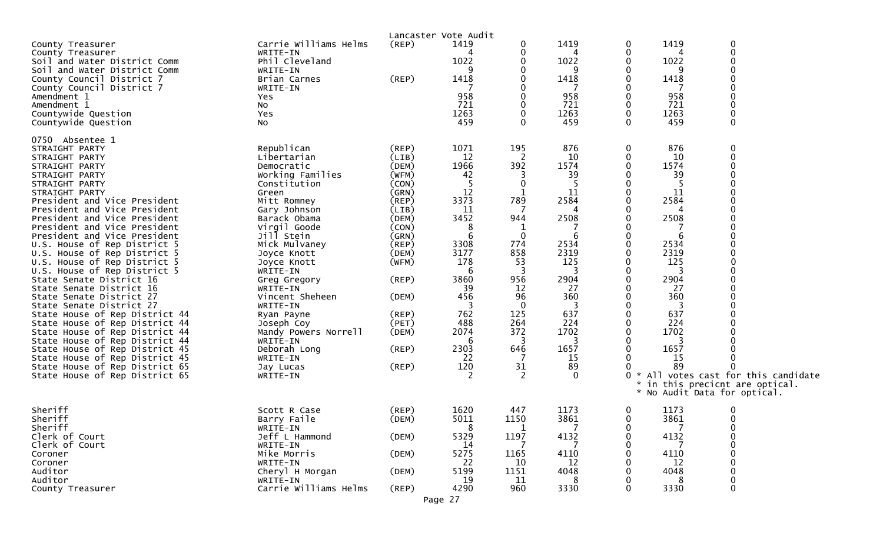Lancaster Vote Audit

| | | | | | | | | |
|---|---|---|---|---|---|---|---|---|
| County Treasurer | Carrie Williams Helms | (REP) | 1419 | 0 | 1419 | 0 | 1419 | 0 |
| County Treasurer | WRITE-IN | | 4 | 0 | 4 | 0 | 4 | 0 |
| Soil and Water District Comm | Phil Cleveland | | 1022 | 0 | 1022 | 0 | 1022 | 0 |
| Soil and Water District Comm | WRITE-IN | | 9 | 0 | 9 | 0 | 9 | 0 |
| County Council District 7 | Brian Carnes | (REP) | 1418 | 0 | 1418 | 0 | 1418 | 0 |
| County Council District 7 | WRITE-IN | | 7 | 0 | 7 | 0 | 7 | 0 |
| Amendment 1 | Yes | | 958 | 0 | 958 | 0 | 958 | 0 |
| Amendment 1 | No | | 721 | 0 | 721 | 0 | 721 | 0 |
| Countywide Question | Yes | | 1263 | 0 | 1263 | 0 | 1263 | 0 |
| Countywide Question | No | | 459 | 0 | 459 | 0 | 459 | 0 |

0750 Absentee 1

| | | | | | | | | |
|---|---|---|---|---|---|---|---|---|
| STRAIGHT PARTY | Republican | (REP) | 1071 | 195 | 876 | 0 | 876 | 0 |
| STRAIGHT PARTY | Libertarian | (LIB) | 12 | 2 | 10 | 0 | 10 | 0 |
| STRAIGHT PARTY | Democratic | (DEM) | 1966 | 392 | 1574 | 0 | 1574 | 0 |
| STRAIGHT PARTY | Working Families | (WFM) | 42 | 3 | 39 | 0 | 39 | 0 |
| STRAIGHT PARTY | Constitution | (CON) | 5 | 0 | 5 | 0 | 5 | 0 |
| STRAIGHT PARTY | Green | (GRN) | 12 | 1 | 11 | 0 | 11 | 0 |
| President and Vice President | Mitt Romney | (REP) | 3373 | 789 | 2584 | 0 | 2584 | 0 |
| President and Vice President | Gary Johnson | (LIB) | 11 | 7 | 4 | 0 | 4 | 0 |
| President and Vice President | Barack Obama | (DEM) | 3452 | 944 | 2508 | 0 | 2508 | 0 |
| President and Vice President | Virgil Goode | (CON) | 8 | 1 | 7 | 0 | 7 | 0 |
| President and Vice President | Jill Stein | (GRN) | 6 | 0 | 6 | 0 | 6 | 0 |
| U.S. House of Rep District 5 | Mick Mulvaney | (REP) | 3308 | 774 | 2534 | 0 | 2534 | 0 |
| U.S. House of Rep District 5 | Joyce Knott | (DEM) | 3177 | 858 | 2319 | 0 | 2319 | 0 |
| U.S. House of Rep District 5 | Joyce Knott | (WFM) | 178 | 53 | 125 | 0 | 125 | 0 |
| U.S. House of Rep District 5 | WRITE-IN | | 6 | 3 | 3 | 0 | 3 | 0 |
| State Senate District 16 | Greg Gregory | (REP) | 3860 | 956 | 2904 | 0 | 2904 | 0 |
| State Senate District 16 | WRITE-IN | | 39 | 12 | 27 | 0 | 27 | 0 |
| State Senate District 27 | Vincent Sheheen | (DEM) | 456 | 96 | 360 | 0 | 360 | 0 |
| State Senate District 27 | WRITE-IN | | 3 | 0 | 3 | 0 | 3 | 0 |
| State House of Rep District 44 | Ryan Payne | (REP) | 762 | 125 | 637 | 0 | 637 | 0 |
| State House of Rep District 44 | Joseph Coy | (PET) | 488 | 264 | 224 | 0 | 224 | 0 |
| State House of Rep District 44 | Mandy Powers Norrell | (DEM) | 2074 | 372 | 1702 | 0 | 1702 | 0 |
| State House of Rep District 44 | WRITE-IN | | 6 | 3 | 3 | 0 | 3 | 0 |
| State House of Rep District 45 | Deborah Long | (REP) | 2303 | 646 | 1657 | 0 | 1657 | 0 |
| State House of Rep District 45 | WRITE-IN | | 22 | 7 | 15 | 0 | 15 | 0 |
| State House of Rep District 65 | Jay Lucas | (REP) | 120 | 31 | 89 | 0 | 89 | 0 |
| State House of Rep District 65 | WRITE-IN | | 2 | 2 | 0 | 0 | * All votes cast for this candidate * in this precicnt are optical. * No Audit Data for optical. | |
| Sheriff | Scott R Case | (REP) | 1620 | 447 | 1173 | 0 | 1173 | 0 |
| Sheriff | Barry Faile | (DEM) | 5011 | 1150 | 3861 | 0 | 3861 | 0 |
| Sheriff | WRITE-IN | | 8 | 1 | 7 | 0 | 7 | 0 |
| Clerk of Court | Jeff L Hammond | (DEM) | 5329 | 1197 | 4132 | 0 | 4132 | 0 |
| Clerk of Court | WRITE-IN | | 14 | 7 | 7 | 0 | 7 | 0 |
| Coroner | Mike Morris | (DEM) | 5275 | 1165 | 4110 | 0 | 4110 | 0 |
| Coroner | WRITE-IN | | 22 | 10 | 12 | 0 | 12 | 0 |
| Auditor | Cheryl H Morgan | (DEM) | 5199 | 1151 | 4048 | 0 | 4048 | 0 |
| Auditor | WRITE-IN | | 19 | 11 | 8 | 0 | 8 | 0 |
| County Treasurer | Carrie Williams Helms | (REP) | 4290 | 960 | 3330 | 0 | 3330 | 0 |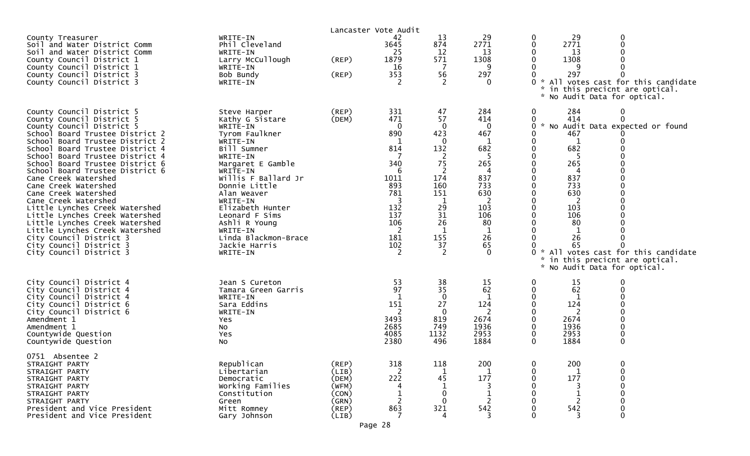Lancaster Vote Audit

| Contest | Candidate | Party | Total | Col 1 | Col 2 | Col 3 | Col 4 | Col 5 |
|---|---|---|---|---|---|---|---|---|
| County Treasurer | WRITE-IN | | 42 | 13 | 29 | 0 | 29 | 0 |
| Soil and Water District Comm | Phil Cleveland | | 3645 | 874 | 2771 | 0 | 2771 | 0 |
| Soil and Water District Comm | WRITE-IN | | 25 | 12 | 13 | 0 | 13 | 0 |
| County Council District 1 | Larry McCullough | (REP) | 1879 | 571 | 1308 | 0 | 1308 | 0 |
| County Council District 1 | WRITE-IN | | 16 | 7 | 9 | 0 | 9 | 0 |
| County Council District 3 | Bob Bundy | (REP) | 353 | 56 | 297 | 0 | 297 | 0 |
| County Council District 3 | WRITE-IN | | 2 | 2 | 0 | 0 | * All votes cast for this candidate * in this precicnt are optical. * No Audit Data for optical. | |
| County Council District 5 | Steve Harper | (REP) | 331 | 47 | 284 | 0 | 284 | 0 |
| County Council District 5 | Kathy G Sistare | (DEM) | 471 | 57 | 414 | 0 | 414 | 0 |
| County Council District 5 | WRITE-IN | | 0 | 0 | 0 | 0 | * No Audit Data expected or found | |
| School Board Trustee District 2 | Tyrom Faulkner | | 890 | 423 | 467 | 0 | 467 | 0 |
| School Board Trustee District 2 | WRITE-IN | | 1 | 0 | 1 | 0 | 1 | 0 |
| School Board Trustee District 4 | Bill Sumner | | 814 | 132 | 682 | 0 | 682 | 0 |
| School Board Trustee District 4 | WRITE-IN | | 7 | 2 | 5 | 0 | 5 | 0 |
| School Board Trustee District 6 | Margaret E Gamble | | 340 | 75 | 265 | 0 | 265 | 0 |
| School Board Trustee District 6 | WRITE-IN | | 6 | 2 | 4 | 0 | 4 | 0 |
| Cane Creek Watershed | Willis F Ballard Jr | | 1011 | 174 | 837 | 0 | 837 | 0 |
| Cane Creek Watershed | Donnie Little | | 893 | 160 | 733 | 0 | 733 | 0 |
| Cane Creek Watershed | Alan Weaver | | 781 | 151 | 630 | 0 | 630 | 0 |
| Cane Creek Watershed | WRITE-IN | | 3 | 1 | 2 | 0 | 2 | 0 |
| Little Lynches Creek Watershed | Elizabeth Hunter | | 132 | 29 | 103 | 0 | 103 | 0 |
| Little Lynches Creek Watershed | Leonard F Sims | | 137 | 31 | 106 | 0 | 106 | 0 |
| Little Lynches Creek Watershed | Ashli R Young | | 106 | 26 | 80 | 0 | 80 | 0 |
| Little Lynches Creek Watershed | WRITE-IN | | 2 | 1 | 1 | 0 | 1 | 0 |
| City Council District 3 | Linda Blackmon-Brace | | 181 | 155 | 26 | 0 | 26 | 0 |
| City Council District 3 | Jackie Harris | | 102 | 37 | 65 | 0 | 65 | 0 |
| City Council District 3 | WRITE-IN | | 2 | 2 | 0 | 0 | * All votes cast for this candidate * in this precicnt are optical. * No Audit Data for optical. | |
| City Council District 4 | Jean S Cureton | | 53 | 38 | 15 | 0 | 15 | 0 |
| City Council District 4 | Tamara Green Garris | | 97 | 35 | 62 | 0 | 62 | 0 |
| City Council District 4 | WRITE-IN | | 1 | 0 | 1 | 0 | 1 | 0 |
| City Council District 6 | Sara Eddins | | 151 | 27 | 124 | 0 | 124 | 0 |
| City Council District 6 | WRITE-IN | | 2 | 0 | 2 | 0 | 2 | 0 |
| Amendment 1 | Yes | | 3493 | 819 | 2674 | 0 | 2674 | 0 |
| Amendment 1 | No | | 2685 | 749 | 1936 | 0 | 1936 | 0 |
| Countywide Question | Yes | | 4085 | 1132 | 2953 | 0 | 2953 | 0 |
| Countywide Question | No | | 2380 | 496 | 1884 | 0 | 1884 | 0 |

0751 Absentee 2

| Contest | Candidate | Party | Total | Col 1 | Col 2 | Col 3 | Col 4 | Col 5 |
|---|---|---|---|---|---|---|---|---|
| STRAIGHT PARTY | Republican | (REP) | 318 | 118 | 200 | 0 | 200 | 0 |
| STRAIGHT PARTY | Libertarian | (LIB) | 2 | 1 | 1 | 0 | 1 | 0 |
| STRAIGHT PARTY | Democratic | (DEM) | 222 | 45 | 177 | 0 | 177 | 0 |
| STRAIGHT PARTY | Working Families | (WFM) | 4 | 1 | 3 | 0 | 3 | 0 |
| STRAIGHT PARTY | Constitution | (CON) | 1 | 0 | 1 | 0 | 1 | 0 |
| STRAIGHT PARTY | Green | (GRN) | 2 | 0 | 2 | 0 | 2 | 0 |
| President and Vice President | Mitt Romney | (REP) | 863 | 321 | 542 | 0 | 542 | 0 |
| President and Vice President | Gary Johnson | (LIB) | 7 | 4 | 3 | 0 | 3 | 0 |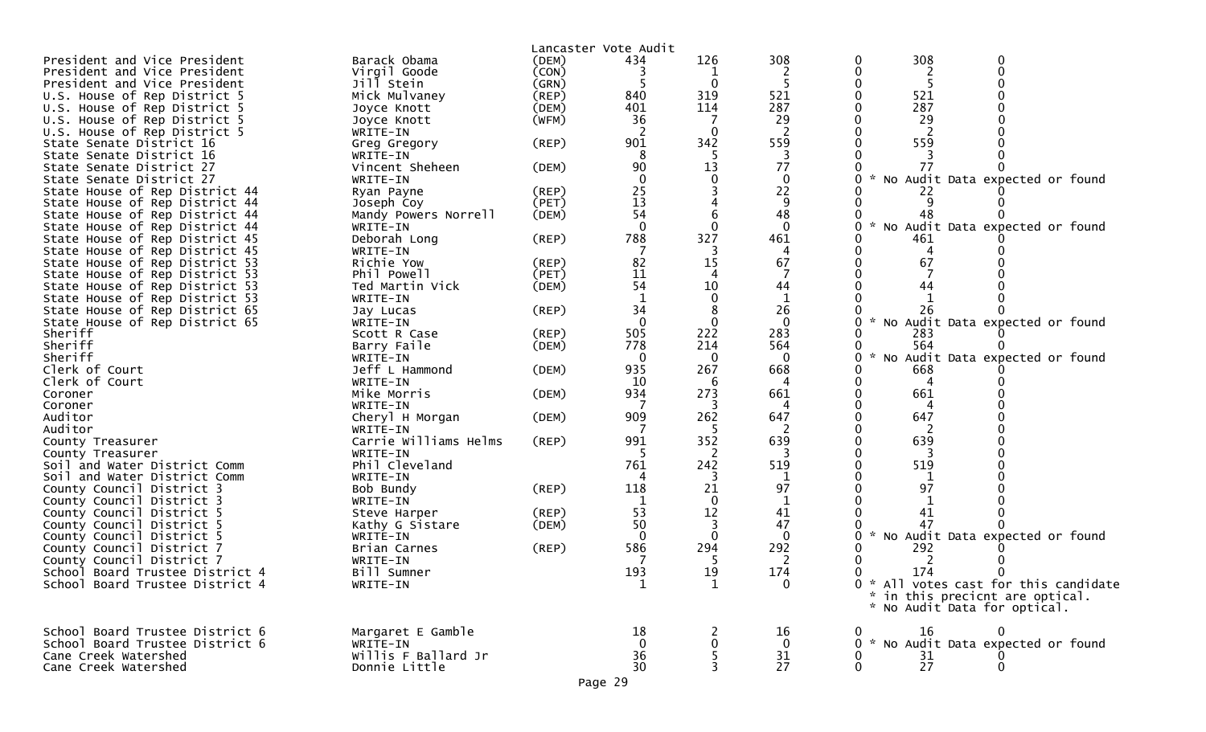Lancaster Vote Audit

| Office | Candidate | Party | | | | | | |
|---|---|---|---|---|---|---|---|---|
| President and Vice President | Barack Obama | (DEM) | 434 | 126 | 308 | 0 | 308 | 0 |
| President and Vice President | Virgil Goode | (CON) | 3 | 1 | 2 | 0 | 2 | 0 |
| President and Vice President | Jill Stein | (GRN) | 5 | 0 | 5 | 0 | 5 | 0 |
| U.S. House of Rep District 5 | Mick Mulvaney | (REP) | 840 | 319 | 521 | 0 | 521 | 0 |
| U.S. House of Rep District 5 | Joyce Knott | (DEM) | 401 | 114 | 287 | 0 | 287 | 0 |
| U.S. House of Rep District 5 | Joyce Knott | (WFM) | 36 | 7 | 29 | 0 | 29 | 0 |
| U.S. House of Rep District 5 | WRITE-IN | | 2 | 0 | 2 | 0 | 2 | 0 |
| State Senate District 16 | Greg Gregory | (REP) | 901 | 342 | 559 | 0 | 559 | 0 |
| State Senate District 16 | WRITE-IN | | 8 | 5 | 3 | 0 | 3 | 0 |
| State Senate District 27 | Vincent Sheheen | (DEM) | 90 | 13 | 77 | 0 | 77 | 0 |
| State Senate District 27 | WRITE-IN | | 0 | 0 | 0 | 0 | * No Audit Data expected or found | |
| State House of Rep District 44 | Ryan Payne | (REP) | 25 | 3 | 22 | 0 | 22 | 0 |
| State House of Rep District 44 | Joseph Coy | (PET) | 13 | 4 | 9 | 0 | 9 | 0 |
| State House of Rep District 44 | Mandy Powers Norrell | (DEM) | 54 | 6 | 48 | 0 | 48 | 0 |
| State House of Rep District 44 | WRITE-IN | | 0 | 0 | 0 | 0 | * No Audit Data expected or found | |
| State House of Rep District 45 | Deborah Long | (REP) | 788 | 327 | 461 | 0 | 461 | 0 |
| State House of Rep District 45 | WRITE-IN | | 7 | 3 | 4 | 0 | 4 | 0 |
| State House of Rep District 53 | Richie Yow | (REP) | 82 | 15 | 67 | 0 | 67 | 0 |
| State House of Rep District 53 | Phil Powell | (PET) | 11 | 4 | 7 | 0 | 7 | 0 |
| State House of Rep District 53 | Ted Martin Vick | (DEM) | 54 | 10 | 44 | 0 | 44 | 0 |
| State House of Rep District 53 | WRITE-IN | | 1 | 0 | 1 | 0 | 1 | 0 |
| State House of Rep District 65 | Jay Lucas | (REP) | 34 | 8 | 26 | 0 | 26 | 0 |
| State House of Rep District 65 | WRITE-IN | | 0 | 0 | 0 | 0 | * No Audit Data expected or found | |
| Sheriff | Scott R Case | (REP) | 505 | 222 | 283 | 0 | 283 | 0 |
| Sheriff | Barry Faile | (DEM) | 778 | 214 | 564 | 0 | 564 | 0 |
| Sheriff | WRITE-IN | | 0 | 0 | 0 | 0 | * No Audit Data expected or found | |
| Clerk of Court | Jeff L Hammond | (DEM) | 935 | 267 | 668 | 0 | 668 | 0 |
| Clerk of Court | WRITE-IN | | 10 | 6 | 4 | 0 | 4 | 0 |
| Coroner | Mike Morris | (DEM) | 934 | 273 | 661 | 0 | 661 | 0 |
| Coroner | WRITE-IN | | 7 | 3 | 4 | 0 | 4 | 0 |
| Auditor | Cheryl H Morgan | (DEM) | 909 | 262 | 647 | 0 | 647 | 0 |
| Auditor | WRITE-IN | | 7 | 5 | 2 | 0 | 2 | 0 |
| County Treasurer | Carrie Williams Helms | (REP) | 991 | 352 | 639 | 0 | 639 | 0 |
| County Treasurer | WRITE-IN | | 5 | 2 | 3 | 0 | 3 | 0 |
| Soil and Water District Comm | Phil Cleveland | | 761 | 242 | 519 | 0 | 519 | 0 |
| Soil and Water District Comm | WRITE-IN | | 4 | 3 | 1 | 0 | 1 | 0 |
| County Council District 3 | Bob Bundy | (REP) | 118 | 21 | 97 | 0 | 97 | 0 |
| County Council District 3 | WRITE-IN | | 1 | 0 | 1 | 0 | 1 | 0 |
| County Council District 5 | Steve Harper | (REP) | 53 | 12 | 41 | 0 | 41 | 0 |
| County Council District 5 | Kathy G Sistare | (DEM) | 50 | 3 | 47 | 0 | 47 | 0 |
| County Council District 5 | WRITE-IN | | 0 | 0 | 0 | 0 | * No Audit Data expected or found | |
| County Council District 7 | Brian Carnes | (REP) | 586 | 294 | 292 | 0 | 292 | 0 |
| County Council District 7 | WRITE-IN | | 7 | 5 | 2 | 0 | 2 | 0 |
| School Board Trustee District 4 | Bill Sumner | | 193 | 19 | 174 | 0 | 174 | 0 |
| School Board Trustee District 4 | WRITE-IN | | 1 | 1 | 0 | 0 | * All votes cast for this candidate * in this precicnt are optical. * No Audit Data for optical. | |
| School Board Trustee District 6 | Margaret E Gamble | | 18 | 2 | 16 | 0 | 16 | 0 |
| School Board Trustee District 6 | WRITE-IN | | 0 | 0 | 0 | 0 | * No Audit Data expected or found | |
| Cane Creek Watershed | Willis F Ballard Jr | | 36 | 5 | 31 | 0 | 31 | 0 |
| Cane Creek Watershed | Donnie Little | | 30 | 3 | 27 | 0 | 27 | 0 |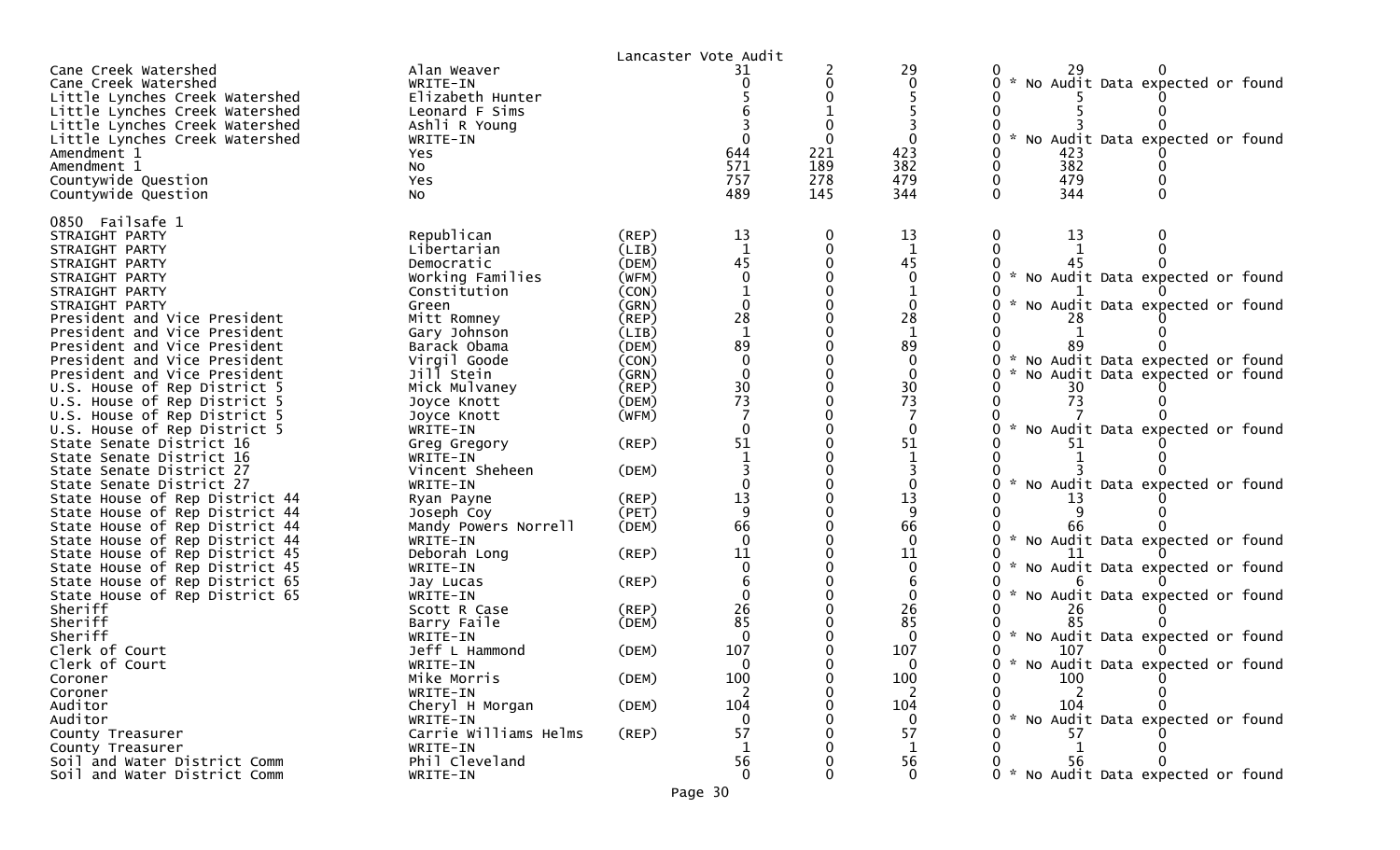Lancaster Vote Audit

| Contest | Candidate | Party | Total | Col 1 | Col 2 | Col 3 | Col 4 | Col 5 |
|---|---|---|---|---|---|---|---|---|
| Cane Creek Watershed | Alan Weaver | | 31 | 2 | 29 | 0 | 29 | 0 |
| Cane Creek Watershed | WRITE-IN | | 0 | 0 | 0 | 0 * No Audit Data expected or found | | |
| Little Lynches Creek Watershed | Elizabeth Hunter | | 5 | 0 | 5 | 0 | 5 | 0 |
| Little Lynches Creek Watershed | Leonard F Sims | | 6 | 1 | 5 | 0 | 5 | 0 |
| Little Lynches Creek Watershed | Ashli R Young | | 3 | 0 | 3 | 0 | 3 | 0 |
| Little Lynches Creek Watershed | WRITE-IN | | 0 | 0 | 0 | 0 * No Audit Data expected or found | | |
| Amendment 1 | Yes | | 644 | 221 | 423 | 0 | 423 | 0 |
| Amendment 1 | No | | 571 | 189 | 382 | 0 | 382 | 0 |
| Countywide Question | Yes | | 757 | 278 | 479 | 0 | 479 | 0 |
| Countywide Question | No | | 489 | 145 | 344 | 0 | 344 | 0 |

0850 Failsafe 1

| Contest | Candidate | Party | Total | Col 1 | Col 2 | Col 3 | Col 4 | Col 5 |
|---|---|---|---|---|---|---|---|---|
| STRAIGHT PARTY | Republican | (REP) | 13 | 0 | 13 | 0 | 13 | 0 |
| STRAIGHT PARTY | Libertarian | (LIB) | 1 | 0 | 1 | 0 | 1 | 0 |
| STRAIGHT PARTY | Democratic | (DEM) | 45 | 0 | 45 | 0 | 45 | 0 |
| STRAIGHT PARTY | Working Families | (WFM) | 0 | 0 | 0 | 0 * No Audit Data expected or found | | |
| STRAIGHT PARTY | Constitution | (CON) | 1 | 0 | 1 | 0 | 1 | 0 |
| STRAIGHT PARTY | Green | (GRN) | 0 | 0 | 0 | 0 * No Audit Data expected or found | | |
| President and Vice President | Mitt Romney | (REP) | 28 | 0 | 28 | 0 | 28 | 0 |
| President and Vice President | Gary Johnson | (LIB) | 1 | 0 | 1 | 0 | 1 | 0 |
| President and Vice President | Barack Obama | (DEM) | 89 | 0 | 89 | 0 | 89 | 0 |
| President and Vice President | Virgil Goode | (CON) | 0 | 0 | 0 | 0 * No Audit Data expected or found | | |
| President and Vice President | Jill Stein | (GRN) | 0 | 0 | 0 | 0 * No Audit Data expected or found | | |
| U.S. House of Rep District 5 | Mick Mulvaney | (REP) | 30 | 0 | 30 | 0 | 30 | 0 |
| U.S. House of Rep District 5 | Joyce Knott | (DEM) | 73 | 0 | 73 | 0 | 73 | 0 |
| U.S. House of Rep District 5 | Joyce Knott | (WFM) | 7 | 0 | 7 | 0 | 7 | 0 |
| U.S. House of Rep District 5 | WRITE-IN | | 0 | 0 | 0 | 0 * No Audit Data expected or found | | |
| State Senate District 16 | Greg Gregory | (REP) | 51 | 0 | 51 | 0 | 51 | 0 |
| State Senate District 16 | WRITE-IN | | 1 | 0 | 1 | 0 | 1 | 0 |
| State Senate District 27 | Vincent Sheheen | (DEM) | 3 | 0 | 3 | 0 | 3 | 0 |
| State Senate District 27 | WRITE-IN | | 0 | 0 | 0 | 0 * No Audit Data expected or found | | |
| State House of Rep District 44 | Ryan Payne | (REP) | 13 | 0 | 13 | 0 | 13 | 0 |
| State House of Rep District 44 | Joseph Coy | (PET) | 9 | 0 | 9 | 0 | 9 | 0 |
| State House of Rep District 44 | Mandy Powers Norrell | (DEM) | 66 | 0 | 66 | 0 | 66 | 0 |
| State House of Rep District 44 | WRITE-IN | | 0 | 0 | 0 | 0 * No Audit Data expected or found | | |
| State House of Rep District 45 | Deborah Long | (REP) | 11 | 0 | 11 | 0 | 11 | 0 |
| State House of Rep District 45 | WRITE-IN | | 0 | 0 | 0 | 0 * No Audit Data expected or found | | |
| State House of Rep District 65 | Jay Lucas | (REP) | 6 | 0 | 6 | 0 | 6 | 0 |
| State House of Rep District 65 | WRITE-IN | | 0 | 0 | 0 | 0 * No Audit Data expected or found | | |
| Sheriff | Scott R Case | (REP) | 26 | 0 | 26 | 0 | 26 | 0 |
| Sheriff | Barry Faile | (DEM) | 85 | 0 | 85 | 0 | 85 | 0 |
| Sheriff | WRITE-IN | | 0 | 0 | 0 | 0 * No Audit Data expected or found | | |
| Clerk of Court | Jeff L Hammond | (DEM) | 107 | 0 | 107 | 0 | 107 | 0 |
| Clerk of Court | WRITE-IN | | 0 | 0 | 0 | 0 * No Audit Data expected or found | | |
| Coroner | Mike Morris | (DEM) | 100 | 0 | 100 | 0 | 100 | 0 |
| Coroner | WRITE-IN | | 2 | 0 | 2 | 0 | 2 | 0 |
| Auditor | Cheryl H Morgan | (DEM) | 104 | 0 | 104 | 0 | 104 | 0 |
| Auditor | WRITE-IN | | 0 | 0 | 0 | 0 * No Audit Data expected or found | | |
| County Treasurer | Carrie Williams Helms | (REP) | 57 | 0 | 57 | 0 | 57 | 0 |
| County Treasurer | WRITE-IN | | 1 | 0 | 1 | 0 | 1 | 0 |
| Soil and Water District Comm | Phil Cleveland | | 56 | 0 | 56 | 0 | 56 | 0 |
| Soil and Water District Comm | WRITE-IN | | 0 | 0 | 0 | 0 * No Audit Data expected or found | | |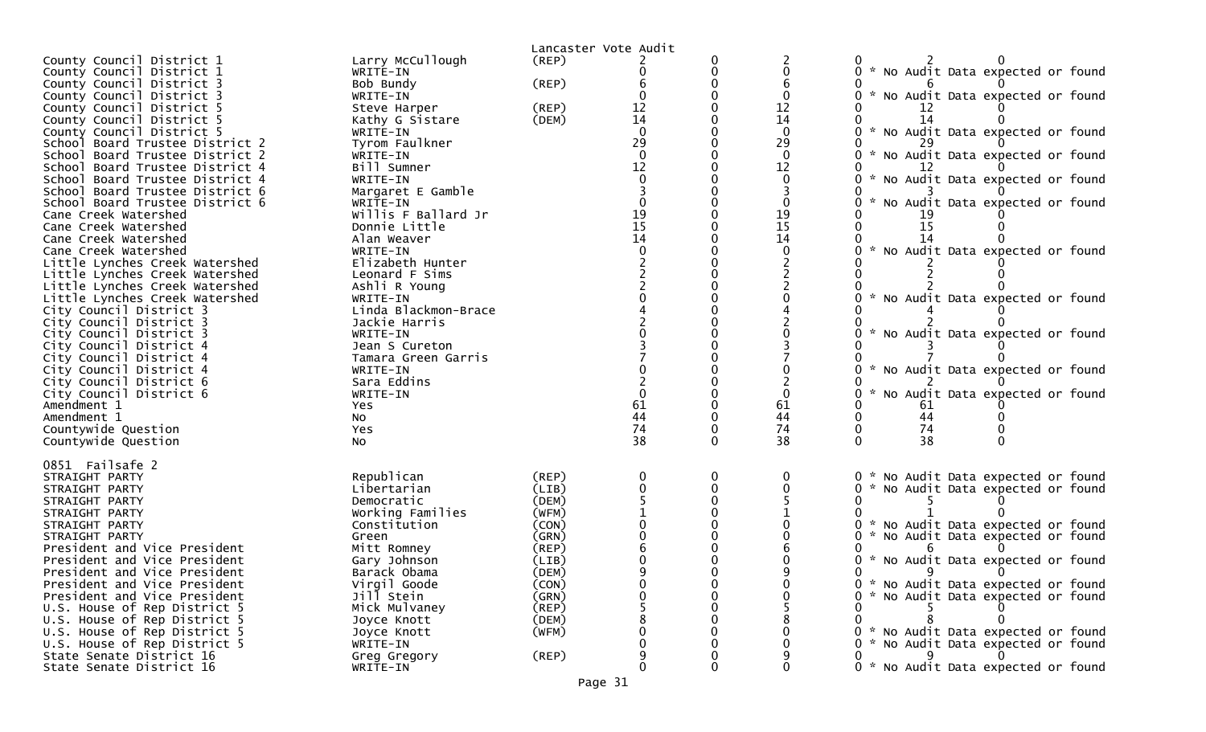Lancaster Vote Audit

| Contest | Candidate | Party | | | | | | |
|---|---|---|---|---|---|---|---|---|
| County Council District 1 | Larry McCullough | (REP) | 2 | 0 | 2 | 0 | 2 | 0 |
| County Council District 1 | WRITE-IN | | 0 | 0 | 0 | 0 * No Audit Data expected or found | | |
| County Council District 3 | Bob Bundy | (REP) | 6 | 0 | 6 | 0 | 6 | 0 |
| County Council District 3 | WRITE-IN | | 0 | 0 | 0 | 0 * No Audit Data expected or found | | |
| County Council District 5 | Steve Harper | (REP) | 12 | 0 | 12 | 0 | 12 | 0 |
| County Council District 5 | Kathy G Sistare | (DEM) | 14 | 0 | 14 | 0 | 14 | 0 |
| County Council District 5 | WRITE-IN | | 0 | 0 | 0 | 0 * No Audit Data expected or found | | |
| School Board Trustee District 2 | Tyrom Faulkner | | 29 | 0 | 29 | 0 | 29 | 0 |
| School Board Trustee District 2 | WRITE-IN | | 0 | 0 | 0 | 0 * No Audit Data expected or found | | |
| School Board Trustee District 4 | Bill Sumner | | 12 | 0 | 12 | 0 | 12 | 0 |
| School Board Trustee District 4 | WRITE-IN | | 0 | 0 | 0 | 0 * No Audit Data expected or found | | |
| School Board Trustee District 6 | Margaret E Gamble | | 3 | 0 | 3 | 0 | 3 | 0 |
| School Board Trustee District 6 | WRITE-IN | | 0 | 0 | 0 | 0 * No Audit Data expected or found | | |
| Cane Creek Watershed | Willis F Ballard Jr | | 19 | 0 | 19 | 0 | 19 | 0 |
| Cane Creek Watershed | Donnie Little | | 15 | 0 | 15 | 0 | 15 | 0 |
| Cane Creek Watershed | Alan Weaver | | 14 | 0 | 14 | 0 | 14 | 0 |
| Cane Creek Watershed | WRITE-IN | | 0 | 0 | 0 | 0 * No Audit Data expected or found | | |
| Little Lynches Creek Watershed | Elizabeth Hunter | | 2 | 0 | 2 | 0 | 2 | 0 |
| Little Lynches Creek Watershed | Leonard F Sims | | 2 | 0 | 2 | 0 | 2 | 0 |
| Little Lynches Creek Watershed | Ashli R Young | | 2 | 0 | 2 | 0 | 2 | 0 |
| Little Lynches Creek Watershed | WRITE-IN | | 0 | 0 | 0 | 0 * No Audit Data expected or found | | |
| City Council District 3 | Linda Blackmon-Brace | | 4 | 0 | 4 | 0 | 4 | 0 |
| City Council District 3 | Jackie Harris | | 2 | 0 | 2 | 0 | 2 | 0 |
| City Council District 3 | WRITE-IN | | 0 | 0 | 0 | 0 * No Audit Data expected or found | | |
| City Council District 4 | Jean S Cureton | | 3 | 0 | 3 | 0 | 3 | 0 |
| City Council District 4 | Tamara Green Garris | | 7 | 0 | 7 | 0 | 7 | 0 |
| City Council District 4 | WRITE-IN | | 0 | 0 | 0 | 0 * No Audit Data expected or found | | |
| City Council District 6 | Sara Eddins | | 2 | 0 | 2 | 0 | 2 | 0 |
| City Council District 6 | WRITE-IN | | 0 | 0 | 0 | 0 * No Audit Data expected or found | | |
| Amendment 1 | Yes | | 61 | 0 | 61 | 0 | 61 | 0 |
| Amendment 1 | No | | 44 | 0 | 44 | 0 | 44 | 0 |
| Countywide Question | Yes | | 74 | 0 | 74 | 0 | 74 | 0 |
| Countywide Question | No | | 38 | 0 | 38 | 0 | 38 | 0 |

0851 Failsafe 2

| Contest | Candidate | Party | | | | | | |
|---|---|---|---|---|---|---|---|---|
| STRAIGHT PARTY | Republican | (REP) | 0 | 0 | 0 | 0 * No Audit Data expected or found | | |
| STRAIGHT PARTY | Libertarian | (LIB) | 0 | 0 | 0 | 0 * No Audit Data expected or found | | |
| STRAIGHT PARTY | Democratic | (DEM) | 5 | 0 | 5 | 0 | 5 | 0 |
| STRAIGHT PARTY | Working Families | (WFM) | 1 | 0 | 1 | 0 | 1 | 0 |
| STRAIGHT PARTY | Constitution | (CON) | 0 | 0 | 0 | 0 * No Audit Data expected or found | | |
| STRAIGHT PARTY | Green | (GRN) | 0 | 0 | 0 | 0 * No Audit Data expected or found | | |
| President and Vice President | Mitt Romney | (REP) | 6 | 0 | 6 | 0 | 6 | 0 |
| President and Vice President | Gary Johnson | (LIB) | 0 | 0 | 0 | 0 * No Audit Data expected or found | | |
| President and Vice President | Barack Obama | (DEM) | 9 | 0 | 9 | 0 | 9 | 0 |
| President and Vice President | Virgil Goode | (CON) | 0 | 0 | 0 | 0 * No Audit Data expected or found | | |
| President and Vice President | Jill Stein | (GRN) | 0 | 0 | 0 | 0 * No Audit Data expected or found | | |
| U.S. House of Rep District 5 | Mick Mulvaney | (REP) | 5 | 0 | 5 | 0 | 5 | 0 |
| U.S. House of Rep District 5 | Joyce Knott | (DEM) | 8 | 0 | 8 | 0 | 8 | 0 |
| U.S. House of Rep District 5 | Joyce Knott | (WFM) | 0 | 0 | 0 | 0 * No Audit Data expected or found | | |
| U.S. House of Rep District 5 | WRITE-IN | | 0 | 0 | 0 | 0 * No Audit Data expected or found | | |
| State Senate District 16 | Greg Gregory | (REP) | 9 | 0 | 9 | 0 | 9 | 0 |
| State Senate District 16 | WRITE-IN | | 0 | 0 | 0 | 0 * No Audit Data expected or found | | |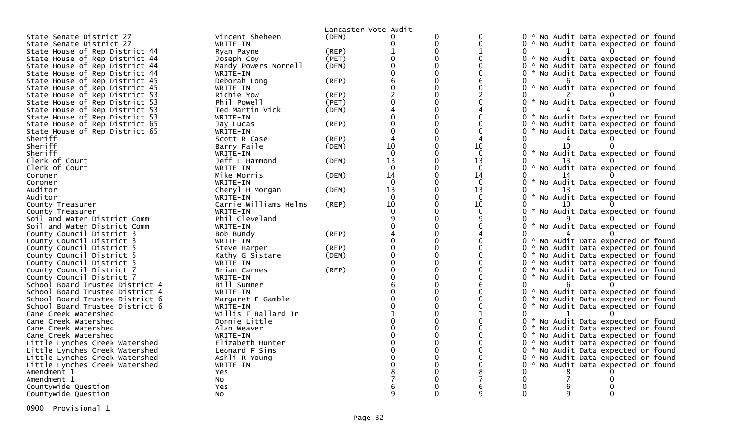Lancaster Vote Audit

| Contest | Candidate | Party | | | | |
|---|---|---|---|---|---|---|
| State Senate District 27 | Vincent Sheheen | (DEM) | 0 | 0 | 0 | 0 * No Audit Data expected or found |
| State Senate District 27 | WRITE-IN | | 0 | 0 | 0 | 0 * No Audit Data expected or found |
| State House of Rep District 44 | Ryan Payne | (REP) | 1 | 0 | 1 | 0 1 0 |
| State House of Rep District 44 | Joseph Coy | (PET) | 0 | 0 | 0 | 0 * No Audit Data expected or found |
| State House of Rep District 44 | Mandy Powers Norrell | (DEM) | 0 | 0 | 0 | 0 * No Audit Data expected or found |
| State House of Rep District 44 | WRITE-IN | | 0 | 0 | 0 | 0 * No Audit Data expected or found |
| State House of Rep District 45 | Deborah Long | (REP) | 6 | 0 | 6 | 0 6 0 |
| State House of Rep District 45 | WRITE-IN | | 0 | 0 | 0 | 0 * No Audit Data expected or found |
| State House of Rep District 53 | Richie Yow | (REP) | 2 | 0 | 2 | 0 2 0 |
| State House of Rep District 53 | Phil Powell | (PET) | 0 | 0 | 0 | 0 * No Audit Data expected or found |
| State House of Rep District 53 | Ted Martin Vick | (DEM) | 4 | 0 | 4 | 0 4 0 |
| State House of Rep District 53 | WRITE-IN | | 0 | 0 | 0 | 0 * No Audit Data expected or found |
| State House of Rep District 65 | Jay Lucas | (REP) | 0 | 0 | 0 | 0 * No Audit Data expected or found |
| State House of Rep District 65 | WRITE-IN | | 0 | 0 | 0 | 0 * No Audit Data expected or found |
| Sheriff | Scott R Case | (REP) | 4 | 0 | 4 | 0 4 0 |
| Sheriff | Barry Faile | (DEM) | 10 | 0 | 10 | 0 10 0 |
| Sheriff | WRITE-IN | | 0 | 0 | 0 | 0 * No Audit Data expected or found |
| Clerk of Court | Jeff L Hammond | (DEM) | 13 | 0 | 13 | 0 13 0 |
| Clerk of Court | WRITE-IN | | 0 | 0 | 0 | 0 * No Audit Data expected or found |
| Coroner | Mike Morris | (DEM) | 14 | 0 | 14 | 0 14 0 |
| Coroner | WRITE-IN | | 0 | 0 | 0 | 0 * No Audit Data expected or found |
| Auditor | Cheryl H Morgan | (DEM) | 13 | 0 | 13 | 0 13 0 |
| Auditor | WRITE-IN | | 0 | 0 | 0 | 0 * No Audit Data expected or found |
| County Treasurer | Carrie Williams Helms | (REP) | 10 | 0 | 10 | 0 10 0 |
| County Treasurer | WRITE-IN | | 0 | 0 | 0 | 0 * No Audit Data expected or found |
| Soil and Water District Comm | Phil Cleveland | | 9 | 0 | 9 | 0 9 0 |
| Soil and Water District Comm | WRITE-IN | | 0 | 0 | 0 | 0 * No Audit Data expected or found |
| County Council District 3 | Bob Bundy | (REP) | 4 | 0 | 4 | 0 4 0 |
| County Council District 3 | WRITE-IN | | 0 | 0 | 0 | 0 * No Audit Data expected or found |
| County Council District 5 | Steve Harper | (REP) | 0 | 0 | 0 | 0 * No Audit Data expected or found |
| County Council District 5 | Kathy G Sistare | (DEM) | 0 | 0 | 0 | 0 * No Audit Data expected or found |
| County Council District 5 | WRITE-IN | | 0 | 0 | 0 | 0 * No Audit Data expected or found |
| County Council District 7 | Brian Carnes | (REP) | 0 | 0 | 0 | 0 * No Audit Data expected or found |
| County Council District 7 | WRITE-IN | | 0 | 0 | 0 | 0 * No Audit Data expected or found |
| School Board Trustee District 4 | Bill Sumner | | 6 | 0 | 6 | 0 6 0 |
| School Board Trustee District 4 | WRITE-IN | | 0 | 0 | 0 | 0 * No Audit Data expected or found |
| School Board Trustee District 6 | Margaret E Gamble | | 0 | 0 | 0 | 0 * No Audit Data expected or found |
| School Board Trustee District 6 | WRITE-IN | | 0 | 0 | 0 | 0 * No Audit Data expected or found |
| Cane Creek Watershed | Willis F Ballard Jr | | 1 | 0 | 1 | 0 1 0 |
| Cane Creek Watershed | Donnie Little | | 0 | 0 | 0 | 0 * No Audit Data expected or found |
| Cane Creek Watershed | Alan Weaver | | 0 | 0 | 0 | 0 * No Audit Data expected or found |
| Cane Creek Watershed | WRITE-IN | | 0 | 0 | 0 | 0 * No Audit Data expected or found |
| Little Lynches Creek Watershed | Elizabeth Hunter | | 0 | 0 | 0 | 0 * No Audit Data expected or found |
| Little Lynches Creek Watershed | Leonard F Sims | | 0 | 0 | 0 | 0 * No Audit Data expected or found |
| Little Lynches Creek Watershed | Ashli R Young | | 0 | 0 | 0 | 0 * No Audit Data expected or found |
| Little Lynches Creek Watershed | WRITE-IN | | 0 | 0 | 0 | 0 * No Audit Data expected or found |
| Amendment 1 | Yes | | 8 | 0 | 8 | 0 8 0 |
| Amendment 1 | No | | 7 | 0 | 7 | 0 7 0 |
| Countywide Question | Yes | | 6 | 0 | 6 | 0 6 0 |
| Countywide Question | No | | 9 | 0 | 9 | 0 9 0 |

0900 Provisional 1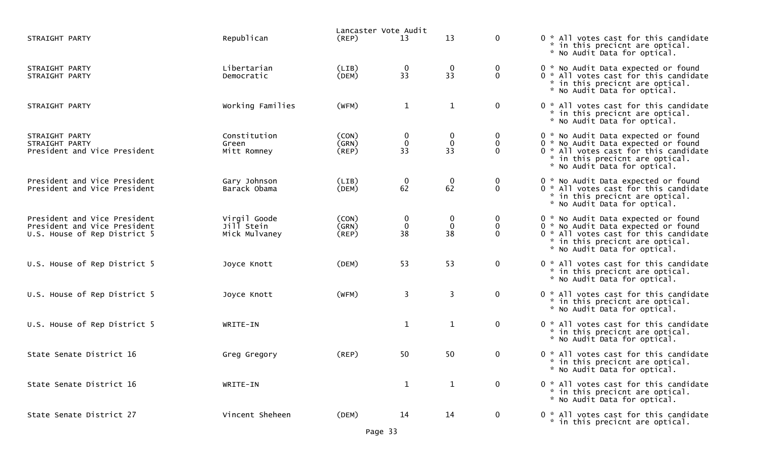Lancaster Vote Audit

| | | | | | | |
|---|---|---|---|---|---|---|
| STRAIGHT PARTY | Republican | (REP) | 13 | 13 | 0 | 0 * All votes cast for this candidate * in this precicnt are optical. * No Audit Data for optical. |
| STRAIGHT PARTY | Libertarian | (LIB) | 0 | 0 | 0 | 0 * No Audit Data expected or found |
| STRAIGHT PARTY | Democratic | (DEM) | 33 | 33 | 0 | 0 * All votes cast for this candidate * in this precicnt are optical. * No Audit Data for optical. |
| STRAIGHT PARTY | Working Families | (WFM) | 1 | 1 | 0 | 0 * All votes cast for this candidate * in this precicnt are optical. * No Audit Data for optical. |
| STRAIGHT PARTY | Constitution | (CON) | 0 | 0 | 0 | 0 * No Audit Data expected or found |
| STRAIGHT PARTY | Green | (GRN) | 0 | 0 | 0 | 0 * No Audit Data expected or found |
| President and Vice President | Mitt Romney | (REP) | 33 | 33 | 0 | 0 * All votes cast for this candidate * in this precicnt are optical. * No Audit Data for optical. |
| President and Vice President | Gary Johnson | (LIB) | 0 | 0 | 0 | 0 * No Audit Data expected or found |
| President and Vice President | Barack Obama | (DEM) | 62 | 62 | 0 | 0 * All votes cast for this candidate * in this precicnt are optical. * No Audit Data for optical. |
| President and Vice President | Virgil Goode | (CON) | 0 | 0 | 0 | 0 * No Audit Data expected or found |
| President and Vice President | Jill Stein | (GRN) | 0 | 0 | 0 | 0 * No Audit Data expected or found |
| U.S. House of Rep District 5 | Mick Mulvaney | (REP) | 38 | 38 | 0 | 0 * All votes cast for this candidate * in this precicnt are optical. * No Audit Data for optical. |
| U.S. House of Rep District 5 | Joyce Knott | (DEM) | 53 | 53 | 0 | 0 * All votes cast for this candidate * in this precicnt are optical. * No Audit Data for optical. |
| U.S. House of Rep District 5 | Joyce Knott | (WFM) | 3 | 3 | 0 | 0 * All votes cast for this candidate * in this precicnt are optical. * No Audit Data for optical. |
| U.S. House of Rep District 5 | WRITE-IN | | 1 | 1 | 0 | 0 * All votes cast for this candidate * in this precicnt are optical. * No Audit Data for optical. |
| State Senate District 16 | Greg Gregory | (REP) | 50 | 50 | 0 | 0 * All votes cast for this candidate * in this precicnt are optical. * No Audit Data for optical. |
| State Senate District 16 | WRITE-IN | | 1 | 1 | 0 | 0 * All votes cast for this candidate * in this precicnt are optical. * No Audit Data for optical. |
| State Senate District 27 | Vincent Sheheen | (DEM) | 14 | 14 | 0 | 0 * All votes cast for this candidate * in this precicnt are optical. |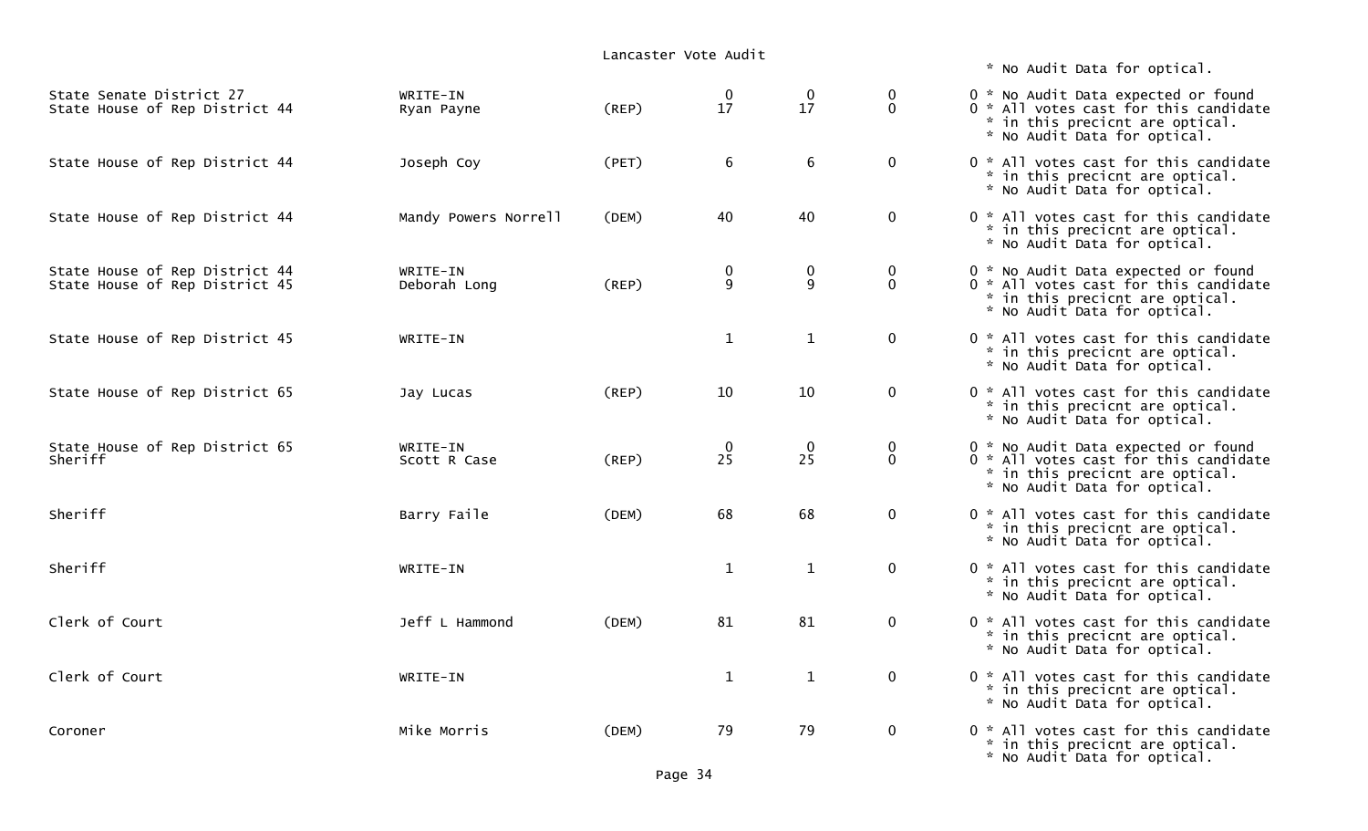Lancaster Vote Audit

| Contest | Candidate | Party | | | | | Notes |
|---|---|---|---|---|---|---|---|
| | | | | | | | * No Audit Data for optical. |
| State Senate District 27 | WRITE-IN | | 0 | 0 | 0 | 0 | * No Audit Data expected or found |
| State House of Rep District 44 | Ryan Payne | (REP) | 17 | 17 | 0 | 0 | * All votes cast for this candidate * in this precicnt are optical. * No Audit Data for optical. |
| State House of Rep District 44 | Joseph Coy | (PET) | 6 | 6 | 0 | 0 | * All votes cast for this candidate * in this precicnt are optical. * No Audit Data for optical. |
| State House of Rep District 44 | Mandy Powers Norrell | (DEM) | 40 | 40 | 0 | 0 | * All votes cast for this candidate * in this precicnt are optical. * No Audit Data for optical. |
| State House of Rep District 44 | WRITE-IN | | 0 | 0 | 0 | 0 | * No Audit Data expected or found |
| State House of Rep District 45 | Deborah Long | (REP) | 9 | 9 | 0 | 0 | * All votes cast for this candidate * in this precicnt are optical. * No Audit Data for optical. |
| State House of Rep District 45 | WRITE-IN | | 1 | 1 | 0 | 0 | * All votes cast for this candidate * in this precicnt are optical. * No Audit Data for optical. |
| State House of Rep District 65 | Jay Lucas | (REP) | 10 | 10 | 0 | 0 | * All votes cast for this candidate * in this precicnt are optical. * No Audit Data for optical. |
| State House of Rep District 65 | WRITE-IN | | 0 | 0 | 0 | 0 | * No Audit Data expected or found |
| Sheriff | Scott R Case | (REP) | 25 | 25 | 0 | 0 | * All votes cast for this candidate * in this precicnt are optical. * No Audit Data for optical. |
| Sheriff | Barry Faile | (DEM) | 68 | 68 | 0 | 0 | * All votes cast for this candidate * in this precicnt are optical. * No Audit Data for optical. |
| Sheriff | WRITE-IN | | 1 | 1 | 0 | 0 | * All votes cast for this candidate * in this precicnt are optical. * No Audit Data for optical. |
| Clerk of Court | Jeff L Hammond | (DEM) | 81 | 81 | 0 | 0 | * All votes cast for this candidate * in this precicnt are optical. * No Audit Data for optical. |
| Clerk of Court | WRITE-IN | | 1 | 1 | 0 | 0 | * All votes cast for this candidate * in this precicnt are optical. * No Audit Data for optical. |
| Coroner | Mike Morris | (DEM) | 79 | 79 | 0 | 0 | * All votes cast for this candidate * in this precicnt are optical. * No Audit Data for optical. |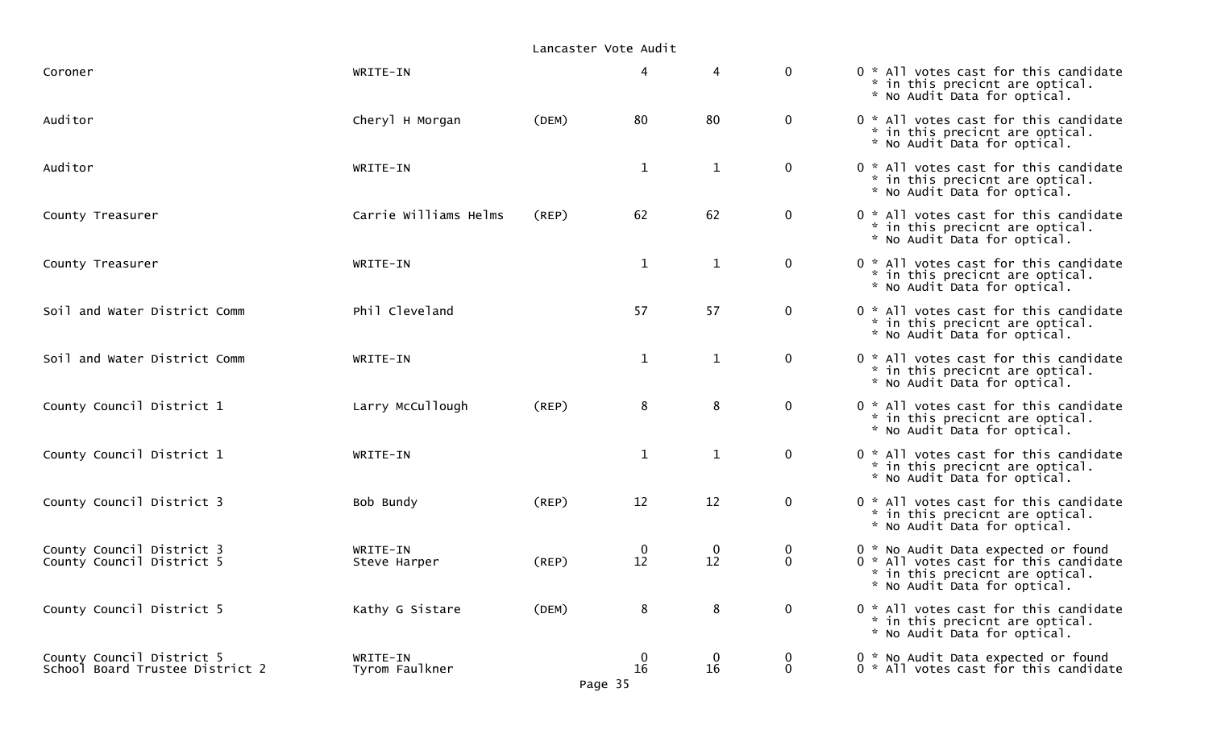| | | | | | | | |
|---|---|---|---|---|---|---|---|
| Coroner | WRITE-IN | | 4 | 4 | 0 | 0 | * All votes cast for this candidate * in this precicnt are optical. * No Audit Data for optical. |
| Auditor | Cheryl H Morgan | (DEM) | 80 | 80 | 0 | 0 | * All votes cast for this candidate * in this precicnt are optical. * No Audit Data for optical. |
| Auditor | WRITE-IN | | 1 | 1 | 0 | 0 | * All votes cast for this candidate * in this precicnt are optical. * No Audit Data for optical. |
| County Treasurer | Carrie Williams Helms | (REP) | 62 | 62 | 0 | 0 | * All votes cast for this candidate * in this precicnt are optical. * No Audit Data for optical. |
| County Treasurer | WRITE-IN | | 1 | 1 | 0 | 0 | * All votes cast for this candidate * in this precicnt are optical. * No Audit Data for optical. |
| Soil and Water District Comm | Phil Cleveland | | 57 | 57 | 0 | 0 | * All votes cast for this candidate * in this precicnt are optical. * No Audit Data for optical. |
| Soil and Water District Comm | WRITE-IN | | 1 | 1 | 0 | 0 | * All votes cast for this candidate * in this precicnt are optical. * No Audit Data for optical. |
| County Council District 1 | Larry McCullough | (REP) | 8 | 8 | 0 | 0 | * All votes cast for this candidate * in this precicnt are optical. * No Audit Data for optical. |
| County Council District 1 | WRITE-IN | | 1 | 1 | 0 | 0 | * All votes cast for this candidate * in this precicnt are optical. * No Audit Data for optical. |
| County Council District 3 | Bob Bundy | (REP) | 12 | 12 | 0 | 0 | * All votes cast for this candidate * in this precicnt are optical. * No Audit Data for optical. |
| County Council District 3 | WRITE-IN | | 0 | 0 | 0 | 0 | * No Audit Data expected or found |
| County Council District 5 | Steve Harper | (REP) | 12 | 12 | 0 | 0 | * All votes cast for this candidate * in this precicnt are optical. * No Audit Data for optical. |
| County Council District 5 | Kathy G Sistare | (DEM) | 8 | 8 | 0 | 0 | * All votes cast for this candidate * in this precicnt are optical. * No Audit Data for optical. |
| County Council District 5 | WRITE-IN | | 0 | 0 | 0 | 0 | * No Audit Data expected or found |
| School Board Trustee District 2 | Tyrom Faulkner | | 16 | 16 | 0 | 0 | * All votes cast for this candidate |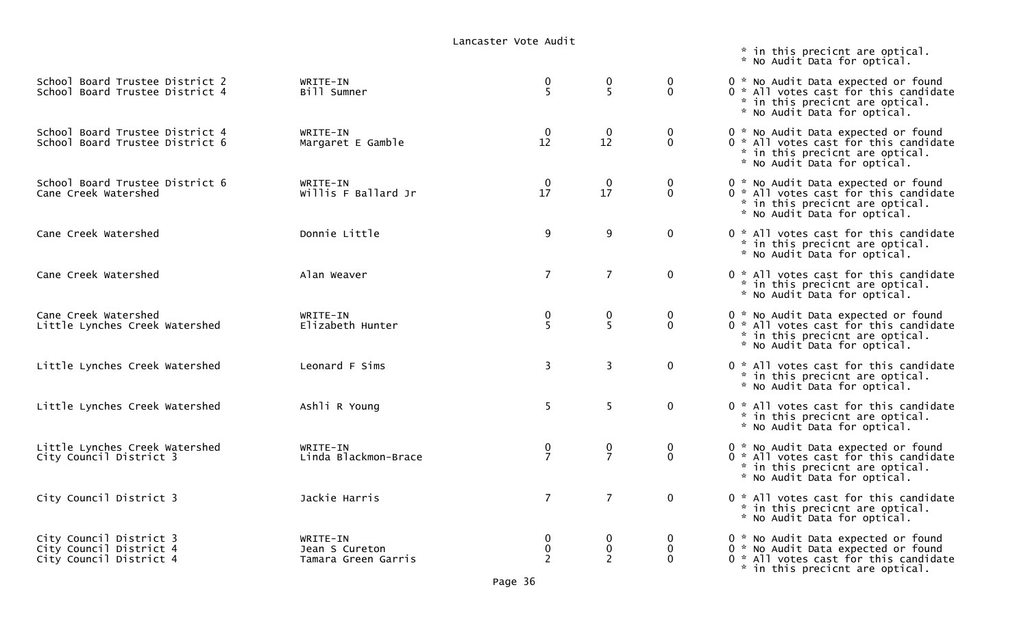Lancaster Vote Audit

\* in this precicnt are optical.
\* No Audit Data for optical.

| | | | | | |
|---|---|---|---|---|---|
| School Board Trustee District 2 | WRITE-IN | 0 | 0 | 0 | 0 * No Audit Data expected or found |
| School Board Trustee District 4 | Bill Sumner | 5 | 5 | 0 | 0 * All votes cast for this candidate * in this precicnt are optical. * No Audit Data for optical. |
| School Board Trustee District 4 | WRITE-IN | 0 | 0 | 0 | 0 * No Audit Data expected or found |
| School Board Trustee District 6 | Margaret E Gamble | 12 | 12 | 0 | 0 * All votes cast for this candidate * in this precicnt are optical. * No Audit Data for optical. |
| School Board Trustee District 6 | WRITE-IN | 0 | 0 | 0 | 0 * No Audit Data expected or found |
| Cane Creek Watershed | Willis F Ballard Jr | 17 | 17 | 0 | 0 * All votes cast for this candidate * in this precicnt are optical. * No Audit Data for optical. |
| Cane Creek Watershed | Donnie Little | 9 | 9 | 0 | 0 * All votes cast for this candidate * in this precicnt are optical. * No Audit Data for optical. |
| Cane Creek Watershed | Alan Weaver | 7 | 7 | 0 | 0 * All votes cast for this candidate * in this precicnt are optical. * No Audit Data for optical. |
| Cane Creek Watershed | WRITE-IN | 0 | 0 | 0 | 0 * No Audit Data expected or found |
| Little Lynches Creek Watershed | Elizabeth Hunter | 5 | 5 | 0 | 0 * All votes cast for this candidate * in this precicnt are optical. * No Audit Data for optical. |
| Little Lynches Creek Watershed | Leonard F Sims | 3 | 3 | 0 | 0 * All votes cast for this candidate * in this precicnt are optical. * No Audit Data for optical. |
| Little Lynches Creek Watershed | Ashli R Young | 5 | 5 | 0 | 0 * All votes cast for this candidate * in this precicnt are optical. * No Audit Data for optical. |
| Little Lynches Creek Watershed | WRITE-IN | 0 | 0 | 0 | 0 * No Audit Data expected or found |
| City Council District 3 | Linda Blackmon-Brace | 7 | 7 | 0 | 0 * All votes cast for this candidate * in this precicnt are optical. * No Audit Data for optical. |
| City Council District 3 | Jackie Harris | 7 | 7 | 0 | 0 * All votes cast for this candidate * in this precicnt are optical. * No Audit Data for optical. |
| City Council District 3 | WRITE-IN | 0 | 0 | 0 | 0 * No Audit Data expected or found |
| City Council District 4 | Jean S Cureton | 0 | 0 | 0 | 0 * No Audit Data expected or found |
| City Council District 4 | Tamara Green Garris | 2 | 2 | 0 | 0 * All votes cast for this candidate * in this precicnt are optical. |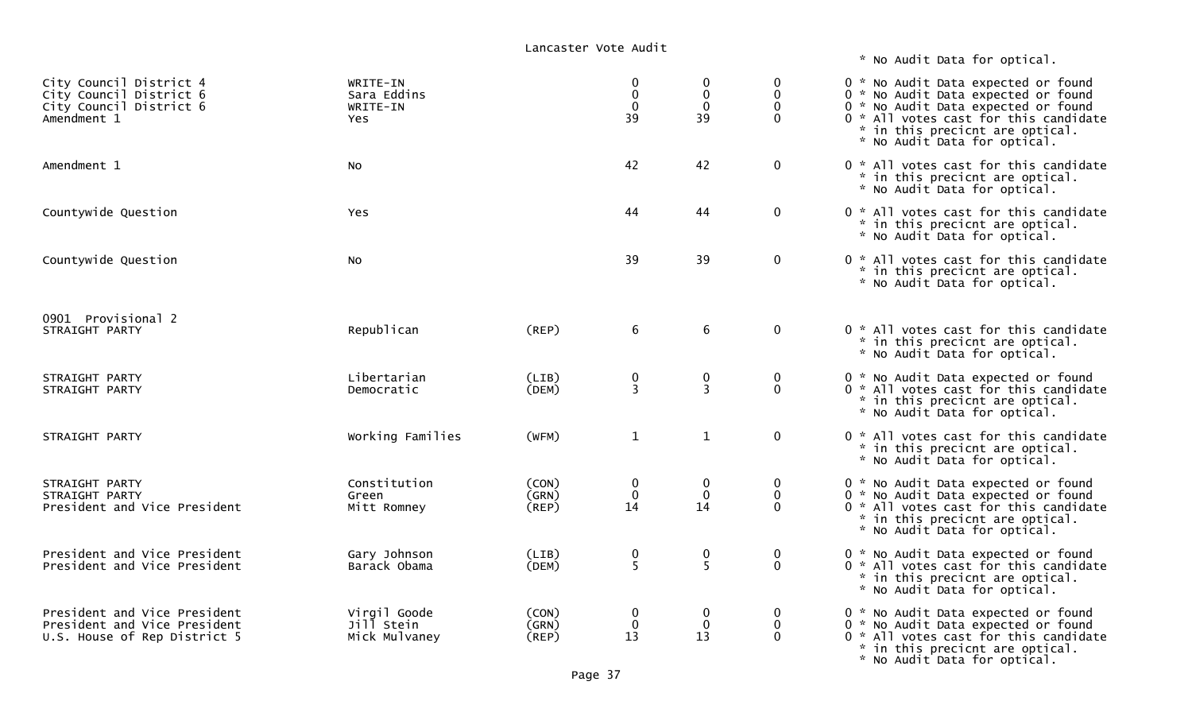Lancaster Vote Audit

| Contest | Candidate | Party | | | | | Notes |
|---|---|---|---|---|---|---|---|
| | | | | | | | * No Audit Data for optical. |
| City Council District 4 | WRITE-IN | | 0 | 0 | 0 | 0 | * No Audit Data expected or found |
| City Council District 6 | Sara Eddins | | 0 | 0 | 0 | 0 | * No Audit Data expected or found |
| City Council District 6 | WRITE-IN | | 0 | 0 | 0 | 0 | * No Audit Data expected or found |
| Amendment 1 | Yes | | 39 | 39 | 0 | 0 | * All votes cast for this candidate * in this precicnt are optical. * No Audit Data for optical. |
| Amendment 1 | No | | 42 | 42 | 0 | 0 | * All votes cast for this candidate * in this precicnt are optical. * No Audit Data for optical. |
| Countywide Question | Yes | | 44 | 44 | 0 | 0 | * All votes cast for this candidate * in this precicnt are optical. * No Audit Data for optical. |
| Countywide Question | No | | 39 | 39 | 0 | 0 | * All votes cast for this candidate * in this precicnt are optical. * No Audit Data for optical. |
| **0901 Provisional 2** | | | | | | | |
| STRAIGHT PARTY | Republican | (REP) | 6 | 6 | 0 | 0 | * All votes cast for this candidate * in this precicnt are optical. * No Audit Data for optical. |
| STRAIGHT PARTY | Libertarian | (LIB) | 0 | 0 | 0 | 0 | * No Audit Data expected or found |
| STRAIGHT PARTY | Democratic | (DEM) | 3 | 3 | 0 | 0 | * All votes cast for this candidate * in this precicnt are optical. * No Audit Data for optical. |
| STRAIGHT PARTY | Working Families | (WFM) | 1 | 1 | 0 | 0 | * All votes cast for this candidate * in this precicnt are optical. * No Audit Data for optical. |
| STRAIGHT PARTY | Constitution | (CON) | 0 | 0 | 0 | 0 | * No Audit Data expected or found |
| STRAIGHT PARTY | Green | (GRN) | 0 | 0 | 0 | 0 | * No Audit Data expected or found |
| President and Vice President | Mitt Romney | (REP) | 14 | 14 | 0 | 0 | * All votes cast for this candidate * in this precicnt are optical. * No Audit Data for optical. |
| President and Vice President | Gary Johnson | (LIB) | 0 | 0 | 0 | 0 | * No Audit Data expected or found |
| President and Vice President | Barack Obama | (DEM) | 5 | 5 | 0 | 0 | * All votes cast for this candidate * in this precicnt are optical. * No Audit Data for optical. |
| President and Vice President | Virgil Goode | (CON) | 0 | 0 | 0 | 0 | * No Audit Data expected or found |
| President and Vice President | Jill Stein | (GRN) | 0 | 0 | 0 | 0 | * No Audit Data expected or found |
| U.S. House of Rep District 5 | Mick Mulvaney | (REP) | 13 | 13 | 0 | 0 | * All votes cast for this candidate * in this precicnt are optical. * No Audit Data for optical. |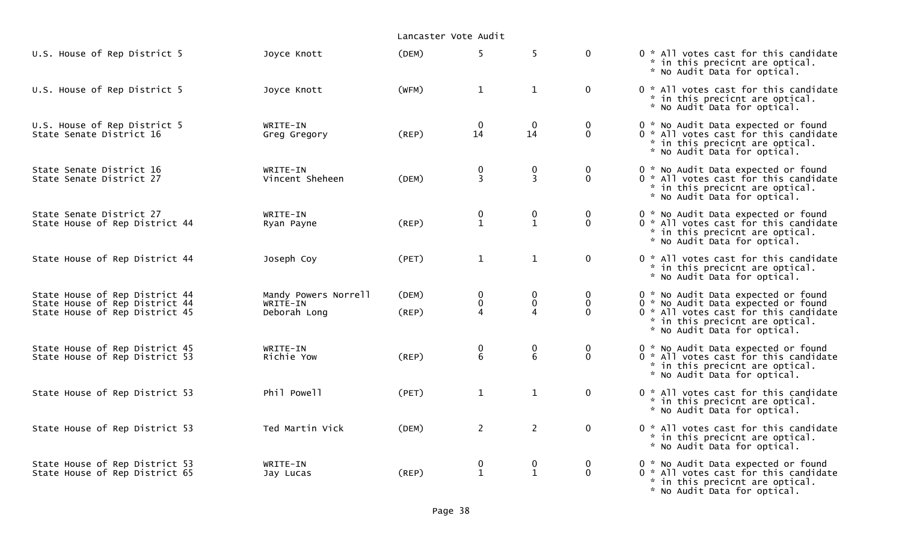Lancaster Vote Audit

| Contest | Candidate | Party | | | | Notes |
|---|---|---|---|---|---|---|
| U.S. House of Rep District 5 | Joyce Knott | (DEM) | 5 | 5 | 0 | 0 * All votes cast for this candidate * in this precicnt are optical. * No Audit Data for optical. |
| U.S. House of Rep District 5 | Joyce Knott | (WFM) | 1 | 1 | 0 | 0 * All votes cast for this candidate * in this precicnt are optical. * No Audit Data for optical. |
| U.S. House of Rep District 5 | WRITE-IN | | 0 | 0 | 0 | 0 * No Audit Data expected or found |
| State Senate District 16 | Greg Gregory | (REP) | 14 | 14 | 0 | 0 * All votes cast for this candidate * in this precicnt are optical. * No Audit Data for optical. |
| State Senate District 16 | WRITE-IN | | 0 | 0 | 0 | 0 * No Audit Data expected or found |
| State Senate District 27 | Vincent Sheheen | (DEM) | 3 | 3 | 0 | 0 * All votes cast for this candidate * in this precicnt are optical. * No Audit Data for optical. |
| State Senate District 27 | WRITE-IN | | 0 | 0 | 0 | 0 * No Audit Data expected or found |
| State House of Rep District 44 | Ryan Payne | (REP) | 1 | 1 | 0 | 0 * All votes cast for this candidate * in this precicnt are optical. * No Audit Data for optical. |
| State House of Rep District 44 | Joseph Coy | (PET) | 1 | 1 | 0 | 0 * All votes cast for this candidate * in this precicnt are optical. * No Audit Data for optical. |
| State House of Rep District 44 | Mandy Powers Norrell | (DEM) | 0 | 0 | 0 | 0 * No Audit Data expected or found |
| State House of Rep District 44 | WRITE-IN | | 0 | 0 | 0 | 0 * No Audit Data expected or found |
| State House of Rep District 45 | Deborah Long | (REP) | 4 | 4 | 0 | 0 * All votes cast for this candidate * in this precicnt are optical. * No Audit Data for optical. |
| State House of Rep District 45 | WRITE-IN | | 0 | 0 | 0 | 0 * No Audit Data expected or found |
| State House of Rep District 53 | Richie Yow | (REP) | 6 | 6 | 0 | 0 * All votes cast for this candidate * in this precicnt are optical. * No Audit Data for optical. |
| State House of Rep District 53 | Phil Powell | (PET) | 1 | 1 | 0 | 0 * All votes cast for this candidate * in this precicnt are optical. * No Audit Data for optical. |
| State House of Rep District 53 | Ted Martin Vick | (DEM) | 2 | 2 | 0 | 0 * All votes cast for this candidate * in this precicnt are optical. * No Audit Data for optical. |
| State House of Rep District 53 | WRITE-IN | | 0 | 0 | 0 | 0 * No Audit Data expected or found |
| State House of Rep District 65 | Jay Lucas | (REP) | 1 | 1 | 0 | 0 * All votes cast for this candidate * in this precicnt are optical. * No Audit Data for optical. |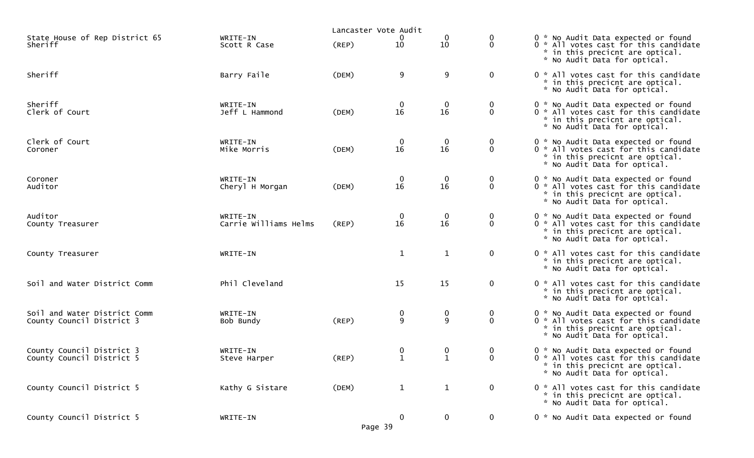Lancaster Vote Audit

| Office | Candidate | Party | | | | | Notes |
|---|---|---|---|---|---|---|---|
| State House of Rep District 65 | WRITE-IN | | 0 | 0 | 0 | 0 | * No Audit Data expected or found |
| Sheriff | Scott R Case | (REP) | 10 | 10 | 0 | 0 | * All votes cast for this candidate * in this precicnt are optical. * No Audit Data for optical. |
| Sheriff | Barry Faile | (DEM) | 9 | 9 | 0 | 0 | * All votes cast for this candidate * in this precicnt are optical. * No Audit Data for optical. |
| Sheriff | WRITE-IN | | 0 | 0 | 0 | 0 | * No Audit Data expected or found |
| Clerk of Court | Jeff L Hammond | (DEM) | 16 | 16 | 0 | 0 | * All votes cast for this candidate * in this precicnt are optical. * No Audit Data for optical. |
| Clerk of Court | WRITE-IN | | 0 | 0 | 0 | 0 | * No Audit Data expected or found |
| Coroner | Mike Morris | (DEM) | 16 | 16 | 0 | 0 | * All votes cast for this candidate * in this precicnt are optical. * No Audit Data for optical. |
| Coroner | WRITE-IN | | 0 | 0 | 0 | 0 | * No Audit Data expected or found |
| Auditor | Cheryl H Morgan | (DEM) | 16 | 16 | 0 | 0 | * All votes cast for this candidate * in this precicnt are optical. * No Audit Data for optical. |
| Auditor | WRITE-IN | | 0 | 0 | 0 | 0 | * No Audit Data expected or found |
| County Treasurer | Carrie Williams Helms | (REP) | 16 | 16 | 0 | 0 | * All votes cast for this candidate * in this precicnt are optical. * No Audit Data for optical. |
| County Treasurer | WRITE-IN | | 1 | 1 | 0 | 0 | * All votes cast for this candidate * in this precicnt are optical. * No Audit Data for optical. |
| Soil and Water District Comm | Phil Cleveland | | 15 | 15 | 0 | 0 | * All votes cast for this candidate * in this precicnt are optical. * No Audit Data for optical. |
| Soil and Water District Comm | WRITE-IN | | 0 | 0 | 0 | 0 | * No Audit Data expected or found |
| County Council District 3 | Bob Bundy | (REP) | 9 | 9 | 0 | 0 | * All votes cast for this candidate * in this precicnt are optical. * No Audit Data for optical. |
| County Council District 3 | WRITE-IN | | 0 | 0 | 0 | 0 | * No Audit Data expected or found |
| County Council District 5 | Steve Harper | (REP) | 1 | 1 | 0 | 0 | * All votes cast for this candidate * in this precicnt are optical. * No Audit Data for optical. |
| County Council District 5 | Kathy G Sistare | (DEM) | 1 | 1 | 0 | 0 | * All votes cast for this candidate * in this precicnt are optical. * No Audit Data for optical. |
| County Council District 5 | WRITE-IN | | 0 | 0 | 0 | 0 | * No Audit Data expected or found |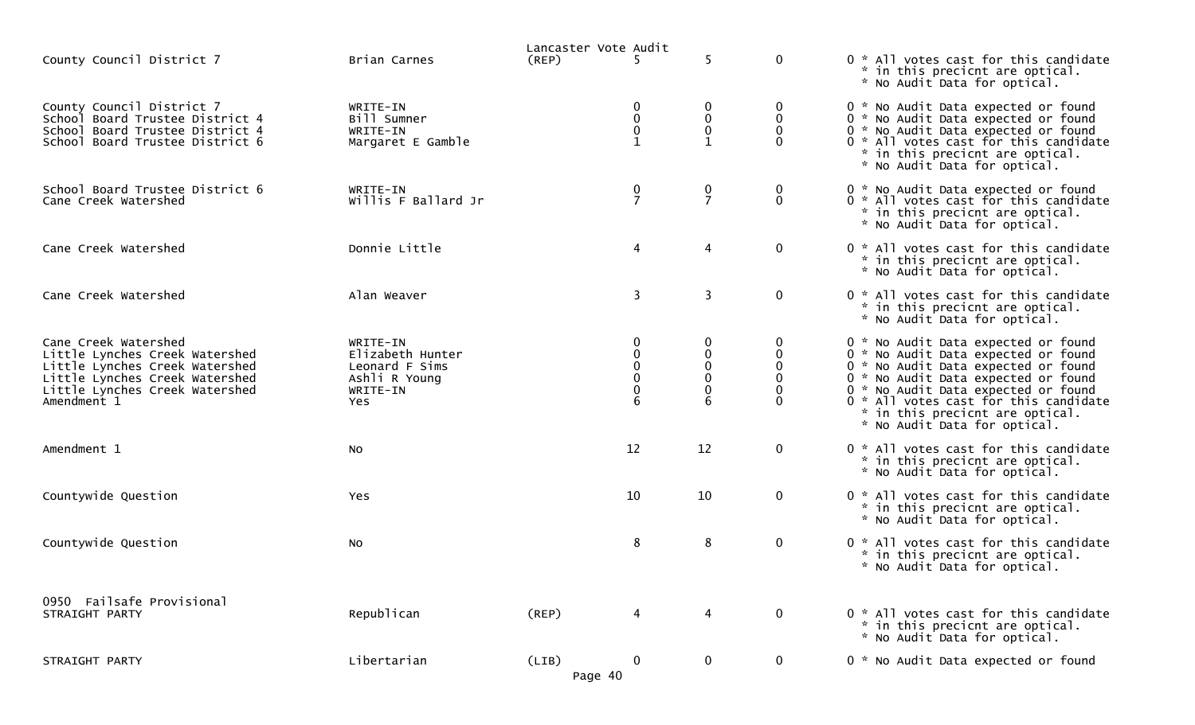Lancaster Vote Audit

| Contest | Candidate | Party | | | | | Notes |
|---|---|---|---|---|---|---|---|
| County Council District 7 | Brian Carnes | (REP) | 5 | 5 | 0 | 0 | * All votes cast for this candidate * in this precicnt are optical. * No Audit Data for optical. |
| County Council District 7 | WRITE-IN | | 0 | 0 | 0 | 0 | * No Audit Data expected or found |
| School Board Trustee District 4 | Bill Sumner | | 0 | 0 | 0 | 0 | * No Audit Data expected or found |
| School Board Trustee District 4 | WRITE-IN | | 0 | 0 | 0 | 0 | * No Audit Data expected or found |
| School Board Trustee District 6 | Margaret E Gamble | | 1 | 1 | 0 | 0 | * All votes cast for this candidate * in this precicnt are optical. * No Audit Data for optical. |
| School Board Trustee District 6 | WRITE-IN | | 0 | 0 | 0 | 0 | * No Audit Data expected or found |
| Cane Creek Watershed | Willis F Ballard Jr | | 7 | 7 | 0 | 0 | * All votes cast for this candidate * in this precicnt are optical. * No Audit Data for optical. |
| Cane Creek Watershed | Donnie Little | | 4 | 4 | 0 | 0 | * All votes cast for this candidate * in this precicnt are optical. * No Audit Data for optical. |
| Cane Creek Watershed | Alan Weaver | | 3 | 3 | 0 | 0 | * All votes cast for this candidate * in this precicnt are optical. * No Audit Data for optical. |
| Cane Creek Watershed | WRITE-IN | | 0 | 0 | 0 | 0 | * No Audit Data expected or found |
| Little Lynches Creek Watershed | Elizabeth Hunter | | 0 | 0 | 0 | 0 | * No Audit Data expected or found |
| Little Lynches Creek Watershed | Leonard F Sims | | 0 | 0 | 0 | 0 | * No Audit Data expected or found |
| Little Lynches Creek Watershed | Ashli R Young | | 0 | 0 | 0 | 0 | * No Audit Data expected or found |
| Little Lynches Creek Watershed | WRITE-IN | | 0 | 0 | 0 | 0 | * No Audit Data expected or found |
| Amendment 1 | Yes | | 6 | 6 | 0 | 0 | * All votes cast for this candidate * in this precicnt are optical. * No Audit Data for optical. |
| Amendment 1 | No | | 12 | 12 | 0 | 0 | * All votes cast for this candidate * in this precicnt are optical. * No Audit Data for optical. |
| Countywide Question | Yes | | 10 | 10 | 0 | 0 | * All votes cast for this candidate * in this precicnt are optical. * No Audit Data for optical. |
| Countywide Question | No | | 8 | 8 | 0 | 0 | * All votes cast for this candidate * in this precicnt are optical. * No Audit Data for optical. |

0950 Failsafe Provisional

| Contest | Candidate | Party | | | | | Notes |
|---|---|---|---|---|---|---|---|
| STRAIGHT PARTY | Republican | (REP) | 4 | 4 | 0 | 0 | * All votes cast for this candidate * in this precicnt are optical. * No Audit Data for optical. |
| STRAIGHT PARTY | Libertarian | (LIB) | 0 | 0 | 0 | 0 | * No Audit Data expected or found |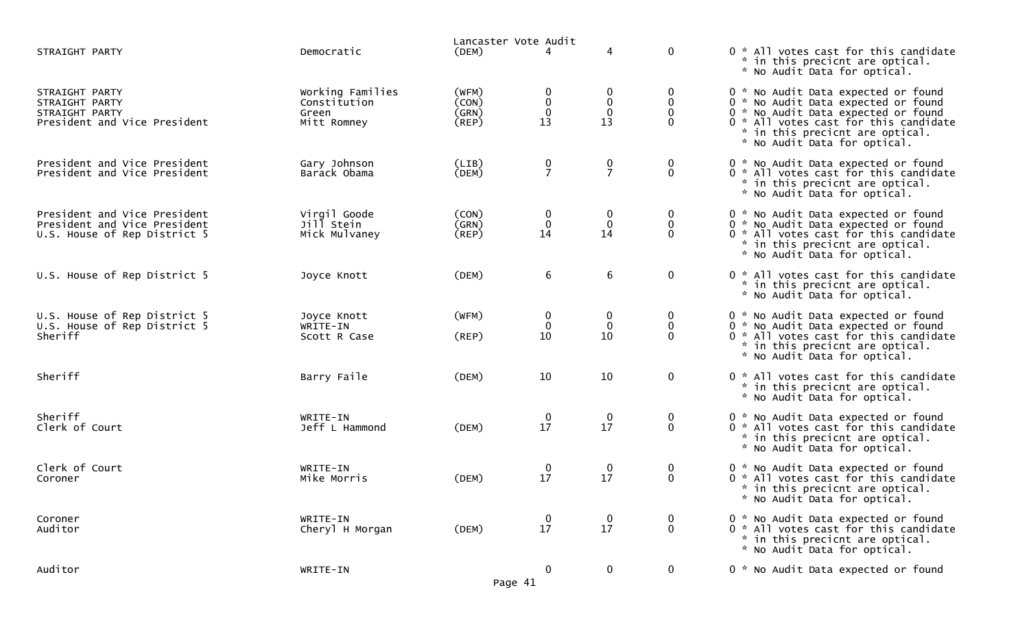Lancaster Vote Audit

| | | | | | | | |
|---|---|---|---|---|---|---|---|
| STRAIGHT PARTY | Democratic | (DEM) | 4 | 4 | 0 | 0 | * All votes cast for this candidate * in this precicnt are optical. * No Audit Data for optical. |
| STRAIGHT PARTY | Working Families | (WFM) | 0 | 0 | 0 | 0 | * No Audit Data expected or found |
| STRAIGHT PARTY | Constitution | (CON) | 0 | 0 | 0 | 0 | * No Audit Data expected or found |
| STRAIGHT PARTY | Green | (GRN) | 0 | 0 | 0 | 0 | * No Audit Data expected or found |
| President and Vice President | Mitt Romney | (REP) | 13 | 13 | 0 | 0 | * All votes cast for this candidate * in this precicnt are optical. * No Audit Data for optical. |
| President and Vice President | Gary Johnson | (LIB) | 0 | 0 | 0 | 0 | * No Audit Data expected or found |
| President and Vice President | Barack Obama | (DEM) | 7 | 7 | 0 | 0 | * All votes cast for this candidate * in this precicnt are optical. * No Audit Data for optical. |
| President and Vice President | Virgil Goode | (CON) | 0 | 0 | 0 | 0 | * No Audit Data expected or found |
| President and Vice President | Jill Stein | (GRN) | 0 | 0 | 0 | 0 | * No Audit Data expected or found |
| U.S. House of Rep District 5 | Mick Mulvaney | (REP) | 14 | 14 | 0 | 0 | * All votes cast for this candidate * in this precicnt are optical. * No Audit Data for optical. |
| U.S. House of Rep District 5 | Joyce Knott | (DEM) | 6 | 6 | 0 | 0 | * All votes cast for this candidate * in this precicnt are optical. * No Audit Data for optical. |
| U.S. House of Rep District 5 | Joyce Knott | (WFM) | 0 | 0 | 0 | 0 | * No Audit Data expected or found |
| U.S. House of Rep District 5 | WRITE-IN | | 0 | 0 | 0 | 0 | * No Audit Data expected or found |
| Sheriff | Scott R Case | (REP) | 10 | 10 | 0 | 0 | * All votes cast for this candidate * in this precicnt are optical. * No Audit Data for optical. |
| Sheriff | Barry Faile | (DEM) | 10 | 10 | 0 | 0 | * All votes cast for this candidate * in this precicnt are optical. * No Audit Data for optical. |
| Sheriff | WRITE-IN | | 0 | 0 | 0 | 0 | * No Audit Data expected or found |
| Clerk of Court | Jeff L Hammond | (DEM) | 17 | 17 | 0 | 0 | * All votes cast for this candidate * in this precicnt are optical. * No Audit Data for optical. |
| Clerk of Court | WRITE-IN | | 0 | 0 | 0 | 0 | * No Audit Data expected or found |
| Coroner | Mike Morris | (DEM) | 17 | 17 | 0 | 0 | * All votes cast for this candidate * in this precicnt are optical. * No Audit Data for optical. |
| Coroner | WRITE-IN | | 0 | 0 | 0 | 0 | * No Audit Data expected or found |
| Auditor | Cheryl H Morgan | (DEM) | 17 | 17 | 0 | 0 | * All votes cast for this candidate * in this precicnt are optical. * No Audit Data for optical. |
| Auditor | WRITE-IN | | 0 | 0 | 0 | 0 | * No Audit Data expected or found |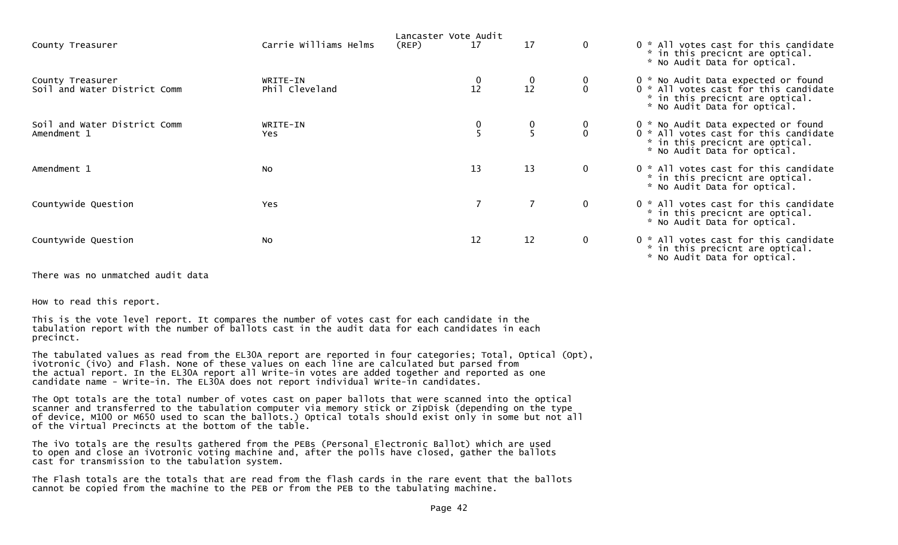Lancaster Vote Audit

| | | | | | | | |
|---|---|---|---|---|---|---|---|
| County Treasurer | Carrie Williams Helms | (REP) | 17 | 17 | 0 | 0 | * All votes cast for this candidate * in this precicnt are optical. * No Audit Data for optical. |
| County Treasurer | WRITE-IN | | 0 | 0 | 0 | 0 | * No Audit Data expected or found |
| Soil and Water District Comm | Phil Cleveland | | 12 | 12 | 0 | 0 | * All votes cast for this candidate * in this precicnt are optical. * No Audit Data for optical. |
| Soil and Water District Comm | WRITE-IN | | 0 | 0 | 0 | 0 | * No Audit Data expected or found |
| Amendment 1 | Yes | | 5 | 5 | 0 | 0 | * All votes cast for this candidate * in this precicnt are optical. * No Audit Data for optical. |
| Amendment 1 | No | | 13 | 13 | 0 | 0 | * All votes cast for this candidate * in this precicnt are optical. * No Audit Data for optical. |
| Countywide Question | Yes | | 7 | 7 | 0 | 0 | * All votes cast for this candidate * in this precicnt are optical. * No Audit Data for optical. |
| Countywide Question | No | | 12 | 12 | 0 | 0 | * All votes cast for this candidate * in this precicnt are optical. * No Audit Data for optical. |

There was no unmatched audit data

How to read this report.

This is the vote level report. It compares the number of votes cast for each candidate in the tabulation report with the number of ballots cast in the audit data for each candidates in each precinct.

The tabulated values as read from the EL30A report are reported in four categories; Total, Optical (Opt), iVotronic (iVo) and Flash. None of these values on each line are calculated but parsed from the actual report. In the EL30A report all Write-in votes are added together and reported as one candidate name - Write-in. The EL30A does not report individual Write-in candidates.

The Opt totals are the total number of votes cast on paper ballots that were scanned into the optical scanner and transferred to the tabulation computer via memory stick or ZipDisk (depending on the type of device, M100 or M650 used to scan the ballots.) Optical totals should exist only in some but not all of the Virtual Precincts at the bottom of the table.

The iVo totals are the results gathered from the PEBs (Personal Electronic Ballot) which are used to open and close an iVotronic voting machine and, after the polls have closed, gather the ballots cast for transmission to the tabulation system.

The Flash totals are the totals that are read from the flash cards in the rare event that the ballots cannot be copied from the machine to the PEB or from the PEB to the tabulating machine.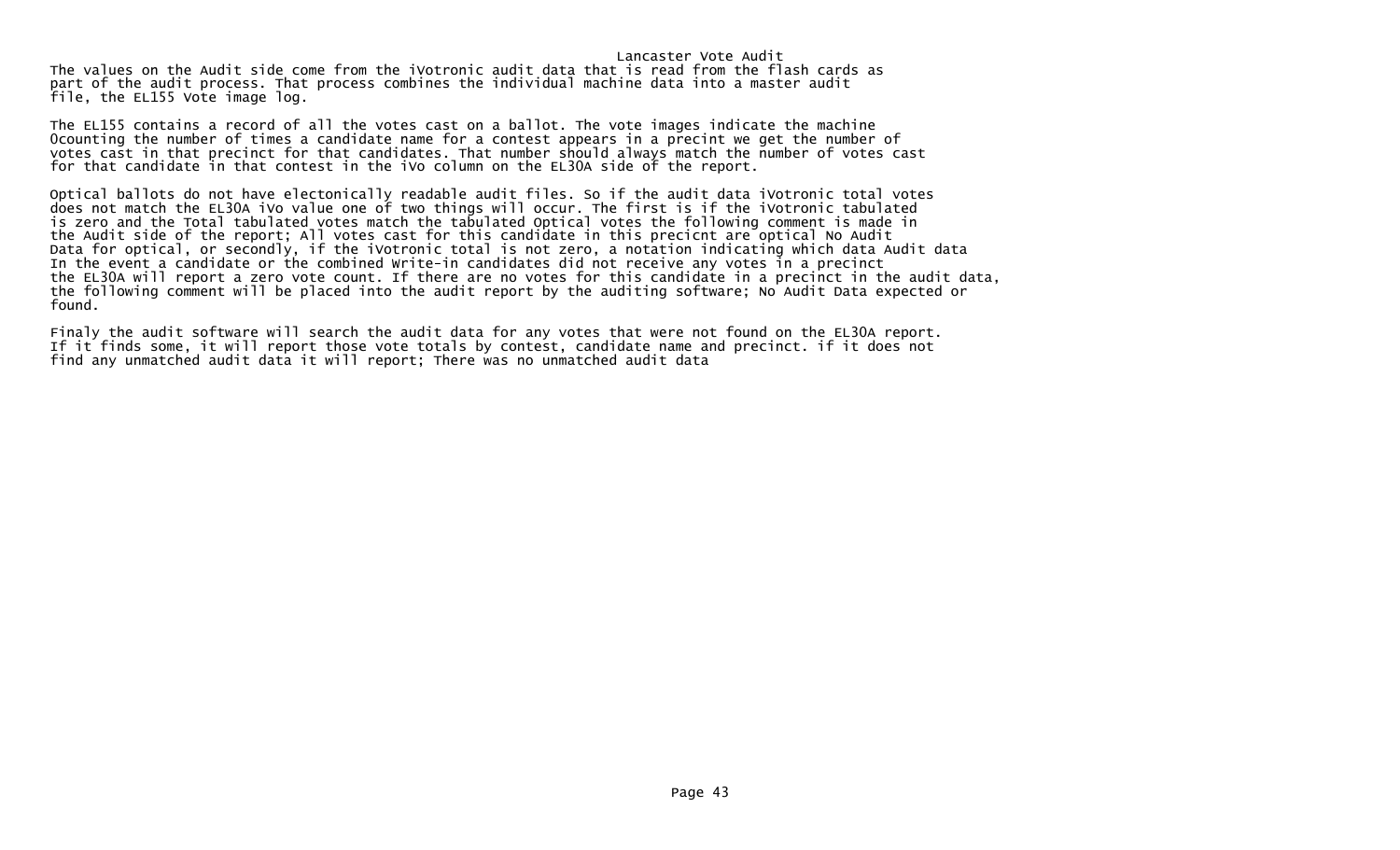# Lancaster Vote Audit

The values on the Audit side come from the iVotronic audit data that is read from the flash cards as part of the audit process. That process combines the individual machine data into a master audit file, the EL155 Vote image log.

The EL155 contains a record of all the votes cast on a ballot. The vote images indicate the machine 0counting the number of times a candidate name for a contest appears in a precint we get the number of votes cast in that precinct for that candidates. That number should always match the number of votes cast for that candidate in that contest in the iVo column on the EL30A side of the report.

Optical ballots do not have electonically readable audit files. So if the audit data iVotronic total votes does not match the EL30A iVo value one of two things will occur. The first is if the iVotronic tabulated is zero and the Total tabulated votes match the tabulated Optical votes the following comment is made in the Audit side of the report; All votes cast for this candidate in this precicnt are optical No Audit Data for optical, or secondly, if the iVotronic total is not zero, a notation indicating which data Audit data In the event a candidate or the combined Write-in candidates did not receive any votes in a precinct the EL30A will report a zero vote count. If there are no votes for this candidate in a precinct in the audit data, the following comment will be placed into the audit report by the auditing software; No Audit Data expected or found.

Finaly the audit software will search the audit data for any votes that were not found on the EL30A report. If it finds some, it will report those vote totals by contest, candidate name and precinct. if it does not find any unmatched audit data it will report; There was no unmatched audit data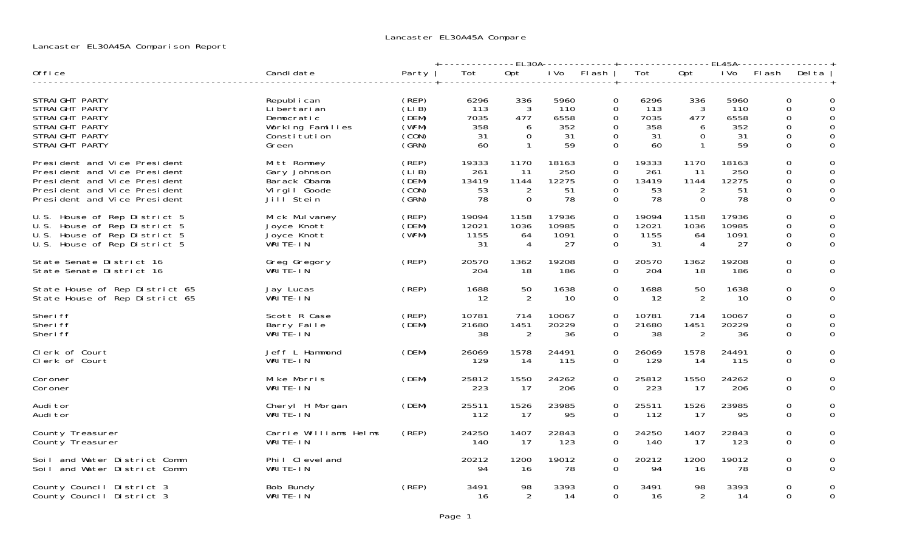Lancaster EL30A45A Compare

Lancaster EL30A45A Comparison Report

| Office | Candidate | Party | EL30A Tot | EL30A Opt | EL30A iVo | EL30A Flash | EL45A Tot | EL45A Opt | EL45A iVo | EL45A Flash | Delta |
|---|---|---|---|---|---|---|---|---|---|---|---|
| STRAIGHT PARTY | Republican | (REP) | 6296 | 336 | 5960 | 0 | 6296 | 336 | 5960 | 0 | 0 |
| STRAIGHT PARTY | Libertarian | (LIB) | 113 | 3 | 110 | 0 | 113 | 3 | 110 | 0 | 0 |
| STRAIGHT PARTY | Democratic | (DEM) | 7035 | 477 | 6558 | 0 | 7035 | 477 | 6558 | 0 | 0 |
| STRAIGHT PARTY | Working Families | (WFM) | 358 | 6 | 352 | 0 | 358 | 6 | 352 | 0 | 0 |
| STRAIGHT PARTY | Constitution | (CON) | 31 | 0 | 31 | 0 | 31 | 0 | 31 | 0 | 0 |
| STRAIGHT PARTY | Green | (GRN) | 60 | 1 | 59 | 0 | 60 | 1 | 59 | 0 | 0 |
| President and Vice President | Mitt Romney | (REP) | 19333 | 1170 | 18163 | 0 | 19333 | 1170 | 18163 | 0 | 0 |
| President and Vice President | Gary Johnson | (LIB) | 261 | 11 | 250 | 0 | 261 | 11 | 250 | 0 | 0 |
| President and Vice President | Barack Obama | (DEM) | 13419 | 1144 | 12275 | 0 | 13419 | 1144 | 12275 | 0 | 0 |
| President and Vice President | Virgil Goode | (CON) | 53 | 2 | 51 | 0 | 53 | 2 | 51 | 0 | 0 |
| President and Vice President | Jill Stein | (GRN) | 78 | 0 | 78 | 0 | 78 | 0 | 78 | 0 | 0 |
| U.S. House of Rep District 5 | Mick Mulvaney | (REP) | 19094 | 1158 | 17936 | 0 | 19094 | 1158 | 17936 | 0 | 0 |
| U.S. House of Rep District 5 | Joyce Knott | (DEM) | 12021 | 1036 | 10985 | 0 | 12021 | 1036 | 10985 | 0 | 0 |
| U.S. House of Rep District 5 | Joyce Knott | (WFM) | 1155 | 64 | 1091 | 0 | 1155 | 64 | 1091 | 0 | 0 |
| U.S. House of Rep District 5 | WRITE-IN | | 31 | 4 | 27 | 0 | 31 | 4 | 27 | 0 | 0 |
| State Senate District 16 | Greg Gregory | (REP) | 20570 | 1362 | 19208 | 0 | 20570 | 1362 | 19208 | 0 | 0 |
| State Senate District 16 | WRITE-IN | | 204 | 18 | 186 | 0 | 204 | 18 | 186 | 0 | 0 |
| State House of Rep District 65 | Jay Lucas | (REP) | 1688 | 50 | 1638 | 0 | 1688 | 50 | 1638 | 0 | 0 |
| State House of Rep District 65 | WRITE-IN | | 12 | 2 | 10 | 0 | 12 | 2 | 10 | 0 | 0 |
| Sheriff | Scott R Case | (REP) | 10781 | 714 | 10067 | 0 | 10781 | 714 | 10067 | 0 | 0 |
| Sheriff | Barry Faile | (DEM) | 21680 | 1451 | 20229 | 0 | 21680 | 1451 | 20229 | 0 | 0 |
| Sheriff | WRITE-IN | | 38 | 2 | 36 | 0 | 38 | 2 | 36 | 0 | 0 |
| Clerk of Court | Jeff L Hammond | (DEM) | 26069 | 1578 | 24491 | 0 | 26069 | 1578 | 24491 | 0 | 0 |
| Clerk of Court | WRITE-IN | | 129 | 14 | 115 | 0 | 129 | 14 | 115 | 0 | 0 |
| Coroner | Mike Morris | (DEM) | 25812 | 1550 | 24262 | 0 | 25812 | 1550 | 24262 | 0 | 0 |
| Coroner | WRITE-IN | | 223 | 17 | 206 | 0 | 223 | 17 | 206 | 0 | 0 |
| Auditor | Cheryl H Morgan | (DEM) | 25511 | 1526 | 23985 | 0 | 25511 | 1526 | 23985 | 0 | 0 |
| Auditor | WRITE-IN | | 112 | 17 | 95 | 0 | 112 | 17 | 95 | 0 | 0 |
| County Treasurer | Carrie Williams Helms | (REP) | 24250 | 1407 | 22843 | 0 | 24250 | 1407 | 22843 | 0 | 0 |
| County Treasurer | WRITE-IN | | 140 | 17 | 123 | 0 | 140 | 17 | 123 | 0 | 0 |
| Soil and Water District Comm | Phil Cleveland | | 20212 | 1200 | 19012 | 0 | 20212 | 1200 | 19012 | 0 | 0 |
| Soil and Water District Comm | WRITE-IN | | 94 | 16 | 78 | 0 | 94 | 16 | 78 | 0 | 0 |
| County Council District 3 | Bob Bundy | (REP) | 3491 | 98 | 3393 | 0 | 3491 | 98 | 3393 | 0 | 0 |
| County Council District 3 | WRITE-IN | | 16 | 2 | 14 | 0 | 16 | 2 | 14 | 0 | 0 |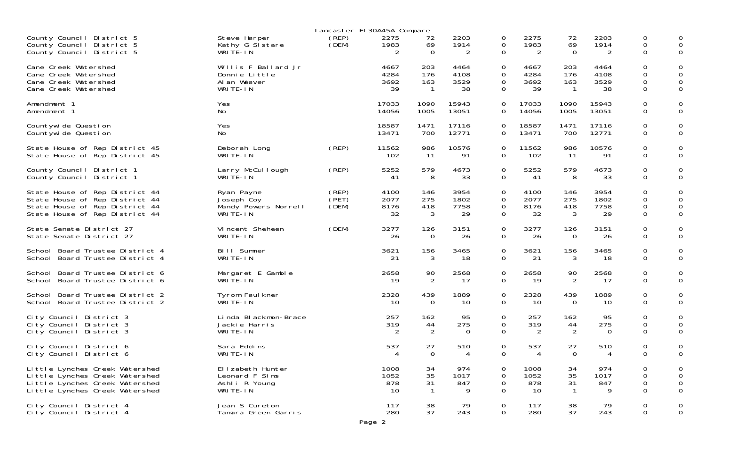Lancaster EL30A45A Compare

| Contest | Candidate | Party | | | | | | | | | |
|---|---|---|---|---|---|---|---|---|---|---|---|
| County Council District 5 | Steve Harper | (REP) | 2275 | 72 | 2203 | 0 | 2275 | 72 | 2203 | 0 | 0 |
| County Council District 5 | Kathy G Sistare | (DEM) | 1983 | 69 | 1914 | 0 | 1983 | 69 | 1914 | 0 | 0 |
| County Council District 5 | WRITE-IN | | 2 | 0 | 2 | 0 | 2 | 0 | 2 | 0 | 0 |
| Cane Creek Watershed | Willis F Ballard Jr | | 4667 | 203 | 4464 | 0 | 4667 | 203 | 4464 | 0 | 0 |
| Cane Creek Watershed | Donnie Little | | 4284 | 176 | 4108 | 0 | 4284 | 176 | 4108 | 0 | 0 |
| Cane Creek Watershed | Alan Weaver | | 3692 | 163 | 3529 | 0 | 3692 | 163 | 3529 | 0 | 0 |
| Cane Creek Watershed | WRITE-IN | | 39 | 1 | 38 | 0 | 39 | 1 | 38 | 0 | 0 |
| Amendment 1 | Yes | | 17033 | 1090 | 15943 | 0 | 17033 | 1090 | 15943 | 0 | 0 |
| Amendment 1 | No | | 14056 | 1005 | 13051 | 0 | 14056 | 1005 | 13051 | 0 | 0 |
| Countywide Question | Yes | | 18587 | 1471 | 17116 | 0 | 18587 | 1471 | 17116 | 0 | 0 |
| Countywide Question | No | | 13471 | 700 | 12771 | 0 | 13471 | 700 | 12771 | 0 | 0 |
| State House of Rep District 45 | Deborah Long | (REP) | 11562 | 986 | 10576 | 0 | 11562 | 986 | 10576 | 0 | 0 |
| State House of Rep District 45 | WRITE-IN | | 102 | 11 | 91 | 0 | 102 | 11 | 91 | 0 | 0 |
| County Council District 1 | Larry McCullough | (REP) | 5252 | 579 | 4673 | 0 | 5252 | 579 | 4673 | 0 | 0 |
| County Council District 1 | WRITE-IN | | 41 | 8 | 33 | 0 | 41 | 8 | 33 | 0 | 0 |
| State House of Rep District 44 | Ryan Payne | (REP) | 4100 | 146 | 3954 | 0 | 4100 | 146 | 3954 | 0 | 0 |
| State House of Rep District 44 | Joseph Coy | (PET) | 2077 | 275 | 1802 | 0 | 2077 | 275 | 1802 | 0 | 0 |
| State House of Rep District 44 | Mandy Powers Norrell | (DEM) | 8176 | 418 | 7758 | 0 | 8176 | 418 | 7758 | 0 | 0 |
| State House of Rep District 44 | WRITE-IN | | 32 | 3 | 29 | 0 | 32 | 3 | 29 | 0 | 0 |
| State Senate District 27 | Vincent Sheheen | (DEM) | 3277 | 126 | 3151 | 0 | 3277 | 126 | 3151 | 0 | 0 |
| State Senate District 27 | WRITE-IN | | 26 | 0 | 26 | 0 | 26 | 0 | 26 | 0 | 0 |
| School Board Trustee District 4 | Bill Sumner | | 3621 | 156 | 3465 | 0 | 3621 | 156 | 3465 | 0 | 0 |
| School Board Trustee District 4 | WRITE-IN | | 21 | 3 | 18 | 0 | 21 | 3 | 18 | 0 | 0 |
| School Board Trustee District 6 | Margaret E Gamble | | 2658 | 90 | 2568 | 0 | 2658 | 90 | 2568 | 0 | 0 |
| School Board Trustee District 6 | WRITE-IN | | 19 | 2 | 17 | 0 | 19 | 2 | 17 | 0 | 0 |
| School Board Trustee District 2 | Tyrom Faulkner | | 2328 | 439 | 1889 | 0 | 2328 | 439 | 1889 | 0 | 0 |
| School Board Trustee District 2 | WRITE-IN | | 10 | 0 | 10 | 0 | 10 | 0 | 10 | 0 | 0 |
| City Council District 3 | Linda Blackmon-Brace | | 257 | 162 | 95 | 0 | 257 | 162 | 95 | 0 | 0 |
| City Council District 3 | Jackie Harris | | 319 | 44 | 275 | 0 | 319 | 44 | 275 | 0 | 0 |
| City Council District 3 | WRITE-IN | | 2 | 2 | 0 | 0 | 2 | 2 | 0 | 0 | 0 |
| City Council District 6 | Sara Eddins | | 537 | 27 | 510 | 0 | 537 | 27 | 510 | 0 | 0 |
| City Council District 6 | WRITE-IN | | 4 | 0 | 4 | 0 | 4 | 0 | 4 | 0 | 0 |
| Little Lynches Creek Watershed | Elizabeth Hunter | | 1008 | 34 | 974 | 0 | 1008 | 34 | 974 | 0 | 0 |
| Little Lynches Creek Watershed | Leonard F Sims | | 1052 | 35 | 1017 | 0 | 1052 | 35 | 1017 | 0 | 0 |
| Little Lynches Creek Watershed | Ashli R Young | | 878 | 31 | 847 | 0 | 878 | 31 | 847 | 0 | 0 |
| Little Lynches Creek Watershed | WRITE-IN | | 10 | 1 | 9 | 0 | 10 | 1 | 9 | 0 | 0 |
| City Council District 4 | Jean S Cureton | | 117 | 38 | 79 | 0 | 117 | 38 | 79 | 0 | 0 |
| City Council District 4 | Tamara Green Garris | | 280 | 37 | 243 | 0 | 280 | 37 | 243 | 0 | 0 |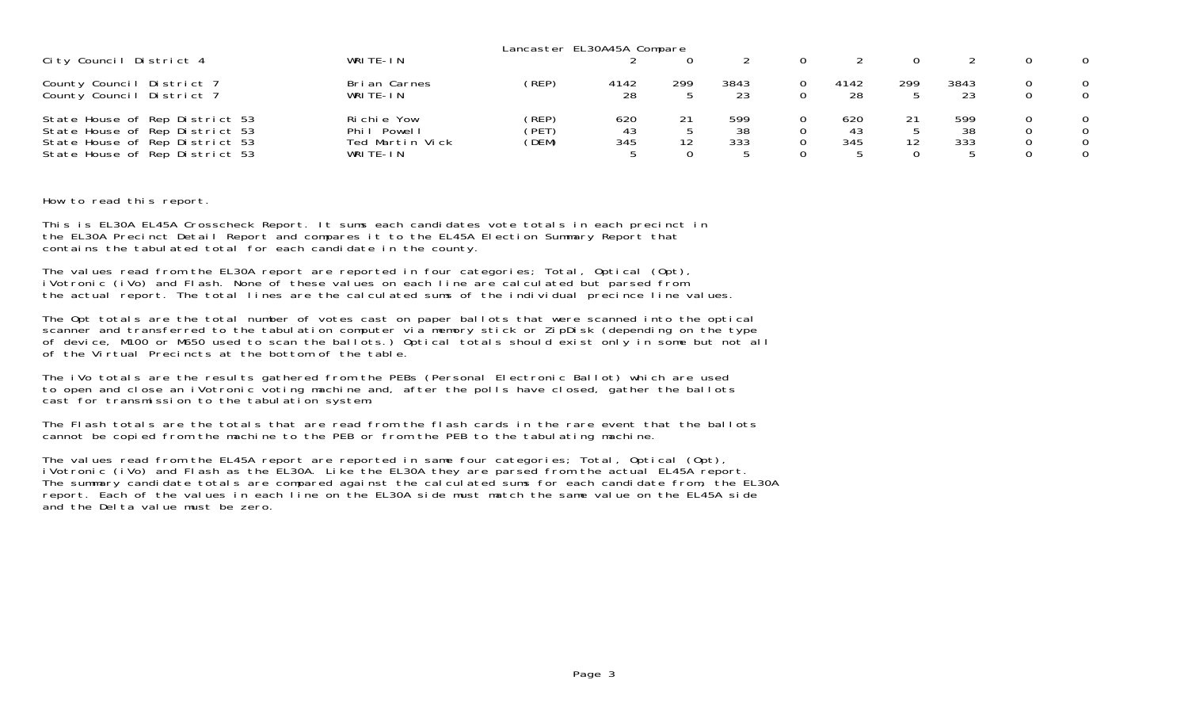Lancaster EL30A45A Compare

| | | | | | | | | | | | |
|---|---|---|---|---|---|---|---|---|---|---|---|
| City Council District 4 | WRITE-IN | | 2 | 0 | 2 | 0 | 2 | 0 | 2 | 0 | 0 |
| County Council District 7 | Brian Carnes | (REP) | 4142 | 299 | 3843 | 0 | 4142 | 299 | 3843 | 0 | 0 |
| County Council District 7 | WRITE-IN | | 28 | 5 | 23 | 0 | 28 | 5 | 23 | 0 | 0 |
| State House of Rep District 53 | Richie Yow | (REP) | 620 | 21 | 599 | 0 | 620 | 21 | 599 | 0 | 0 |
| State House of Rep District 53 | Phil Powell | (PET) | 43 | 5 | 38 | 0 | 43 | 5 | 38 | 0 | 0 |
| State House of Rep District 53 | Ted Martin Vick | (DEM) | 345 | 12 | 333 | 0 | 345 | 12 | 333 | 0 | 0 |
| State House of Rep District 53 | WRITE-IN | | 5 | 0 | 5 | 0 | 5 | 0 | 5 | 0 | 0 |

How to read this report.

This is EL30A EL45A Crosscheck Report. It sums each candidates vote totals in each precinct in the EL30A Precinct Detail Report and compares it to the EL45A Election Summary Report that contains the tabulated total for each candidate in the county.

The values read from the EL30A report are reported in four categories; Total, Optical (Opt), iVotronic (iVo) and Flash. None of these values on each line are calculated but parsed from the actual report. The total lines are the calculated sums of the individual precince line values.

The Opt totals are the total number of votes cast on paper ballots that were scanned into the optical scanner and transferred to the tabulation computer via memory stick or ZipDisk (depending on the type of device, M100 or M650 used to scan the ballots.) Optical totals should exist only in some but not all of the Virtual Precincts at the bottom of the table.

The iVo totals are the results gathered from the PEBs (Personal Electronic Ballot) which are used to open and close an iVotronic voting machine and, after the polls have closed, gather the ballots cast for transmission to the tabulation system.

The Flash totals are the totals that are read from the flash cards in the rare event that the ballots cannot be copied from the machine to the PEB or from the PEB to the tabulating machine.

The values read from the EL45A report are reported in same four categories; Total, Optical (Opt), iVotronic (iVo) and Flash as the EL30A. Like the EL30A they are parsed from the actual EL45A report. The summary candidate totals are compared against the calculated sums for each candidate from, the EL30A report. Each of the values in each line on the EL30A side must match the same value on the EL45A side and the Delta value must be zero.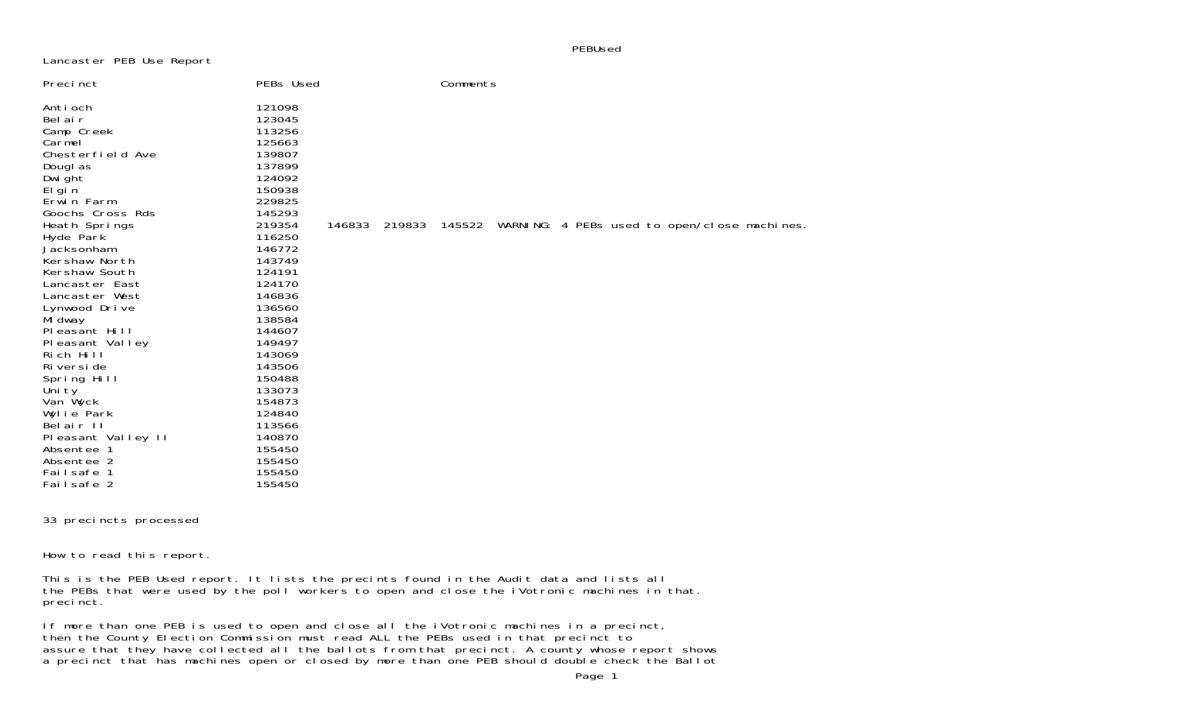Lancaster PEB Use Report

| Precinct | PEBs Used | | | | Comments |
|---|---|---|---|---|---|
| Antioch | 121098 | | | | |
| Belair | 123045 | | | | |
| Camp Creek | 113256 | | | | |
| Carmel | 125663 | | | | |
| Chesterfield Ave | 139807 | | | | |
| Douglas | 137899 | | | | |
| Dwight | 124092 | | | | |
| Elgin | 150938 | | | | |
| Erwin Farm | 229825 | | | | |
| Goochs Cross Rds | 145293 | | | | |
| Heath Springs | 219354 | 146833 | 219833 | 145522 | WARNING: 4 PEBs used to open/close machines. |
| Hyde Park | 116250 | | | | |
| Jacksonham | 146772 | | | | |
| Kershaw North | 143749 | | | | |
| Kershaw South | 124191 | | | | |
| Lancaster East | 124170 | | | | |
| Lancaster West | 146836 | | | | |
| Lynwood Drive | 136560 | | | | |
| Midway | 138584 | | | | |
| Pleasant Hill | 144607 | | | | |
| Pleasant Valley | 149497 | | | | |
| Rich Hill | 143069 | | | | |
| Riverside | 143506 | | | | |
| Spring Hill | 150488 | | | | |
| Unity | 133073 | | | | |
| Van Wyck | 154873 | | | | |
| Wylie Park | 124840 | | | | |
| Belair II | 113566 | | | | |
| Pleasant Valley II | 140870 | | | | |
| Absentee 1 | 155450 | | | | |
| Absentee 2 | 155450 | | | | |
| Failsafe 1 | 155450 | | | | |
| Failsafe 2 | 155450 | | | | |

33 precincts processed

How to read this report.

This is the PEB Used report. It lists the precints found in the Audit data and lists all the PEBs that were used by the poll workers to open and close the iVotronic machines in that. precinct.

If more than one PEB is used to open and close all the iVotronic machines in a precinct, then the County Election Commission must read ALL the PEBs used in that precinct to assure that they have collected all the ballots from that precinct. A county whose report shows a precinct that has machines open or closed by more than one PEB should double check the Ballot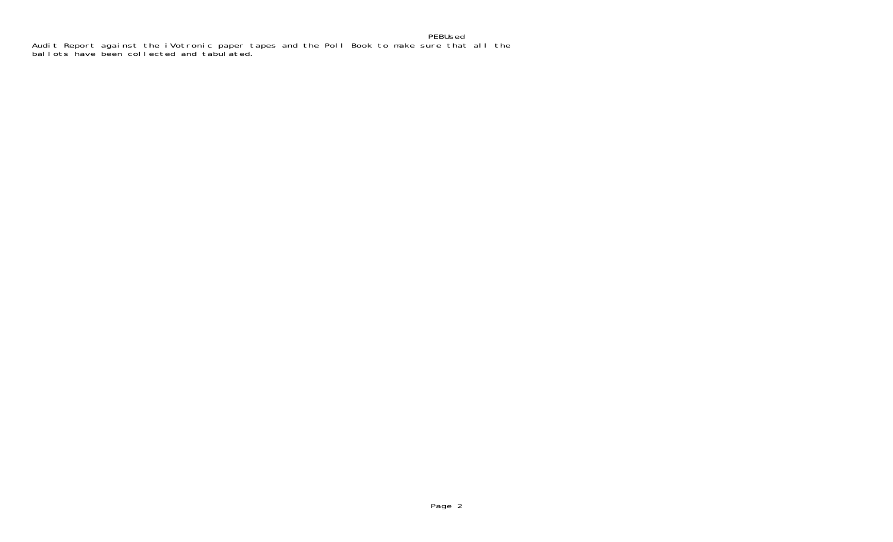PEBUsed

Audit Report against the iVotronic paper tapes and the Poll Book to make sure that all the ballots have been collected and tabulated.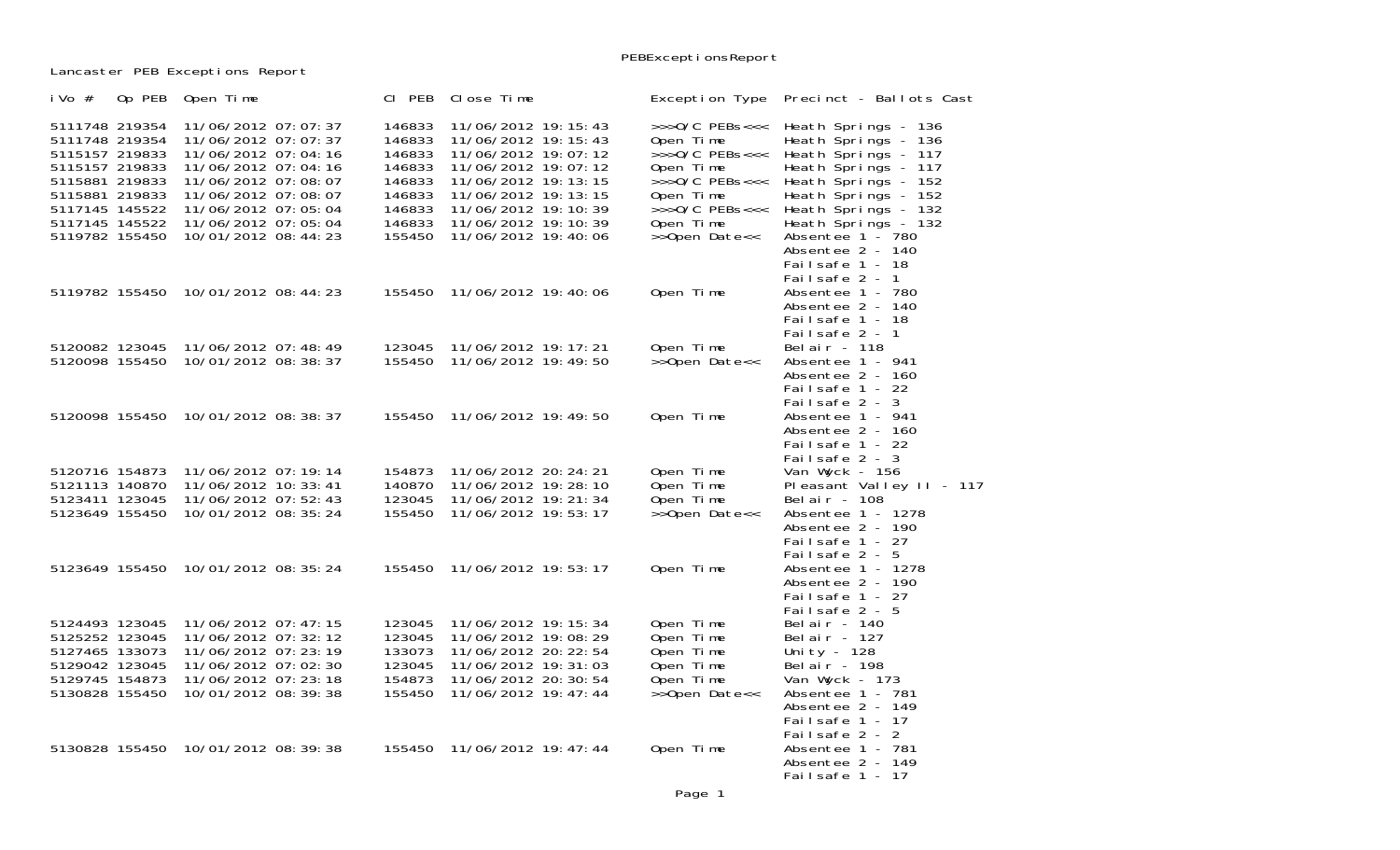PEBExceptionsReport

Lancaster PEB Exceptions Report

| iVo # | Op PEB | Open Time | Cl PEB | Close Time | Exception Type | Precinct - Ballots Cast |
|---|---|---|---|---|---|---|
| 5111748 | 219354 | 11/06/2012 07:07:37 | 146833 | 11/06/2012 19:15:43 | >>>O/C PEBs<<< | Heath Springs - 136 |
| 5111748 | 219354 | 11/06/2012 07:07:37 | 146833 | 11/06/2012 19:15:43 | Open Time | Heath Springs - 136 |
| 5115157 | 219833 | 11/06/2012 07:04:16 | 146833 | 11/06/2012 19:07:12 | >>>O/C PEBs<<< | Heath Springs - 117 |
| 5115157 | 219833 | 11/06/2012 07:04:16 | 146833 | 11/06/2012 19:07:12 | Open Time | Heath Springs - 117 |
| 5115881 | 219833 | 11/06/2012 07:08:07 | 146833 | 11/06/2012 19:13:15 | >>>O/C PEBs<<< | Heath Springs - 152 |
| 5115881 | 219833 | 11/06/2012 07:08:07 | 146833 | 11/06/2012 19:13:15 | Open Time | Heath Springs - 152 |
| 5117145 | 145522 | 11/06/2012 07:05:04 | 146833 | 11/06/2012 19:10:39 | >>>O/C PEBs<<< | Heath Springs - 132 |
| 5117145 | 145522 | 11/06/2012 07:05:04 | 146833 | 11/06/2012 19:10:39 | Open Time | Heath Springs - 132 |
| 5119782 | 155450 | 10/01/2012 08:44:23 | 155450 | 11/06/2012 19:40:06 | >>Open Date<< | Absentee 1 - 780<br>Absentee 2 - 140<br>Failsafe 1 - 18<br>Failsafe 2 - 1 |
| 5119782 | 155450 | 10/01/2012 08:44:23 | 155450 | 11/06/2012 19:40:06 | Open Time | Absentee 1 - 780<br>Absentee 2 - 140<br>Failsafe 1 - 18<br>Failsafe 2 - 1 |
| 5120082 | 123045 | 11/06/2012 07:48:49 | 123045 | 11/06/2012 19:17:21 | Open Time | Belair - 118 |
| 5120098 | 155450 | 10/01/2012 08:38:37 | 155450 | 11/06/2012 19:49:50 | >>Open Date<< | Absentee 1 - 941<br>Absentee 2 - 160<br>Failsafe 1 - 22<br>Failsafe 2 - 3 |
| 5120098 | 155450 | 10/01/2012 08:38:37 | 155450 | 11/06/2012 19:49:50 | Open Time | Absentee 1 - 941<br>Absentee 2 - 160<br>Failsafe 1 - 22<br>Failsafe 2 - 3 |
| 5120716 | 154873 | 11/06/2012 07:19:14 | 154873 | 11/06/2012 20:24:21 | Open Time | Van Wyck - 156 |
| 5121113 | 140870 | 11/06/2012 10:33:41 | 140870 | 11/06/2012 19:28:10 | Open Time | Pleasant Valley II - 117 |
| 5123411 | 123045 | 11/06/2012 07:52:43 | 123045 | 11/06/2012 19:21:34 | Open Time | Belair - 108 |
| 5123649 | 155450 | 10/01/2012 08:35:24 | 155450 | 11/06/2012 19:53:17 | >>Open Date<< | Absentee 1 - 1278<br>Absentee 2 - 190<br>Failsafe 1 - 27<br>Failsafe 2 - 5 |
| 5123649 | 155450 | 10/01/2012 08:35:24 | 155450 | 11/06/2012 19:53:17 | Open Time | Absentee 1 - 1278<br>Absentee 2 - 190<br>Failsafe 1 - 27<br>Failsafe 2 - 5 |
| 5124493 | 123045 | 11/06/2012 07:47:15 | 123045 | 11/06/2012 19:15:34 | Open Time | Belair - 140 |
| 5125252 | 123045 | 11/06/2012 07:32:12 | 123045 | 11/06/2012 19:08:29 | Open Time | Belair - 127 |
| 5127465 | 133073 | 11/06/2012 07:23:19 | 133073 | 11/06/2012 20:22:54 | Open Time | Unity - 128 |
| 5129042 | 123045 | 11/06/2012 07:02:30 | 123045 | 11/06/2012 19:31:03 | Open Time | Belair - 198 |
| 5129745 | 154873 | 11/06/2012 07:23:18 | 154873 | 11/06/2012 20:30:54 | Open Time | Van Wyck - 173 |
| 5130828 | 155450 | 10/01/2012 08:39:38 | 155450 | 11/06/2012 19:47:44 | >>Open Date<< | Absentee 1 - 781<br>Absentee 2 - 149<br>Failsafe 1 - 17<br>Failsafe 2 - 2 |
| 5130828 | 155450 | 10/01/2012 08:39:38 | 155450 | 11/06/2012 19:47:44 | Open Time | Absentee 1 - 781<br>Absentee 2 - 149<br>Failsafe 1 - 17 |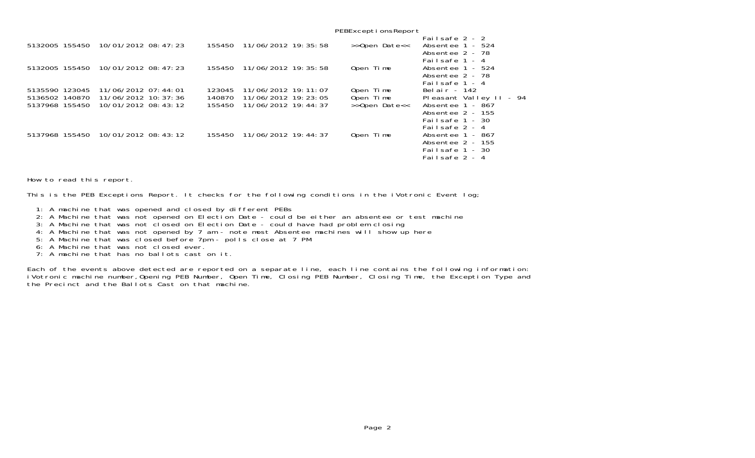PEBExceptionsReport

| | | | | | | |
|---|---|---|---|---|---|---|
| | | | | | | Failsafe 2 - 2 |
| 5132005 | 155450 | 10/01/2012 08:47:23 | 155450 | 11/06/2012 19:35:58 | >>Open Date<< | Absentee 1 - 524<br>Absentee 2 - 78<br>Failsafe 1 - 4 |
| 5132005 | 155450 | 10/01/2012 08:47:23 | 155450 | 11/06/2012 19:35:58 | Open Time | Absentee 1 - 524<br>Absentee 2 - 78<br>Failsafe 1 - 4 |
| 5135590 | 123045 | 11/06/2012 07:44:01 | 123045 | 11/06/2012 19:11:07 | Open Time | Belair - 142 |
| 5136502 | 140870 | 11/06/2012 10:37:36 | 140870 | 11/06/2012 19:23:05 | Open Time | Pleasant Valley II - 94 |
| 5137968 | 155450 | 10/01/2012 08:43:12 | 155450 | 11/06/2012 19:44:37 | >>Open Date<< | Absentee 1 - 867<br>Absentee 2 - 155<br>Failsafe 1 - 30<br>Failsafe 2 - 4 |
| 5137968 | 155450 | 10/01/2012 08:43:12 | 155450 | 11/06/2012 19:44:37 | Open Time | Absentee 1 - 867<br>Absentee 2 - 155<br>Failsafe 1 - 30<br>Failsafe 2 - 4 |

How to read this report.

This is the PEB Exceptions Report. It checks for the following conditions in the iVotronic Event log;

1: A machine that was opened and closed by different PEBs
2: A Machine that was not opened on Election Date - could be either an absentee or test machine
3: A Machine that was not closed on Election Date - could have had problem closing
4: A Machine that was not opened by 7 am - note most Absentee machines will show up here
5: A Machine that was closed before 7pm - polls close at 7 PM
6: A Machine that was not closed ever.
7: A machine that has no ballots cast on it.

Each of the events above detected are reported on a separate line, each line contains the following information: iVotronic machine number,Opening PEB Number, Open Time, Closing PEB Number, Closing Time, the Exception Type and the Precinct and the Ballots Cast on that machine.